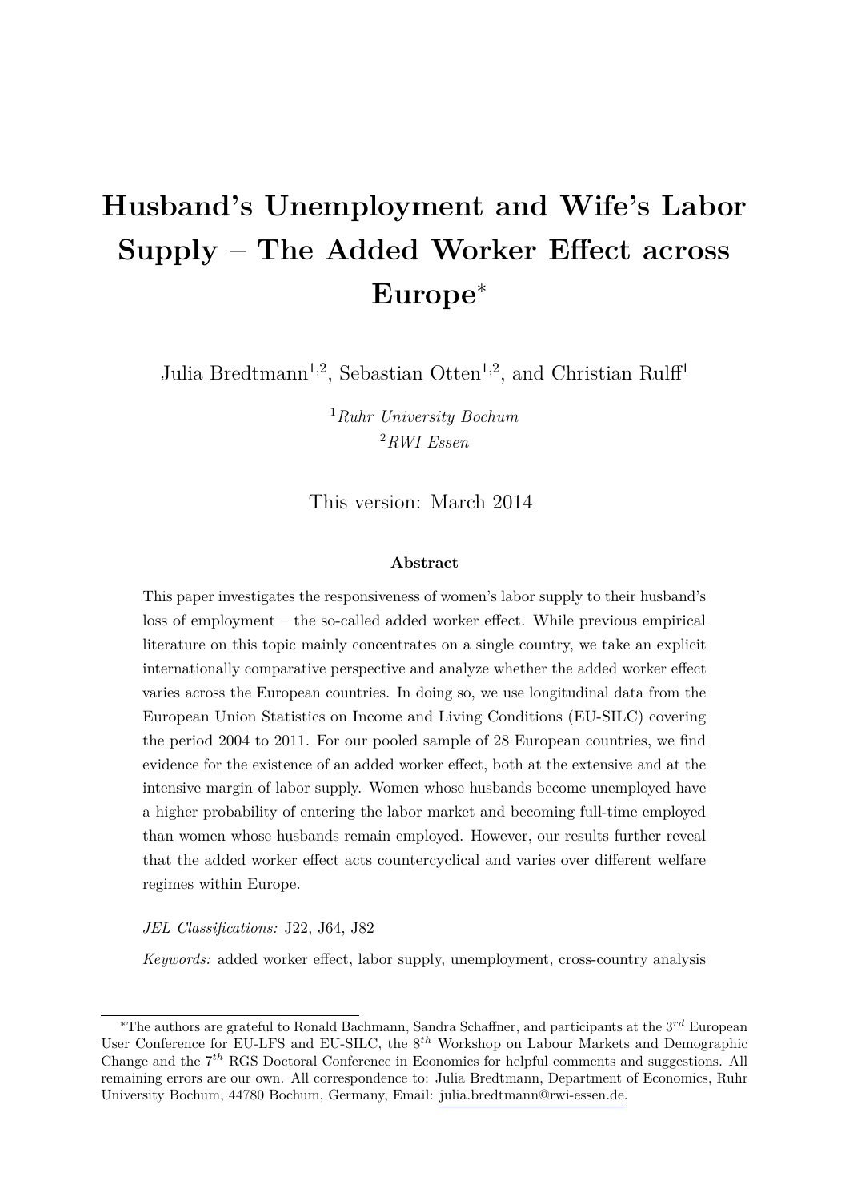# Husband's Unemployment and Wife's Labor Supply – The Added Worker Effect across Europe*

Julia Bredtmann[1,2], Sebastian Otten[1,2], and Christian Rulff[1]

[1]*Ruhr University Bochum*
[2]*RWI Essen*

This version: March 2014

**Abstract**

This paper investigates the responsiveness of women's labor supply to their husband's loss of employment – the so-called added worker effect. While previous empirical literature on this topic mainly concentrates on a single country, we take an explicit internationally comparative perspective and analyze whether the added worker effect varies across the European countries. In doing so, we use longitudinal data from the European Union Statistics on Income and Living Conditions (EU-SILC) covering the period 2004 to 2011. For our pooled sample of 28 European countries, we find evidence for the existence of an added worker effect, both at the extensive and at the intensive margin of labor supply. Women whose husbands become unemployed have a higher probability of entering the labor market and becoming full-time employed than women whose husbands remain employed. However, our results further reveal that the added worker effect acts countercyclical and varies over different welfare regimes within Europe.

*JEL Classifications:* J22, J64, J82

*Keywords:* added worker effect, labor supply, unemployment, cross-country analysis

---

*The authors are grateful to Ronald Bachmann, Sandra Schaffner, and participants at the 3rd European User Conference for EU-LFS and EU-SILC, the 8th Workshop on Labour Markets and Demographic Change and the 7th RGS Doctoral Conference in Economics for helpful comments and suggestions. All remaining errors are our own. All correspondence to: Julia Bredtmann, Department of Economics, Ruhr University Bochum, 44780 Bochum, Germany, Email: julia.bredtmann@rwi-essen.de.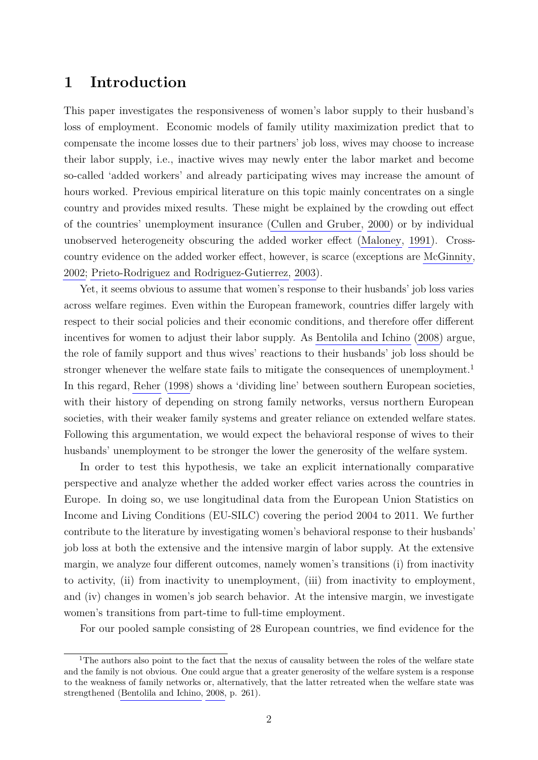# 1 Introduction

This paper investigates the responsiveness of women's labor supply to their husband's loss of employment. Economic models of family utility maximization predict that to compensate the income losses due to their partners' job loss, wives may choose to increase their labor supply, i.e., inactive wives may newly enter the labor market and become so-called 'added workers' and already participating wives may increase the amount of hours worked. Previous empirical literature on this topic mainly concentrates on a single country and provides mixed results. These might be explained by the crowding out effect of the countries' unemployment insurance (Cullen and Gruber, 2000) or by individual unobserved heterogeneity obscuring the added worker effect (Maloney, 1991). Cross-country evidence on the added worker effect, however, is scarce (exceptions are McGinnity, 2002; Prieto-Rodriguez and Rodriguez-Gutierrez, 2003).

Yet, it seems obvious to assume that women's response to their husbands' job loss varies across welfare regimes. Even within the European framework, countries differ largely with respect to their social policies and their economic conditions, and therefore offer different incentives for women to adjust their labor supply. As Bentolila and Ichino (2008) argue, the role of family support and thus wives' reactions to their husbands' job loss should be stronger whenever the welfare state fails to mitigate the consequences of unemployment.[1] In this regard, Reher (1998) shows a 'dividing line' between southern European societies, with their history of depending on strong family networks, versus northern European societies, with their weaker family systems and greater reliance on extended welfare states. Following this argumentation, we would expect the behavioral response of wives to their husbands' unemployment to be stronger the lower the generosity of the welfare system.

In order to test this hypothesis, we take an explicit internationally comparative perspective and analyze whether the added worker effect varies across the countries in Europe. In doing so, we use longitudinal data from the European Union Statistics on Income and Living Conditions (EU-SILC) covering the period 2004 to 2011. We further contribute to the literature by investigating women's behavioral response to their husbands' job loss at both the extensive and the intensive margin of labor supply. At the extensive margin, we analyze four different outcomes, namely women's transitions (i) from inactivity to activity, (ii) from inactivity to unemployment, (iii) from inactivity to employment, and (iv) changes in women's job search behavior. At the intensive margin, we investigate women's transitions from part-time to full-time employment.

For our pooled sample consisting of 28 European countries, we find evidence for the

[1] The authors also point to the fact that the nexus of causality between the roles of the welfare state and the family is not obvious. One could argue that a greater generosity of the welfare system is a response to the weakness of family networks or, alternatively, that the latter retreated when the welfare state was strengthened (Bentolila and Ichino, 2008, p. 261).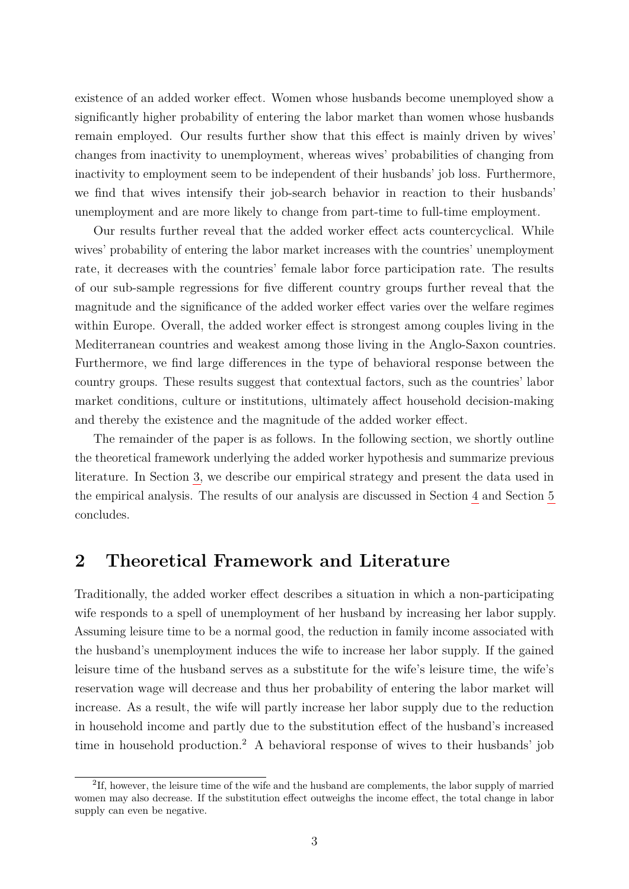existence of an added worker effect. Women whose husbands become unemployed show a significantly higher probability of entering the labor market than women whose husbands remain employed. Our results further show that this effect is mainly driven by wives' changes from inactivity to unemployment, whereas wives' probabilities of changing from inactivity to employment seem to be independent of their husbands' job loss. Furthermore, we find that wives intensify their job-search behavior in reaction to their husbands' unemployment and are more likely to change from part-time to full-time employment.

Our results further reveal that the added worker effect acts countercyclical. While wives' probability of entering the labor market increases with the countries' unemployment rate, it decreases with the countries' female labor force participation rate. The results of our sub-sample regressions for five different country groups further reveal that the magnitude and the significance of the added worker effect varies over the welfare regimes within Europe. Overall, the added worker effect is strongest among couples living in the Mediterranean countries and weakest among those living in the Anglo-Saxon countries. Furthermore, we find large differences in the type of behavioral response between the country groups. These results suggest that contextual factors, such as the countries' labor market conditions, culture or institutions, ultimately affect household decision-making and thereby the existence and the magnitude of the added worker effect.

The remainder of the paper is as follows. In the following section, we shortly outline the theoretical framework underlying the added worker hypothesis and summarize previous literature. In Section 3, we describe our empirical strategy and present the data used in the empirical analysis. The results of our analysis are discussed in Section 4 and Section 5 concludes.

## 2 Theoretical Framework and Literature

Traditionally, the added worker effect describes a situation in which a non-participating wife responds to a spell of unemployment of her husband by increasing her labor supply. Assuming leisure time to be a normal good, the reduction in family income associated with the husband's unemployment induces the wife to increase her labor supply. If the gained leisure time of the husband serves as a substitute for the wife's leisure time, the wife's reservation wage will decrease and thus her probability of entering the labor market will increase. As a result, the wife will partly increase her labor supply due to the reduction in household income and partly due to the substitution effect of the husband's increased time in household production.[2] A behavioral response of wives to their husbands' job

[2] If, however, the leisure time of the wife and the husband are complements, the labor supply of married women may also decrease. If the substitution effect outweighs the income effect, the total change in labor supply can even be negative.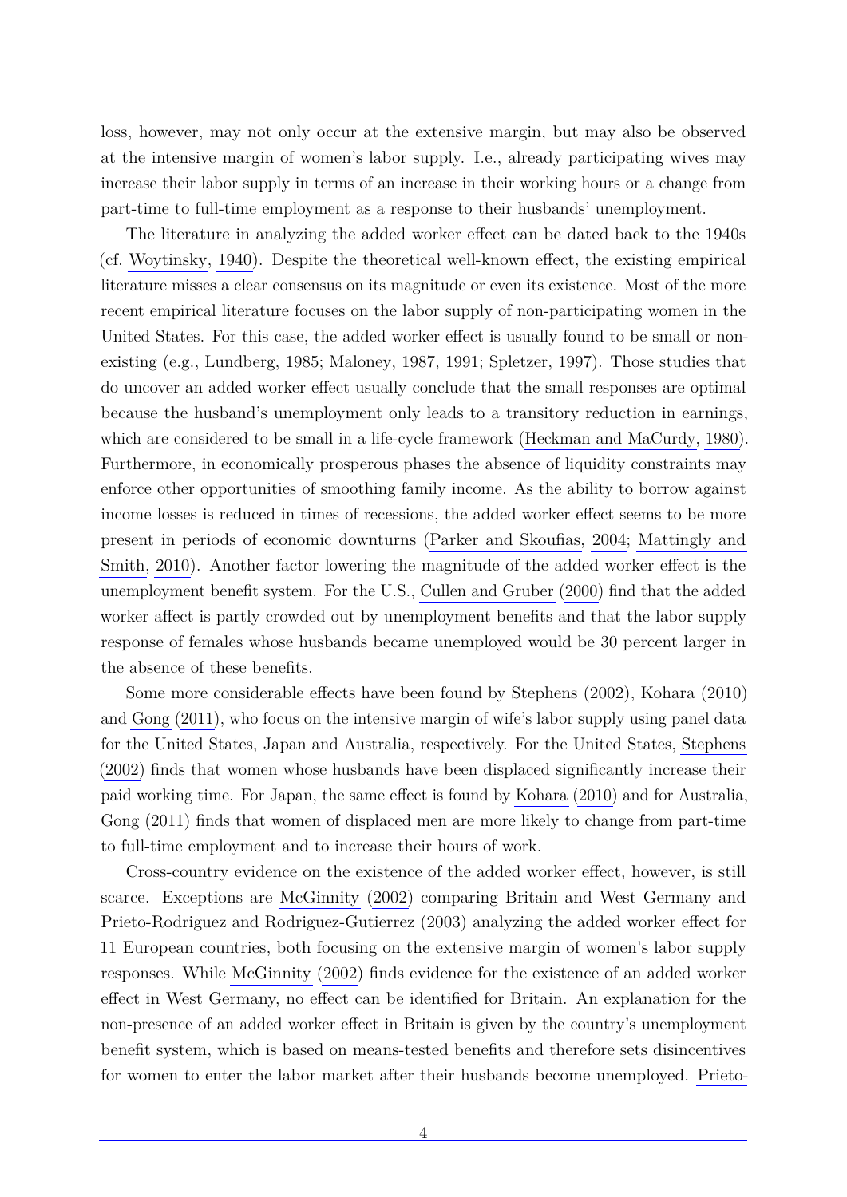loss, however, may not only occur at the extensive margin, but may also be observed at the intensive margin of women's labor supply. I.e., already participating wives may increase their labor supply in terms of an increase in their working hours or a change from part-time to full-time employment as a response to their husbands' unemployment.

The literature in analyzing the added worker effect can be dated back to the 1940s (cf. Woytinsky, 1940). Despite the theoretical well-known effect, the existing empirical literature misses a clear consensus on its magnitude or even its existence. Most of the more recent empirical literature focuses on the labor supply of non-participating women in the United States. For this case, the added worker effect is usually found to be small or non-existing (e.g., Lundberg, 1985; Maloney, 1987, 1991; Spletzer, 1997). Those studies that do uncover an added worker effect usually conclude that the small responses are optimal because the husband's unemployment only leads to a transitory reduction in earnings, which are considered to be small in a life-cycle framework (Heckman and MaCurdy, 1980). Furthermore, in economically prosperous phases the absence of liquidity constraints may enforce other opportunities of smoothing family income. As the ability to borrow against income losses is reduced in times of recessions, the added worker effect seems to be more present in periods of economic downturns (Parker and Skoufias, 2004; Mattingly and Smith, 2010). Another factor lowering the magnitude of the added worker effect is the unemployment benefit system. For the U.S., Cullen and Gruber (2000) find that the added worker affect is partly crowded out by unemployment benefits and that the labor supply response of females whose husbands became unemployed would be 30 percent larger in the absence of these benefits.

Some more considerable effects have been found by Stephens (2002), Kohara (2010) and Gong (2011), who focus on the intensive margin of wife's labor supply using panel data for the United States, Japan and Australia, respectively. For the United States, Stephens (2002) finds that women whose husbands have been displaced significantly increase their paid working time. For Japan, the same effect is found by Kohara (2010) and for Australia, Gong (2011) finds that women of displaced men are more likely to change from part-time to full-time employment and to increase their hours of work.

Cross-country evidence on the existence of the added worker effect, however, is still scarce. Exceptions are McGinnity (2002) comparing Britain and West Germany and Prieto-Rodriguez and Rodriguez-Gutierrez (2003) analyzing the added worker effect for 11 European countries, both focusing on the extensive margin of women's labor supply responses. While McGinnity (2002) finds evidence for the existence of an added worker effect in West Germany, no effect can be identified for Britain. An explanation for the non-presence of an added worker effect in Britain is given by the country's unemployment benefit system, which is based on means-tested benefits and therefore sets disincentives for women to enter the labor market after their husbands become unemployed. Prieto-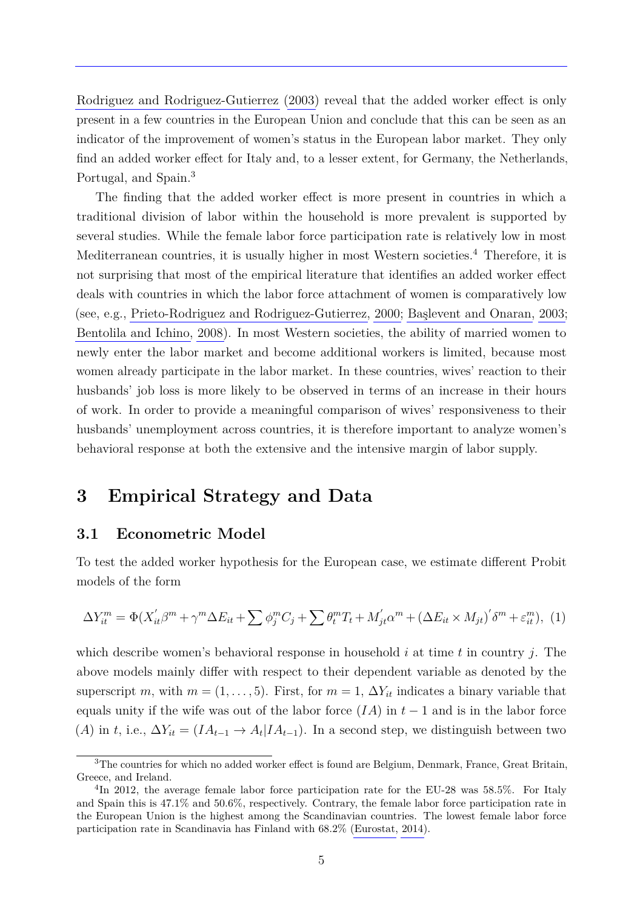Rodriguez and Rodriguez-Gutierrez (2003) reveal that the added worker effect is only present in a few countries in the European Union and conclude that this can be seen as an indicator of the improvement of women's status in the European labor market. They only find an added worker effect for Italy and, to a lesser extent, for Germany, the Netherlands, Portugal, and Spain.[3]

The finding that the added worker effect is more present in countries in which a traditional division of labor within the household is more prevalent is supported by several studies. While the female labor force participation rate is relatively low in most Mediterranean countries, it is usually higher in most Western societies.[4] Therefore, it is not surprising that most of the empirical literature that identifies an added worker effect deals with countries in which the labor force attachment of women is comparatively low (see, e.g., Prieto-Rodriguez and Rodriguez-Gutierrez, 2000; Başlevent and Onaran, 2003; Bentolila and Ichino, 2008). In most Western societies, the ability of married women to newly enter the labor market and become additional workers is limited, because most women already participate in the labor market. In these countries, wives' reaction to their husbands' job loss is more likely to be observed in terms of an increase in their hours of work. In order to provide a meaningful comparison of wives' responsiveness to their husbands' unemployment across countries, it is therefore important to analyze women's behavioral response at both the extensive and the intensive margin of labor supply.

# 3 Empirical Strategy and Data

## 3.1 Econometric Model

To test the added worker hypothesis for the European case, we estimate different Probit models of the form

$$\Delta Y_{it}^m = \Phi(X_{it}^{'}\beta^m + \gamma^m \Delta E_{it} + \sum \phi_j^m C_j + \sum \theta_t^m T_t + M_{jt}^{'}\alpha^m + (\Delta E_{it} \times M_{jt})^{'}\delta^m + \varepsilon_{it}^m), \quad (1)$$

which describe women's behavioral response in household $i$ at time $t$ in country $j$. The above models mainly differ with respect to their dependent variable as denoted by the superscript $m$, with $m = (1, \ldots, 5)$. First, for $m = 1$, $\Delta Y_{it}$ indicates a binary variable that equals unity if the wife was out of the labor force ($IA$) in $t-1$ and is in the labor force ($A$) in $t$, i.e., $\Delta Y_{it} = (IA_{t-1} \rightarrow A_t | IA_{t-1})$. In a second step, we distinguish between two

[3] The countries for which no added worker effect is found are Belgium, Denmark, France, Great Britain, Greece, and Ireland.

[4] In 2012, the average female labor force participation rate for the EU-28 was 58.5%. For Italy and Spain this is 47.1% and 50.6%, respectively. Contrary, the female labor force participation rate in the European Union is the highest among the Scandinavian countries. The lowest female labor force participation rate in Scandinavia has Finland with 68.2% (Eurostat, 2014).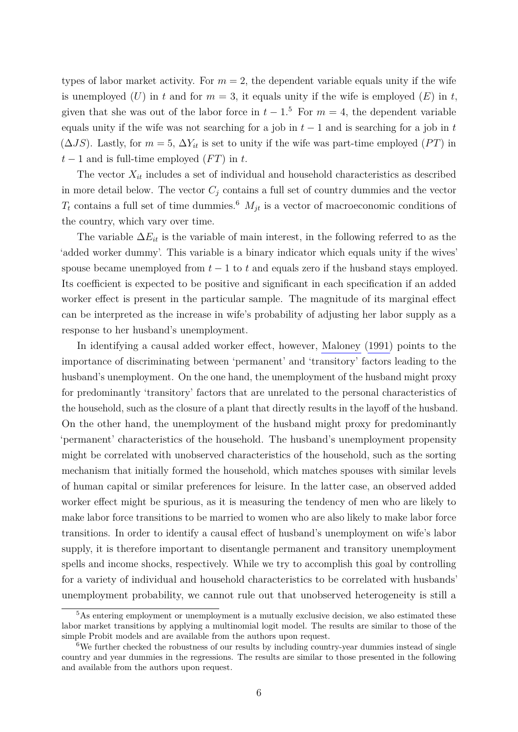types of labor market activity. For $m = 2$, the dependent variable equals unity if the wife is unemployed ($U$) in $t$ and for $m = 3$, it equals unity if the wife is employed ($E$) in $t$, given that she was out of the labor force in $t-1$.[5] For $m = 4$, the dependent variable equals unity if the wife was not searching for a job in $t-1$ and is searching for a job in $t$ ($\Delta JS$). Lastly, for $m = 5$, $\Delta Y_{it}$ is set to unity if the wife was part-time employed ($PT$) in $t-1$ and is full-time employed ($FT$) in $t$.

The vector $X_{it}$ includes a set of individual and household characteristics as described in more detail below. The vector $C_j$ contains a full set of country dummies and the vector $T_t$ contains a full set of time dummies.[6] $M_{jt}$ is a vector of macroeconomic conditions of the country, which vary over time.

The variable $\Delta E_{it}$ is the variable of main interest, in the following referred to as the 'added worker dummy'. This variable is a binary indicator which equals unity if the wives' spouse became unemployed from $t-1$ to $t$ and equals zero if the husband stays employed. Its coefficient is expected to be positive and significant in each specification if an added worker effect is present in the particular sample. The magnitude of its marginal effect can be interpreted as the increase in wife's probability of adjusting her labor supply as a response to her husband's unemployment.

In identifying a causal added worker effect, however, Maloney (1991) points to the importance of discriminating between 'permanent' and 'transitory' factors leading to the husband's unemployment. On the one hand, the unemployment of the husband might proxy for predominantly 'transitory' factors that are unrelated to the personal characteristics of the household, such as the closure of a plant that directly results in the layoff of the husband. On the other hand, the unemployment of the husband might proxy for predominantly 'permanent' characteristics of the household. The husband's unemployment propensity might be correlated with unobserved characteristics of the household, such as the sorting mechanism that initially formed the household, which matches spouses with similar levels of human capital or similar preferences for leisure. In the latter case, an observed added worker effect might be spurious, as it is measuring the tendency of men who are likely to make labor force transitions to be married to women who are also likely to make labor force transitions. In order to identify a causal effect of husband's unemployment on wife's labor supply, it is therefore important to disentangle permanent and transitory unemployment spells and income shocks, respectively. While we try to accomplish this goal by controlling for a variety of individual and household characteristics to be correlated with husbands' unemployment probability, we cannot rule out that unobserved heterogeneity is still a

[5] As entering employment or unemployment is a mutually exclusive decision, we also estimated these labor market transitions by applying a multinomial logit model. The results are similar to those of the simple Probit models and are available from the authors upon request.

[6] We further checked the robustness of our results by including country-year dummies instead of single country and year dummies in the regressions. The results are similar to those presented in the following and available from the authors upon request.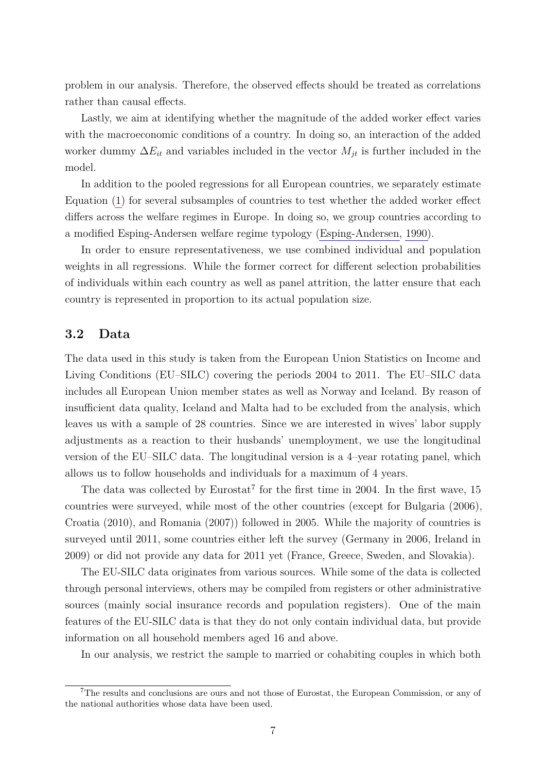problem in our analysis. Therefore, the observed effects should be treated as correlations rather than causal effects.

Lastly, we aim at identifying whether the magnitude of the added worker effect varies with the macroeconomic conditions of a country. In doing so, an interaction of the added worker dummy $\Delta E_{it}$ and variables included in the vector $M_{jt}$ is further included in the model.

In addition to the pooled regressions for all European countries, we separately estimate Equation (1) for several subsamples of countries to test whether the added worker effect differs across the welfare regimes in Europe. In doing so, we group countries according to a modified Esping-Andersen welfare regime typology (Esping-Andersen, 1990).

In order to ensure representativeness, we use combined individual and population weights in all regressions. While the former correct for different selection probabilities of individuals within each country as well as panel attrition, the latter ensure that each country is represented in proportion to its actual population size.

## 3.2 Data

The data used in this study is taken from the European Union Statistics on Income and Living Conditions (EU–SILC) covering the periods 2004 to 2011. The EU–SILC data includes all European Union member states as well as Norway and Iceland. By reason of insufficient data quality, Iceland and Malta had to be excluded from the analysis, which leaves us with a sample of 28 countries. Since we are interested in wives' labor supply adjustments as a reaction to their husbands' unemployment, we use the longitudinal version of the EU–SILC data. The longitudinal version is a 4–year rotating panel, which allows us to follow households and individuals for a maximum of 4 years.

The data was collected by Eurostat[7] for the first time in 2004. In the first wave, 15 countries were surveyed, while most of the other countries (except for Bulgaria (2006), Croatia (2010), and Romania (2007)) followed in 2005. While the majority of countries is surveyed until 2011, some countries either left the survey (Germany in 2006, Ireland in 2009) or did not provide any data for 2011 yet (France, Greece, Sweden, and Slovakia).

The EU-SILC data originates from various sources. While some of the data is collected through personal interviews, others may be compiled from registers or other administrative sources (mainly social insurance records and population registers). One of the main features of the EU-SILC data is that they do not only contain individual data, but provide information on all household members aged 16 and above.

In our analysis, we restrict the sample to married or cohabiting couples in which both

---

[7]The results and conclusions are ours and not those of Eurostat, the European Commission, or any of the national authorities whose data have been used.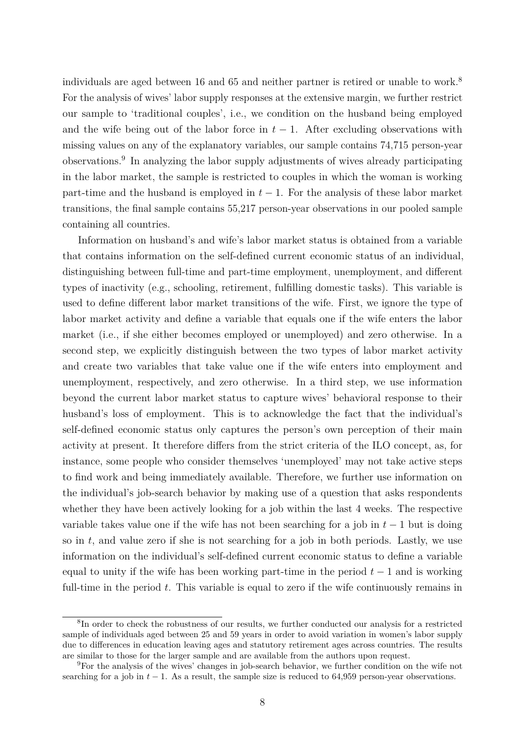individuals are aged between 16 and 65 and neither partner is retired or unable to work.[8] For the analysis of wives' labor supply responses at the extensive margin, we further restrict our sample to 'traditional couples', i.e., we condition on the husband being employed and the wife being out of the labor force in $t-1$. After excluding observations with missing values on any of the explanatory variables, our sample contains 74,715 person-year observations.[9] In analyzing the labor supply adjustments of wives already participating in the labor market, the sample is restricted to couples in which the woman is working part-time and the husband is employed in $t-1$. For the analysis of these labor market transitions, the final sample contains 55,217 person-year observations in our pooled sample containing all countries.

Information on husband's and wife's labor market status is obtained from a variable that contains information on the self-defined current economic status of an individual, distinguishing between full-time and part-time employment, unemployment, and different types of inactivity (e.g., schooling, retirement, fulfilling domestic tasks). This variable is used to define different labor market transitions of the wife. First, we ignore the type of labor market activity and define a variable that equals one if the wife enters the labor market (i.e., if she either becomes employed or unemployed) and zero otherwise. In a second step, we explicitly distinguish between the two types of labor market activity and create two variables that take value one if the wife enters into employment and unemployment, respectively, and zero otherwise. In a third step, we use information beyond the current labor market status to capture wives' behavioral response to their husband's loss of employment. This is to acknowledge the fact that the individual's self-defined economic status only captures the person's own perception of their main activity at present. It therefore differs from the strict criteria of the ILO concept, as, for instance, some people who consider themselves 'unemployed' may not take active steps to find work and being immediately available. Therefore, we further use information on the individual's job-search behavior by making use of a question that asks respondents whether they have been actively looking for a job within the last 4 weeks. The respective variable takes value one if the wife has not been searching for a job in $t-1$ but is doing so in $t$, and value zero if she is not searching for a job in both periods. Lastly, we use information on the individual's self-defined current economic status to define a variable equal to unity if the wife has been working part-time in the period $t-1$ and is working full-time in the period $t$. This variable is equal to zero if the wife continuously remains in

[8] In order to check the robustness of our results, we further conducted our analysis for a restricted sample of individuals aged between 25 and 59 years in order to avoid variation in women's labor supply due to differences in education leaving ages and statutory retirement ages across countries. The results are similar to those for the larger sample and are available from the authors upon request.

[9] For the analysis of the wives' changes in job-search behavior, we further condition on the wife not searching for a job in $t-1$. As a result, the sample size is reduced to 64,959 person-year observations.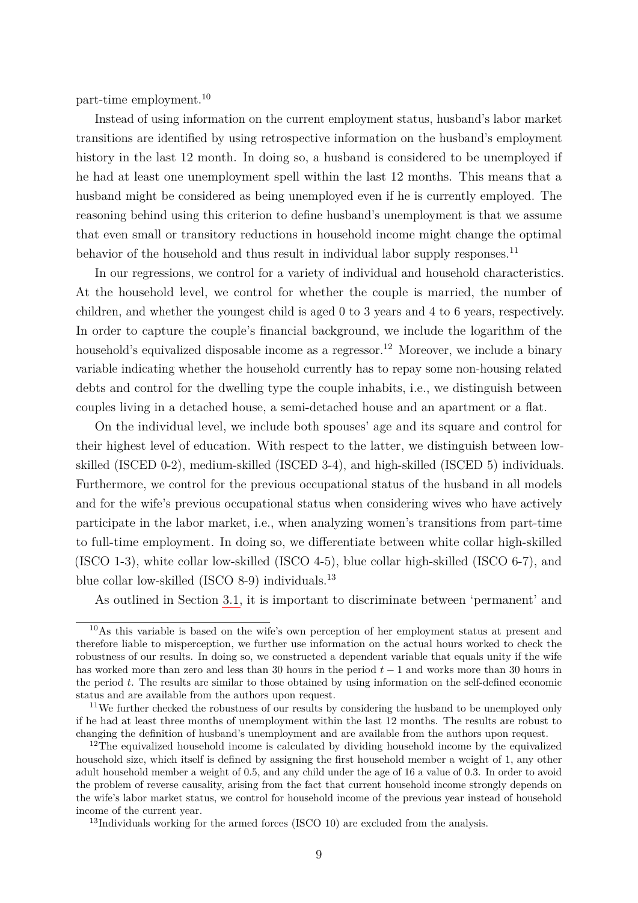part-time employment.[10]

Instead of using information on the current employment status, husband's labor market transitions are identified by using retrospective information on the husband's employment history in the last 12 month. In doing so, a husband is considered to be unemployed if he had at least one unemployment spell within the last 12 months. This means that a husband might be considered as being unemployed even if he is currently employed. The reasoning behind using this criterion to define husband's unemployment is that we assume that even small or transitory reductions in household income might change the optimal behavior of the household and thus result in individual labor supply responses.[11]

In our regressions, we control for a variety of individual and household characteristics. At the household level, we control for whether the couple is married, the number of children, and whether the youngest child is aged 0 to 3 years and 4 to 6 years, respectively. In order to capture the couple's financial background, we include the logarithm of the household's equivalized disposable income as a regressor.[12] Moreover, we include a binary variable indicating whether the household currently has to repay some non-housing related debts and control for the dwelling type the couple inhabits, i.e., we distinguish between couples living in a detached house, a semi-detached house and an apartment or a flat.

On the individual level, we include both spouses' age and its square and control for their highest level of education. With respect to the latter, we distinguish between low-skilled (ISCED 0-2), medium-skilled (ISCED 3-4), and high-skilled (ISCED 5) individuals. Furthermore, we control for the previous occupational status of the husband in all models and for the wife's previous occupational status when considering wives who have actively participate in the labor market, i.e., when analyzing women's transitions from part-time to full-time employment. In doing so, we differentiate between white collar high-skilled (ISCO 1-3), white collar low-skilled (ISCO 4-5), blue collar high-skilled (ISCO 6-7), and blue collar low-skilled (ISCO 8-9) individuals.[13]

As outlined in Section 3.1, it is important to discriminate between 'permanent' and

---

[10] As this variable is based on the wife's own perception of her employment status at present and therefore liable to misperception, we further use information on the actual hours worked to check the robustness of our results. In doing so, we constructed a dependent variable that equals unity if the wife has worked more than zero and less than 30 hours in the period $t-1$ and works more than 30 hours in the period $t$. The results are similar to those obtained by using information on the self-defined economic status and are available from the authors upon request.

[11] We further checked the robustness of our results by considering the husband to be unemployed only if he had at least three months of unemployment within the last 12 months. The results are robust to changing the definition of husband's unemployment and are available from the authors upon request.

[12] The equivalized household income is calculated by dividing household income by the equivalized household size, which itself is defined by assigning the first household member a weight of 1, any other adult household member a weight of 0.5, and any child under the age of 16 a value of 0.3. In order to avoid the problem of reverse causality, arising from the fact that current household income strongly depends on the wife's labor market status, we control for household income of the previous year instead of household income of the current year.

[13] Individuals working for the armed forces (ISCO 10) are excluded from the analysis.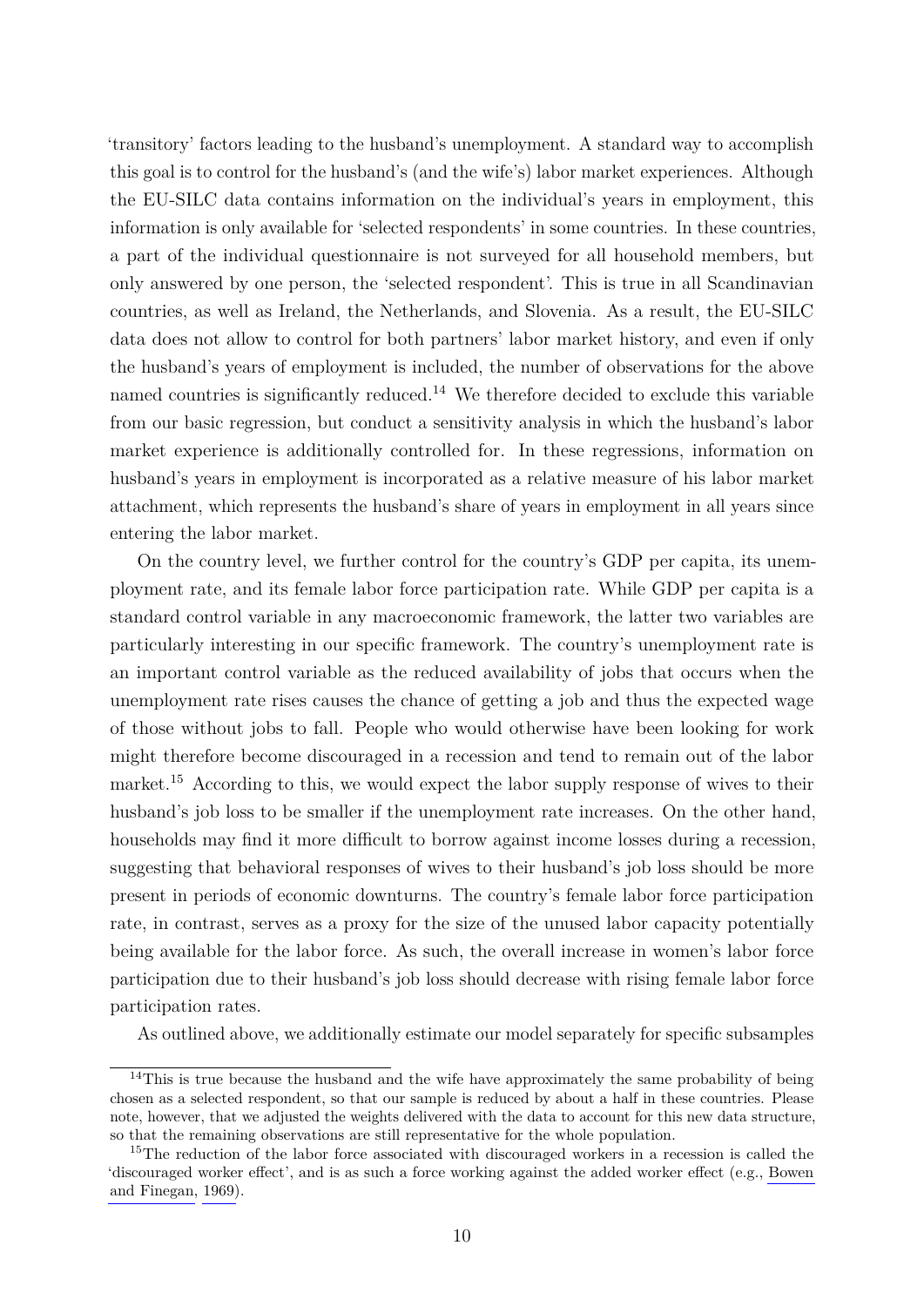'transitory' factors leading to the husband's unemployment. A standard way to accomplish this goal is to control for the husband's (and the wife's) labor market experiences. Although the EU-SILC data contains information on the individual's years in employment, this information is only available for 'selected respondents' in some countries. In these countries, a part of the individual questionnaire is not surveyed for all household members, but only answered by one person, the 'selected respondent'. This is true in all Scandinavian countries, as well as Ireland, the Netherlands, and Slovenia. As a result, the EU-SILC data does not allow to control for both partners' labor market history, and even if only the husband's years of employment is included, the number of observations for the above named countries is significantly reduced.[14] We therefore decided to exclude this variable from our basic regression, but conduct a sensitivity analysis in which the husband's labor market experience is additionally controlled for. In these regressions, information on husband's years in employment is incorporated as a relative measure of his labor market attachment, which represents the husband's share of years in employment in all years since entering the labor market.

On the country level, we further control for the country's GDP per capita, its unemployment rate, and its female labor force participation rate. While GDP per capita is a standard control variable in any macroeconomic framework, the latter two variables are particularly interesting in our specific framework. The country's unemployment rate is an important control variable as the reduced availability of jobs that occurs when the unemployment rate rises causes the chance of getting a job and thus the expected wage of those without jobs to fall. People who would otherwise have been looking for work might therefore become discouraged in a recession and tend to remain out of the labor market.[15] According to this, we would expect the labor supply response of wives to their husband's job loss to be smaller if the unemployment rate increases. On the other hand, households may find it more difficult to borrow against income losses during a recession, suggesting that behavioral responses of wives to their husband's job loss should be more present in periods of economic downturns. The country's female labor force participation rate, in contrast, serves as a proxy for the size of the unused labor capacity potentially being available for the labor force. As such, the overall increase in women's labor force participation due to their husband's job loss should decrease with rising female labor force participation rates.

As outlined above, we additionally estimate our model separately for specific subsamples

---

[14] This is true because the husband and the wife have approximately the same probability of being chosen as a selected respondent, so that our sample is reduced by about a half in these countries. Please note, however, that we adjusted the weights delivered with the data to account for this new data structure, so that the remaining observations are still representative for the whole population.

[15] The reduction of the labor force associated with discouraged workers in a recession is called the 'discouraged worker effect', and is as such a force working against the added worker effect (e.g., Bowen and Finegan, 1969).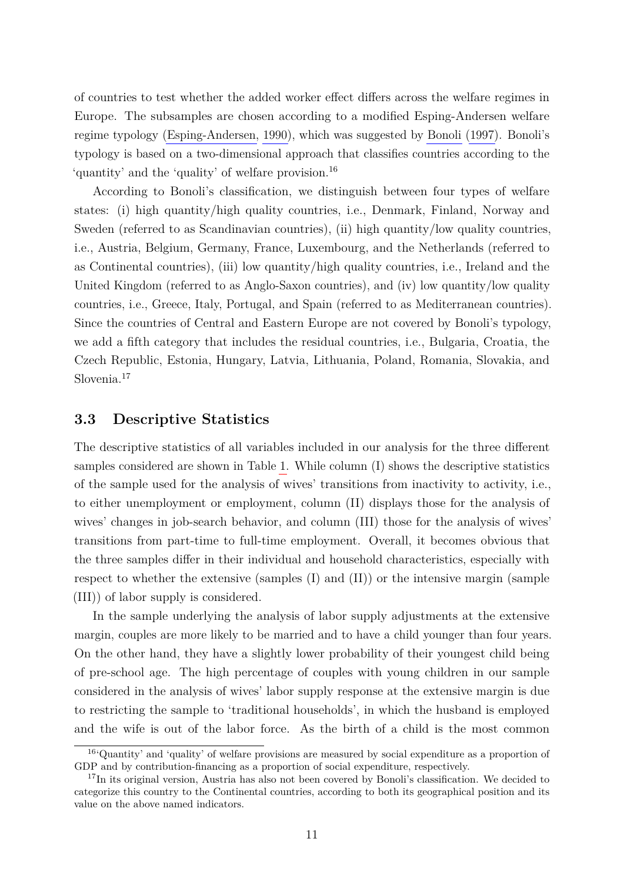of countries to test whether the added worker effect differs across the welfare regimes in Europe. The subsamples are chosen according to a modified Esping-Andersen welfare regime typology (Esping-Andersen, 1990), which was suggested by Bonoli (1997). Bonoli's typology is based on a two-dimensional approach that classifies countries according to the 'quantity' and the 'quality' of welfare provision.[16]

According to Bonoli's classification, we distinguish between four types of welfare states: (i) high quantity/high quality countries, i.e., Denmark, Finland, Norway and Sweden (referred to as Scandinavian countries), (ii) high quantity/low quality countries, i.e., Austria, Belgium, Germany, France, Luxembourg, and the Netherlands (referred to as Continental countries), (iii) low quantity/high quality countries, i.e., Ireland and the United Kingdom (referred to as Anglo-Saxon countries), and (iv) low quantity/low quality countries, i.e., Greece, Italy, Portugal, and Spain (referred to as Mediterranean countries). Since the countries of Central and Eastern Europe are not covered by Bonoli's typology, we add a fifth category that includes the residual countries, i.e., Bulgaria, Croatia, the Czech Republic, Estonia, Hungary, Latvia, Lithuania, Poland, Romania, Slovakia, and Slovenia.[17]

### 3.3 Descriptive Statistics

The descriptive statistics of all variables included in our analysis for the three different samples considered are shown in Table 1. While column (I) shows the descriptive statistics of the sample used for the analysis of wives' transitions from inactivity to activity, i.e., to either unemployment or employment, column (II) displays those for the analysis of wives' changes in job-search behavior, and column (III) those for the analysis of wives' transitions from part-time to full-time employment. Overall, it becomes obvious that the three samples differ in their individual and household characteristics, especially with respect to whether the extensive (samples (I) and (II)) or the intensive margin (sample (III)) of labor supply is considered.

In the sample underlying the analysis of labor supply adjustments at the extensive margin, couples are more likely to be married and to have a child younger than four years. On the other hand, they have a slightly lower probability of their youngest child being of pre-school age. The high percentage of couples with young children in our sample considered in the analysis of wives' labor supply response at the extensive margin is due to restricting the sample to 'traditional households', in which the husband is employed and the wife is out of the labor force. As the birth of a child is the most common

[16] 'Quantity' and 'quality' of welfare provisions are measured by social expenditure as a proportion of GDP and by contribution-financing as a proportion of social expenditure, respectively.

[17] In its original version, Austria has also not been covered by Bonoli's classification. We decided to categorize this country to the Continental countries, according to both its geographical position and its value on the above named indicators.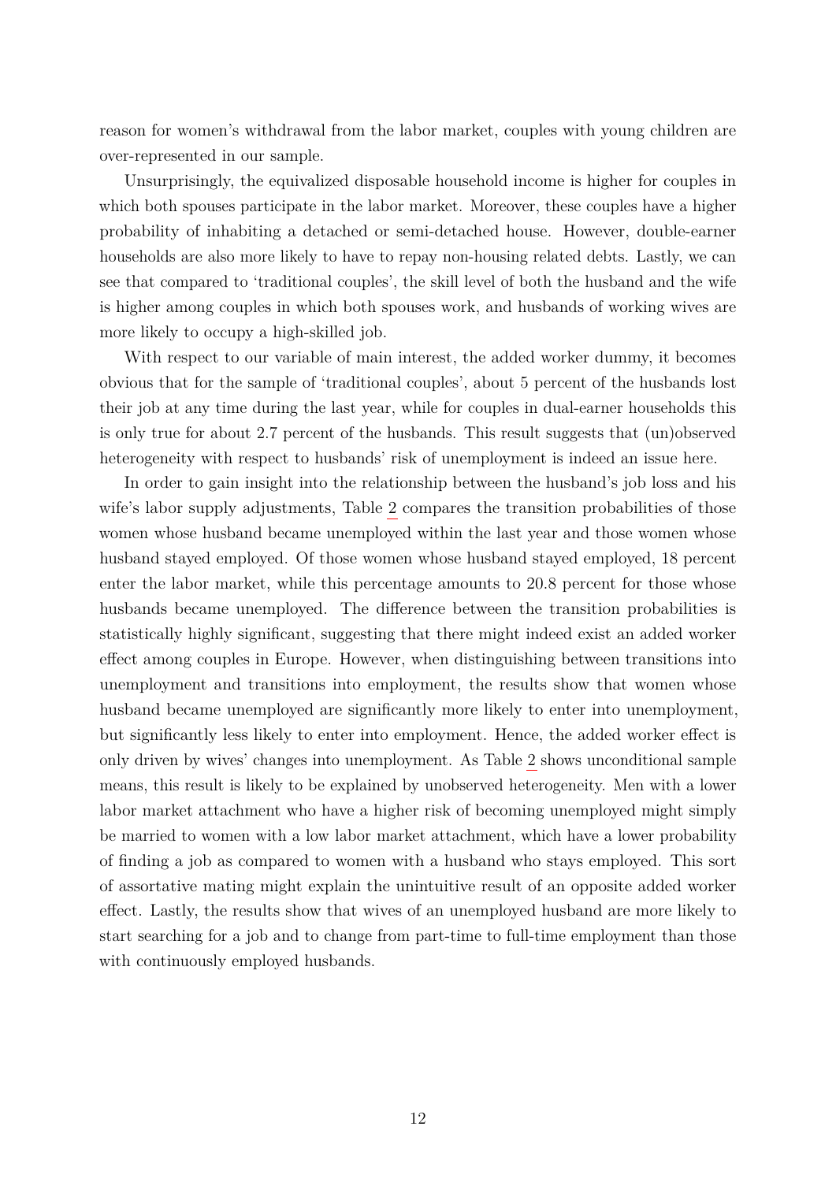reason for women's withdrawal from the labor market, couples with young children are over-represented in our sample.

Unsurprisingly, the equivalized disposable household income is higher for couples in which both spouses participate in the labor market. Moreover, these couples have a higher probability of inhabiting a detached or semi-detached house. However, double-earner households are also more likely to have to repay non-housing related debts. Lastly, we can see that compared to 'traditional couples', the skill level of both the husband and the wife is higher among couples in which both spouses work, and husbands of working wives are more likely to occupy a high-skilled job.

With respect to our variable of main interest, the added worker dummy, it becomes obvious that for the sample of 'traditional couples', about 5 percent of the husbands lost their job at any time during the last year, while for couples in dual-earner households this is only true for about 2.7 percent of the husbands. This result suggests that (un)observed heterogeneity with respect to husbands' risk of unemployment is indeed an issue here.

In order to gain insight into the relationship between the husband's job loss and his wife's labor supply adjustments, Table 2 compares the transition probabilities of those women whose husband became unemployed within the last year and those women whose husband stayed employed. Of those women whose husband stayed employed, 18 percent enter the labor market, while this percentage amounts to 20.8 percent for those whose husbands became unemployed. The difference between the transition probabilities is statistically highly significant, suggesting that there might indeed exist an added worker effect among couples in Europe. However, when distinguishing between transitions into unemployment and transitions into employment, the results show that women whose husband became unemployed are significantly more likely to enter into unemployment, but significantly less likely to enter into employment. Hence, the added worker effect is only driven by wives' changes into unemployment. As Table 2 shows unconditional sample means, this result is likely to be explained by unobserved heterogeneity. Men with a lower labor market attachment who have a higher risk of becoming unemployed might simply be married to women with a low labor market attachment, which have a lower probability of finding a job as compared to women with a husband who stays employed. This sort of assortative mating might explain the unintuitive result of an opposite added worker effect. Lastly, the results show that wives of an unemployed husband are more likely to start searching for a job and to change from part-time to full-time employment than those with continuously employed husbands.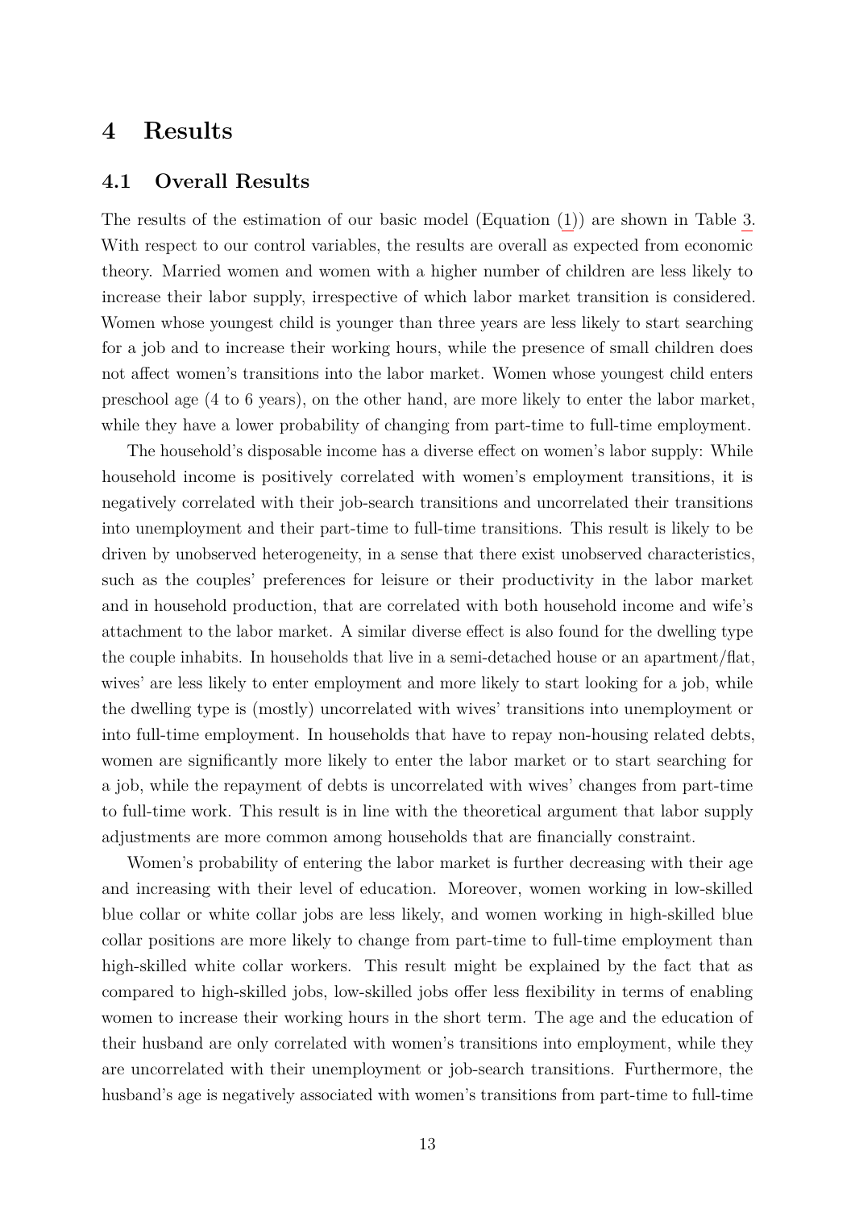# 4 Results

## 4.1 Overall Results

The results of the estimation of our basic model (Equation (1)) are shown in Table 3. With respect to our control variables, the results are overall as expected from economic theory. Married women and women with a higher number of children are less likely to increase their labor supply, irrespective of which labor market transition is considered. Women whose youngest child is younger than three years are less likely to start searching for a job and to increase their working hours, while the presence of small children does not affect women's transitions into the labor market. Women whose youngest child enters preschool age (4 to 6 years), on the other hand, are more likely to enter the labor market, while they have a lower probability of changing from part-time to full-time employment.

The household's disposable income has a diverse effect on women's labor supply: While household income is positively correlated with women's employment transitions, it is negatively correlated with their job-search transitions and uncorrelated their transitions into unemployment and their part-time to full-time transitions. This result is likely to be driven by unobserved heterogeneity, in a sense that there exist unobserved characteristics, such as the couples' preferences for leisure or their productivity in the labor market and in household production, that are correlated with both household income and wife's attachment to the labor market. A similar diverse effect is also found for the dwelling type the couple inhabits. In households that live in a semi-detached house or an apartment/flat, wives' are less likely to enter employment and more likely to start looking for a job, while the dwelling type is (mostly) uncorrelated with wives' transitions into unemployment or into full-time employment. In households that have to repay non-housing related debts, women are significantly more likely to enter the labor market or to start searching for a job, while the repayment of debts is uncorrelated with wives' changes from part-time to full-time work. This result is in line with the theoretical argument that labor supply adjustments are more common among households that are financially constraint.

Women's probability of entering the labor market is further decreasing with their age and increasing with their level of education. Moreover, women working in low-skilled blue collar or white collar jobs are less likely, and women working in high-skilled blue collar positions are more likely to change from part-time to full-time employment than high-skilled white collar workers. This result might be explained by the fact that as compared to high-skilled jobs, low-skilled jobs offer less flexibility in terms of enabling women to increase their working hours in the short term. The age and the education of their husband are only correlated with women's transitions into employment, while they are uncorrelated with their unemployment or job-search transitions. Furthermore, the husband's age is negatively associated with women's transitions from part-time to full-time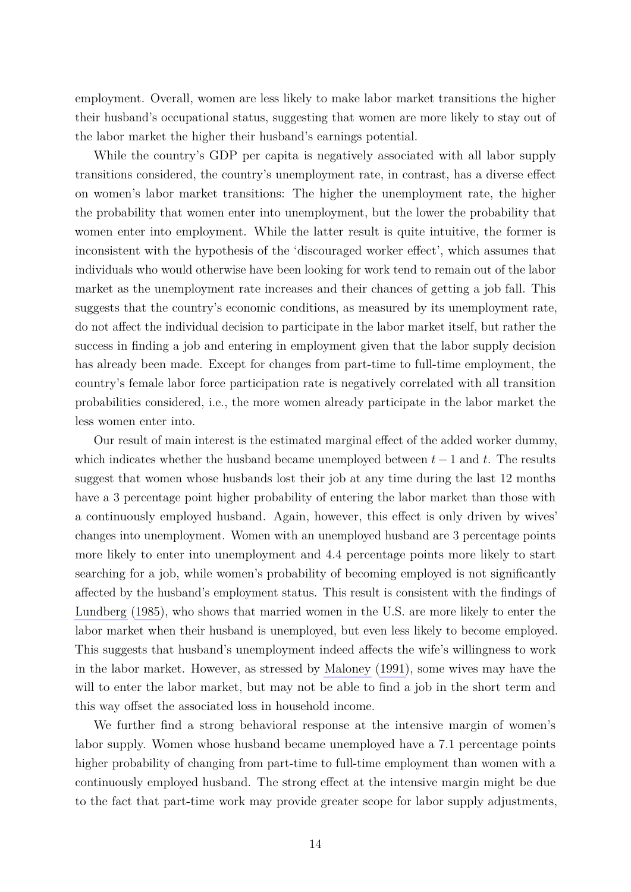employment. Overall, women are less likely to make labor market transitions the higher their husband's occupational status, suggesting that women are more likely to stay out of the labor market the higher their husband's earnings potential.

While the country's GDP per capita is negatively associated with all labor supply transitions considered, the country's unemployment rate, in contrast, has a diverse effect on women's labor market transitions: The higher the unemployment rate, the higher the probability that women enter into unemployment, but the lower the probability that women enter into employment. While the latter result is quite intuitive, the former is inconsistent with the hypothesis of the 'discouraged worker effect', which assumes that individuals who would otherwise have been looking for work tend to remain out of the labor market as the unemployment rate increases and their chances of getting a job fall. This suggests that the country's economic conditions, as measured by its unemployment rate, do not affect the individual decision to participate in the labor market itself, but rather the success in finding a job and entering in employment given that the labor supply decision has already been made. Except for changes from part-time to full-time employment, the country's female labor force participation rate is negatively correlated with all transition probabilities considered, i.e., the more women already participate in the labor market the less women enter into.

Our result of main interest is the estimated marginal effect of the added worker dummy, which indicates whether the husband became unemployed between $t-1$ and $t$. The results suggest that women whose husbands lost their job at any time during the last 12 months have a 3 percentage point higher probability of entering the labor market than those with a continuously employed husband. Again, however, this effect is only driven by wives' changes into unemployment. Women with an unemployed husband are 3 percentage points more likely to enter into unemployment and 4.4 percentage points more likely to start searching for a job, while women's probability of becoming employed is not significantly affected by the husband's employment status. This result is consistent with the findings of Lundberg (1985), who shows that married women in the U.S. are more likely to enter the labor market when their husband is unemployed, but even less likely to become employed. This suggests that husband's unemployment indeed affects the wife's willingness to work in the labor market. However, as stressed by Maloney (1991), some wives may have the will to enter the labor market, but may not be able to find a job in the short term and this way offset the associated loss in household income.

We further find a strong behavioral response at the intensive margin of women's labor supply. Women whose husband became unemployed have a 7.1 percentage points higher probability of changing from part-time to full-time employment than women with a continuously employed husband. The strong effect at the intensive margin might be due to the fact that part-time work may provide greater scope for labor supply adjustments,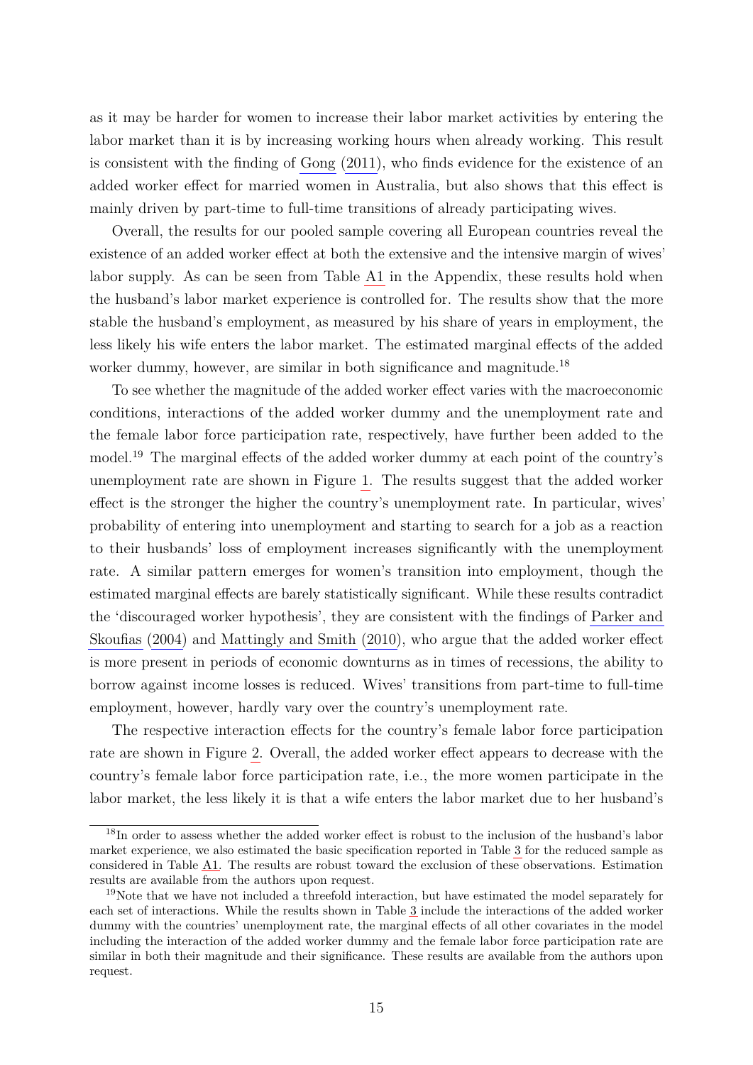as it may be harder for women to increase their labor market activities by entering the labor market than it is by increasing working hours when already working. This result is consistent with the finding of Gong (2011), who finds evidence for the existence of an added worker effect for married women in Australia, but also shows that this effect is mainly driven by part-time to full-time transitions of already participating wives.

Overall, the results for our pooled sample covering all European countries reveal the existence of an added worker effect at both the extensive and the intensive margin of wives' labor supply. As can be seen from Table A1 in the Appendix, these results hold when the husband's labor market experience is controlled for. The results show that the more stable the husband's employment, as measured by his share of years in employment, the less likely his wife enters the labor market. The estimated marginal effects of the added worker dummy, however, are similar in both significance and magnitude.[18]

To see whether the magnitude of the added worker effect varies with the macroeconomic conditions, interactions of the added worker dummy and the unemployment rate and the female labor force participation rate, respectively, have further been added to the model.[19] The marginal effects of the added worker dummy at each point of the country's unemployment rate are shown in Figure 1. The results suggest that the added worker effect is the stronger the higher the country's unemployment rate. In particular, wives' probability of entering into unemployment and starting to search for a job as a reaction to their husbands' loss of employment increases significantly with the unemployment rate. A similar pattern emerges for women's transition into employment, though the estimated marginal effects are barely statistically significant. While these results contradict the 'discouraged worker hypothesis', they are consistent with the findings of Parker and Skoufias (2004) and Mattingly and Smith (2010), who argue that the added worker effect is more present in periods of economic downturns as in times of recessions, the ability to borrow against income losses is reduced. Wives' transitions from part-time to full-time employment, however, hardly vary over the country's unemployment rate.

The respective interaction effects for the country's female labor force participation rate are shown in Figure 2. Overall, the added worker effect appears to decrease with the country's female labor force participation rate, i.e., the more women participate in the labor market, the less likely it is that a wife enters the labor market due to her husband's

[18] In order to assess whether the added worker effect is robust to the inclusion of the husband's labor market experience, we also estimated the basic specification reported in Table 3 for the reduced sample as considered in Table A1. The results are robust toward the exclusion of these observations. Estimation results are available from the authors upon request.

[19] Note that we have not included a threefold interaction, but have estimated the model separately for each set of interactions. While the results shown in Table 3 include the interactions of the added worker dummy with the countries' unemployment rate, the marginal effects of all other covariates in the model including the interaction of the added worker dummy and the female labor force participation rate are similar in both their magnitude and their significance. These results are available from the authors upon request.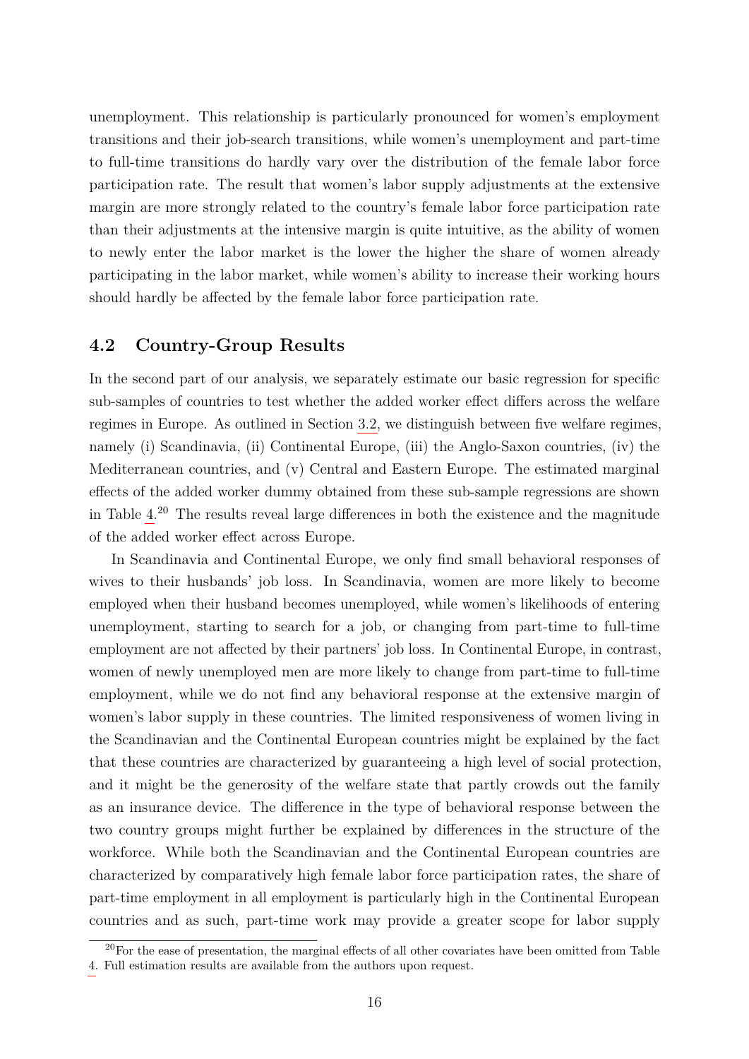unemployment. This relationship is particularly pronounced for women's employment transitions and their job-search transitions, while women's unemployment and part-time to full-time transitions do hardly vary over the distribution of the female labor force participation rate. The result that women's labor supply adjustments at the extensive margin are more strongly related to the country's female labor force participation rate than their adjustments at the intensive margin is quite intuitive, as the ability of women to newly enter the labor market is the lower the higher the share of women already participating in the labor market, while women's ability to increase their working hours should hardly be affected by the female labor force participation rate.

## 4.2 Country-Group Results

In the second part of our analysis, we separately estimate our basic regression for specific sub-samples of countries to test whether the added worker effect differs across the welfare regimes in Europe. As outlined in Section 3.2, we distinguish between five welfare regimes, namely (i) Scandinavia, (ii) Continental Europe, (iii) the Anglo-Saxon countries, (iv) the Mediterranean countries, and (v) Central and Eastern Europe. The estimated marginal effects of the added worker dummy obtained from these sub-sample regressions are shown in Table 4.[20] The results reveal large differences in both the existence and the magnitude of the added worker effect across Europe.

In Scandinavia and Continental Europe, we only find small behavioral responses of wives to their husbands' job loss. In Scandinavia, women are more likely to become employed when their husband becomes unemployed, while women's likelihoods of entering unemployment, starting to search for a job, or changing from part-time to full-time employment are not affected by their partners' job loss. In Continental Europe, in contrast, women of newly unemployed men are more likely to change from part-time to full-time employment, while we do not find any behavioral response at the extensive margin of women's labor supply in these countries. The limited responsiveness of women living in the Scandinavian and the Continental European countries might be explained by the fact that these countries are characterized by guaranteeing a high level of social protection, and it might be the generosity of the welfare state that partly crowds out the family as an insurance device. The difference in the type of behavioral response between the two country groups might further be explained by differences in the structure of the workforce. While both the Scandinavian and the Continental European countries are characterized by comparatively high female labor force participation rates, the share of part-time employment in all employment is particularly high in the Continental European countries and as such, part-time work may provide a greater scope for labor supply

[20] For the ease of presentation, the marginal effects of all other covariates have been omitted from Table 4. Full estimation results are available from the authors upon request.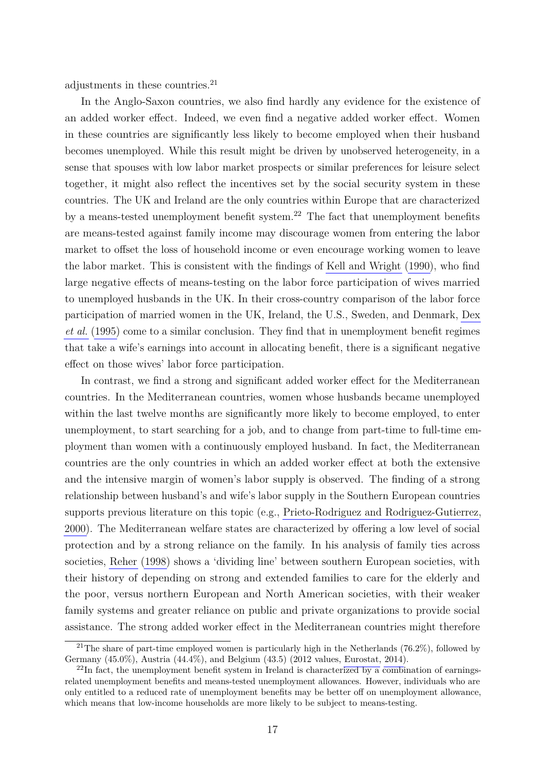adjustments in these countries.[21]

In the Anglo-Saxon countries, we also find hardly any evidence for the existence of an added worker effect. Indeed, we even find a negative added worker effect. Women in these countries are significantly less likely to become employed when their husband becomes unemployed. While this result might be driven by unobserved heterogeneity, in a sense that spouses with low labor market prospects or similar preferences for leisure select together, it might also reflect the incentives set by the social security system in these countries. The UK and Ireland are the only countries within Europe that are characterized by a means-tested unemployment benefit system.[22] The fact that unemployment benefits are means-tested against family income may discourage women from entering the labor market to offset the loss of household income or even encourage working women to leave the labor market. This is consistent with the findings of Kell and Wright (1990), who find large negative effects of means-testing on the labor force participation of wives married to unemployed husbands in the UK. In their cross-country comparison of the labor force participation of married women in the UK, Ireland, the U.S., Sweden, and Denmark, Dex *et al.* (1995) come to a similar conclusion. They find that in unemployment benefit regimes that take a wife's earnings into account in allocating benefit, there is a significant negative effect on those wives' labor force participation.

In contrast, we find a strong and significant added worker effect for the Mediterranean countries. In the Mediterranean countries, women whose husbands became unemployed within the last twelve months are significantly more likely to become employed, to enter unemployment, to start searching for a job, and to change from part-time to full-time employment than women with a continuously employed husband. In fact, the Mediterranean countries are the only countries in which an added worker effect at both the extensive and the intensive margin of women's labor supply is observed. The finding of a strong relationship between husband's and wife's labor supply in the Southern European countries supports previous literature on this topic (e.g., Prieto-Rodriguez and Rodriguez-Gutierrez, 2000). The Mediterranean welfare states are characterized by offering a low level of social protection and by a strong reliance on the family. In his analysis of family ties across societies, Reher (1998) shows a 'dividing line' between southern European societies, with their history of depending on strong and extended families to care for the elderly and the poor, versus northern European and North American societies, with their weaker family systems and greater reliance on public and private organizations to provide social assistance. The strong added worker effect in the Mediterranean countries might therefore

[21] The share of part-time employed women is particularly high in the Netherlands (76.2%), followed by Germany (45.0%), Austria (44.4%), and Belgium (43.5) (2012 values, Eurostat, 2014).

[22] In fact, the unemployment benefit system in Ireland is characterized by a combination of earnings-related unemployment benefits and means-tested unemployment allowances. However, individuals who are only entitled to a reduced rate of unemployment benefits may be better off on unemployment allowance, which means that low-income households are more likely to be subject to means-testing.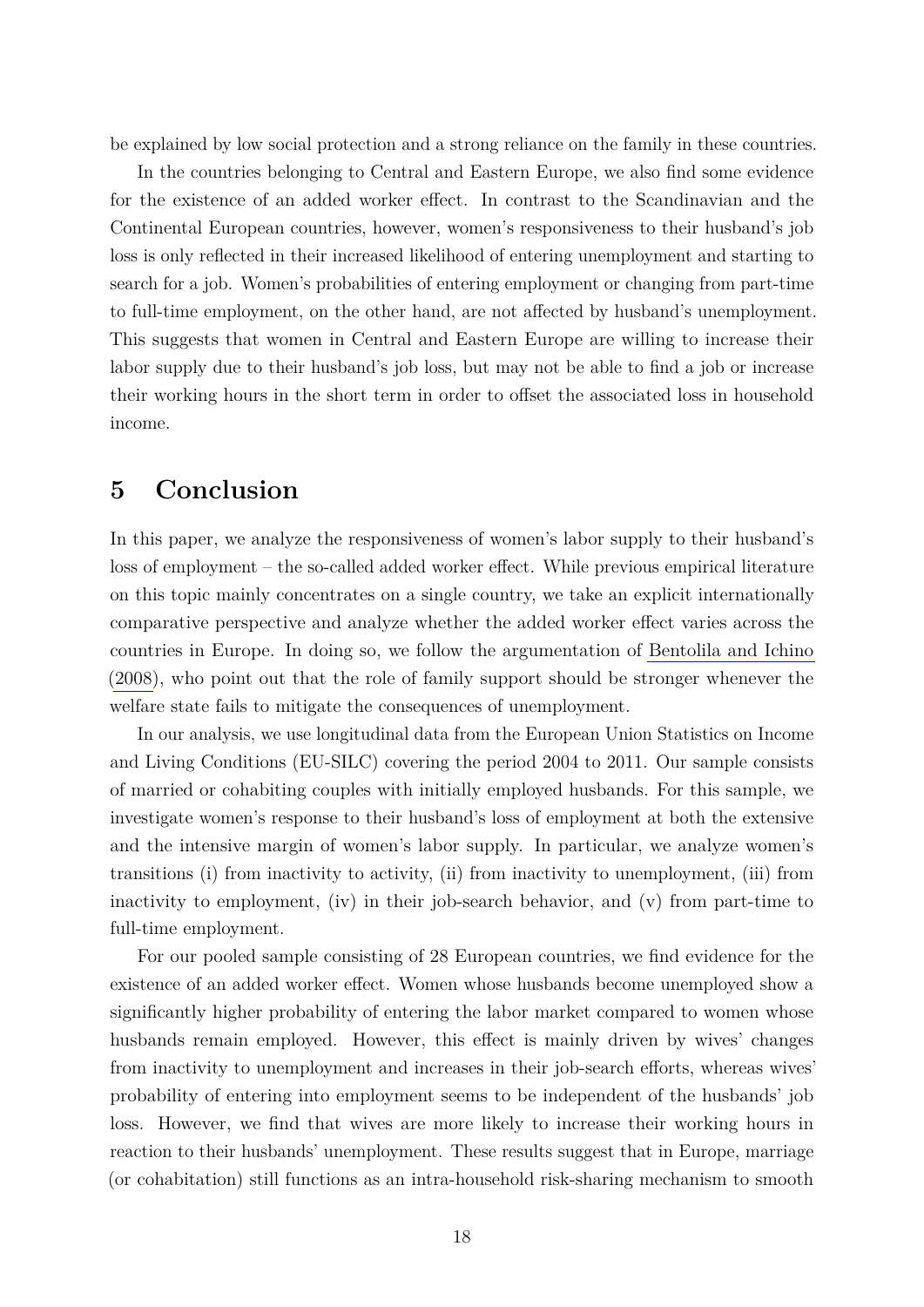be explained by low social protection and a strong reliance on the family in these countries.

In the countries belonging to Central and Eastern Europe, we also find some evidence for the existence of an added worker effect. In contrast to the Scandinavian and the Continental European countries, however, women's responsiveness to their husband's job loss is only reflected in their increased likelihood of entering unemployment and starting to search for a job. Women's probabilities of entering employment or changing from part-time to full-time employment, on the other hand, are not affected by husband's unemployment. This suggests that women in Central and Eastern Europe are willing to increase their labor supply due to their husband's job loss, but may not be able to find a job or increase their working hours in the short term in order to offset the associated loss in household income.

# 5 Conclusion

In this paper, we analyze the responsiveness of women's labor supply to their husband's loss of employment – the so-called added worker effect. While previous empirical literature on this topic mainly concentrates on a single country, we take an explicit internationally comparative perspective and analyze whether the added worker effect varies across the countries in Europe. In doing so, we follow the argumentation of Bentolila and Ichino (2008), who point out that the role of family support should be stronger whenever the welfare state fails to mitigate the consequences of unemployment.

In our analysis, we use longitudinal data from the European Union Statistics on Income and Living Conditions (EU-SILC) covering the period 2004 to 2011. Our sample consists of married or cohabiting couples with initially employed husbands. For this sample, we investigate women's response to their husband's loss of employment at both the extensive and the intensive margin of women's labor supply. In particular, we analyze women's transitions (i) from inactivity to activity, (ii) from inactivity to unemployment, (iii) from inactivity to employment, (iv) in their job-search behavior, and (v) from part-time to full-time employment.

For our pooled sample consisting of 28 European countries, we find evidence for the existence of an added worker effect. Women whose husbands become unemployed show a significantly higher probability of entering the labor market compared to women whose husbands remain employed. However, this effect is mainly driven by wives' changes from inactivity to unemployment and increases in their job-search efforts, whereas wives' probability of entering into employment seems to be independent of the husbands' job loss. However, we find that wives are more likely to increase their working hours in reaction to their husbands' unemployment. These results suggest that in Europe, marriage (or cohabitation) still functions as an intra-household risk-sharing mechanism to smooth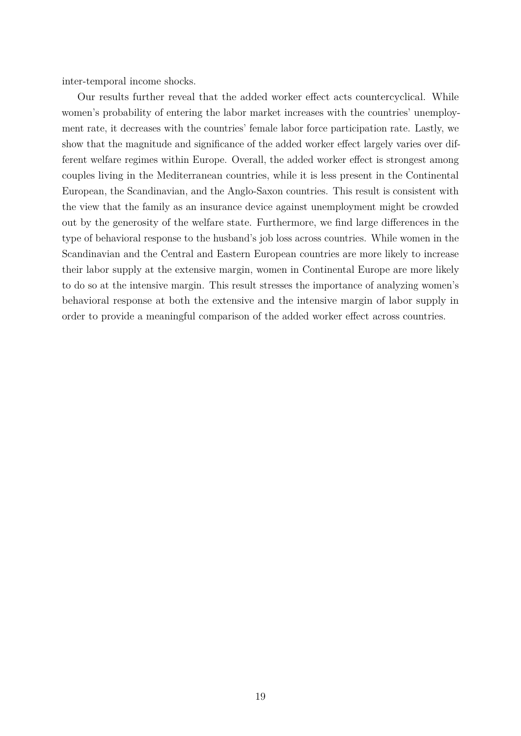inter-temporal income shocks.

Our results further reveal that the added worker effect acts countercyclical. While women's probability of entering the labor market increases with the countries' unemployment rate, it decreases with the countries' female labor force participation rate. Lastly, we show that the magnitude and significance of the added worker effect largely varies over different welfare regimes within Europe. Overall, the added worker effect is strongest among couples living in the Mediterranean countries, while it is less present in the Continental European, the Scandinavian, and the Anglo-Saxon countries. This result is consistent with the view that the family as an insurance device against unemployment might be crowded out by the generosity of the welfare state. Furthermore, we find large differences in the type of behavioral response to the husband's job loss across countries. While women in the Scandinavian and the Central and Eastern European countries are more likely to increase their labor supply at the extensive margin, women in Continental Europe are more likely to do so at the intensive margin. This result stresses the importance of analyzing women's behavioral response at both the extensive and the intensive margin of labor supply in order to provide a meaningful comparison of the added worker effect across countries.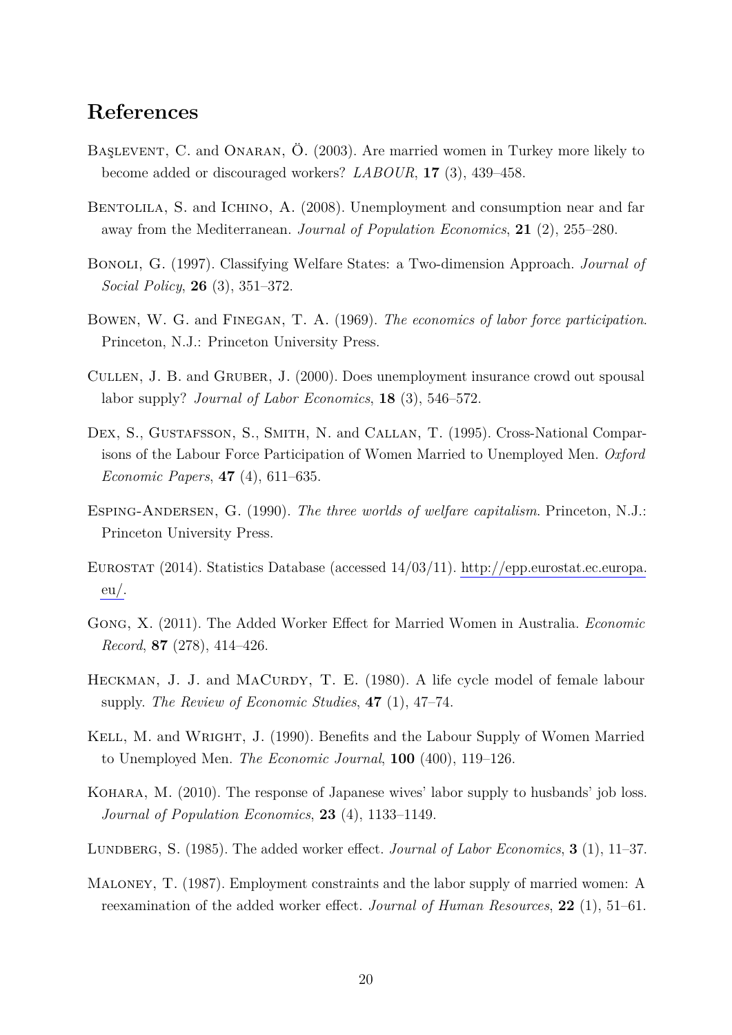# References

Başlevent, C. and Onaran, Ö. (2003). Are married women in Turkey more likely to become added or discouraged workers? *LABOUR*, **17** (3), 439–458.

Bentolila, S. and Ichino, A. (2008). Unemployment and consumption near and far away from the Mediterranean. *Journal of Population Economics*, **21** (2), 255–280.

Bonoli, G. (1997). Classifying Welfare States: a Two-dimension Approach. *Journal of Social Policy*, **26** (3), 351–372.

Bowen, W. G. and Finegan, T. A. (1969). *The economics of labor force participation*. Princeton, N.J.: Princeton University Press.

Cullen, J. B. and Gruber, J. (2000). Does unemployment insurance crowd out spousal labor supply? *Journal of Labor Economics*, **18** (3), 546–572.

Dex, S., Gustafsson, S., Smith, N. and Callan, T. (1995). Cross-National Comparisons of the Labour Force Participation of Women Married to Unemployed Men. *Oxford Economic Papers*, **47** (4), 611–635.

Esping-Andersen, G. (1990). *The three worlds of welfare capitalism*. Princeton, N.J.: Princeton University Press.

Eurostat (2014). Statistics Database (accessed 14/03/11). http://epp.eurostat.ec.europa.eu/.

Gong, X. (2011). The Added Worker Effect for Married Women in Australia. *Economic Record*, **87** (278), 414–426.

Heckman, J. J. and MaCurdy, T. E. (1980). A life cycle model of female labour supply. *The Review of Economic Studies*, **47** (1), 47–74.

Kell, M. and Wright, J. (1990). Benefits and the Labour Supply of Women Married to Unemployed Men. *The Economic Journal*, **100** (400), 119–126.

Kohara, M. (2010). The response of Japanese wives' labor supply to husbands' job loss. *Journal of Population Economics*, **23** (4), 1133–1149.

Lundberg, S. (1985). The added worker effect. *Journal of Labor Economics*, **3** (1), 11–37.

Maloney, T. (1987). Employment constraints and the labor supply of married women: A reexamination of the added worker effect. *Journal of Human Resources*, **22** (1), 51–61.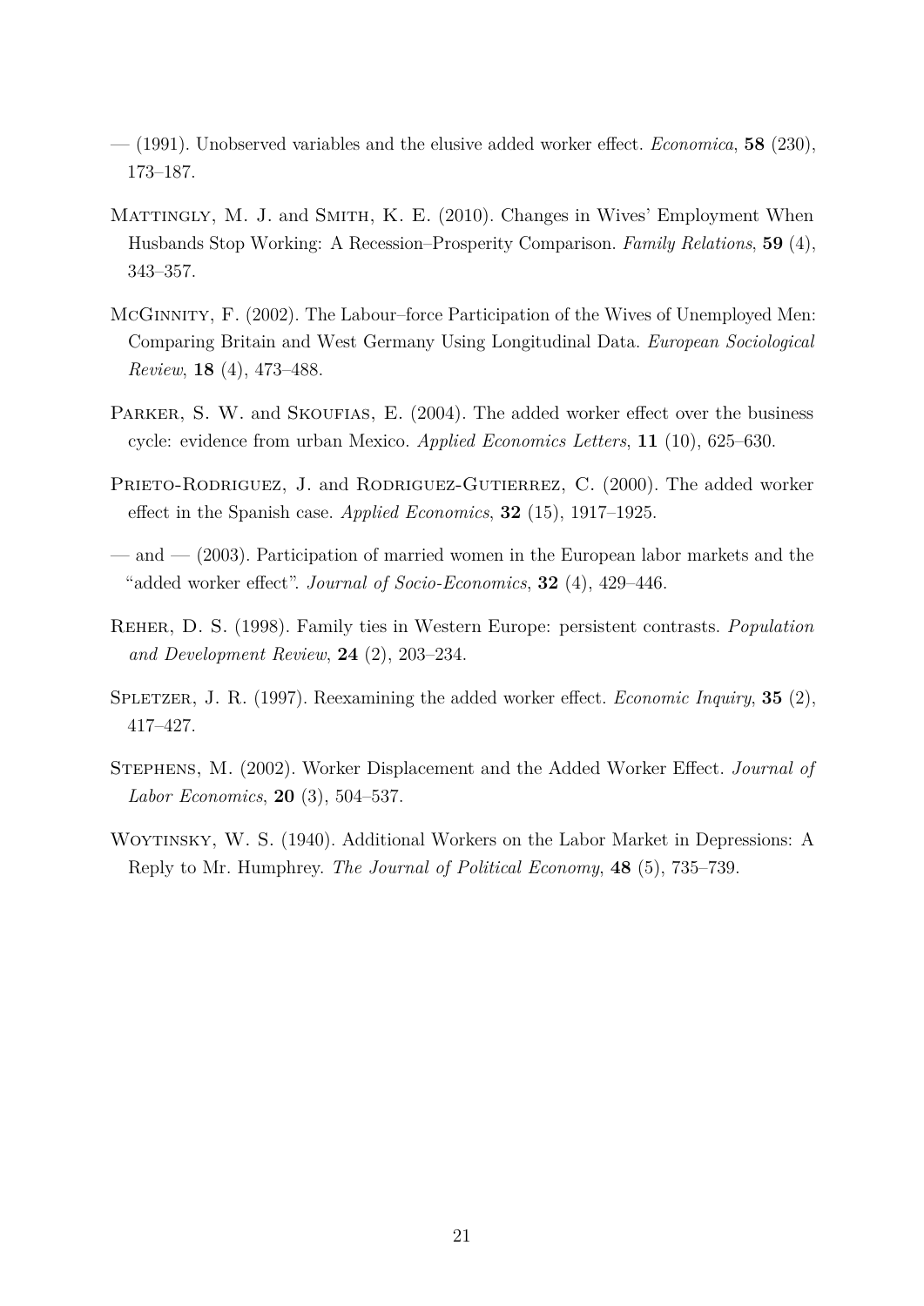— (1991). Unobserved variables and the elusive added worker effect. *Economica*, **58** (230), 173–187.

Mattingly, M. J. and Smith, K. E. (2010). Changes in Wives' Employment When Husbands Stop Working: A Recession–Prosperity Comparison. *Family Relations*, **59** (4), 343–357.

McGinnity, F. (2002). The Labour–force Participation of the Wives of Unemployed Men: Comparing Britain and West Germany Using Longitudinal Data. *European Sociological Review*, **18** (4), 473–488.

Parker, S. W. and Skoufias, E. (2004). The added worker effect over the business cycle: evidence from urban Mexico. *Applied Economics Letters*, **11** (10), 625–630.

Prieto-Rodriguez, J. and Rodriguez-Gutierrez, C. (2000). The added worker effect in the Spanish case. *Applied Economics*, **32** (15), 1917–1925.

— and — (2003). Participation of married women in the European labor markets and the "added worker effect". *Journal of Socio-Economics*, **32** (4), 429–446.

Reher, D. S. (1998). Family ties in Western Europe: persistent contrasts. *Population and Development Review*, **24** (2), 203–234.

Spletzer, J. R. (1997). Reexamining the added worker effect. *Economic Inquiry*, **35** (2), 417–427.

Stephens, M. (2002). Worker Displacement and the Added Worker Effect. *Journal of Labor Economics*, **20** (3), 504–537.

Woytinsky, W. S. (1940). Additional Workers on the Labor Market in Depressions: A Reply to Mr. Humphrey. *The Journal of Political Economy*, **48** (5), 735–739.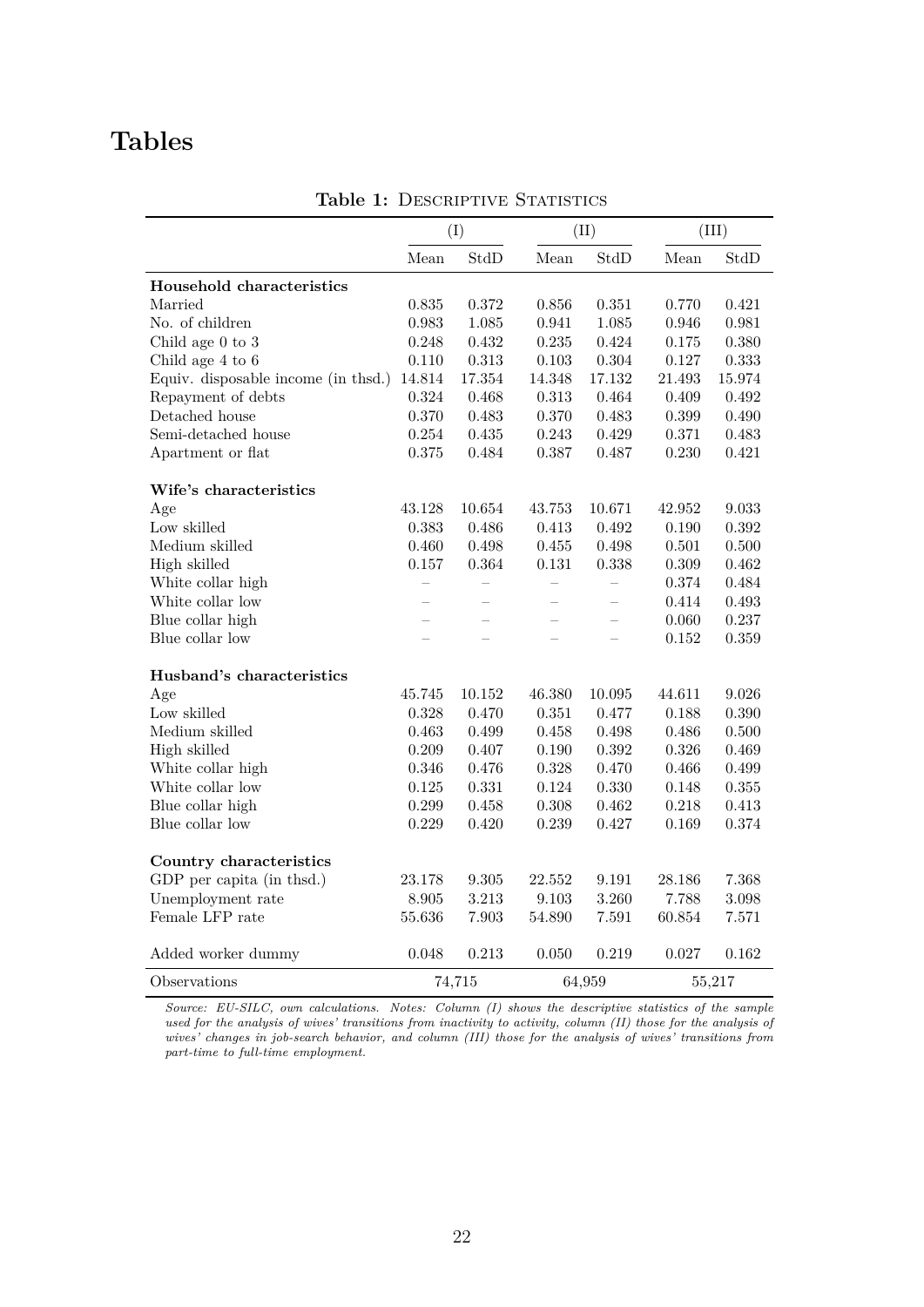# Tables

**Table 1:** Descriptive Statistics

| | (I) | | (II) | | (III) | |
|---|---|---|---|---|---|---|
| | Mean | StdD | Mean | StdD | Mean | StdD |
| **Household characteristics** | | | | | | |
| Married | 0.835 | 0.372 | 0.856 | 0.351 | 0.770 | 0.421 |
| No. of children | 0.983 | 1.085 | 0.941 | 1.085 | 0.946 | 0.981 |
| Child age 0 to 3 | 0.248 | 0.432 | 0.235 | 0.424 | 0.175 | 0.380 |
| Child age 4 to 6 | 0.110 | 0.313 | 0.103 | 0.304 | 0.127 | 0.333 |
| Equiv. disposable income (in thsd.) | 14.814 | 17.354 | 14.348 | 17.132 | 21.493 | 15.974 |
| Repayment of debts | 0.324 | 0.468 | 0.313 | 0.464 | 0.409 | 0.492 |
| Detached house | 0.370 | 0.483 | 0.370 | 0.483 | 0.399 | 0.490 |
| Semi-detached house | 0.254 | 0.435 | 0.243 | 0.429 | 0.371 | 0.483 |
| Apartment or flat | 0.375 | 0.484 | 0.387 | 0.487 | 0.230 | 0.421 |
| **Wife's characteristics** | | | | | | |
| Age | 43.128 | 10.654 | 43.753 | 10.671 | 42.952 | 9.033 |
| Low skilled | 0.383 | 0.486 | 0.413 | 0.492 | 0.190 | 0.392 |
| Medium skilled | 0.460 | 0.498 | 0.455 | 0.498 | 0.501 | 0.500 |
| High skilled | 0.157 | 0.364 | 0.131 | 0.338 | 0.309 | 0.462 |
| White collar high | – | – | – | – | 0.374 | 0.484 |
| White collar low | – | – | – | – | 0.414 | 0.493 |
| Blue collar high | – | – | – | – | 0.060 | 0.237 |
| Blue collar low | – | – | – | – | 0.152 | 0.359 |
| **Husband's characteristics** | | | | | | |
| Age | 45.745 | 10.152 | 46.380 | 10.095 | 44.611 | 9.026 |
| Low skilled | 0.328 | 0.470 | 0.351 | 0.477 | 0.188 | 0.390 |
| Medium skilled | 0.463 | 0.499 | 0.458 | 0.498 | 0.486 | 0.500 |
| High skilled | 0.209 | 0.407 | 0.190 | 0.392 | 0.326 | 0.469 |
| White collar high | 0.346 | 0.476 | 0.328 | 0.470 | 0.466 | 0.499 |
| White collar low | 0.125 | 0.331 | 0.124 | 0.330 | 0.148 | 0.355 |
| Blue collar high | 0.299 | 0.458 | 0.308 | 0.462 | 0.218 | 0.413 |
| Blue collar low | 0.229 | 0.420 | 0.239 | 0.427 | 0.169 | 0.374 |
| **Country characteristics** | | | | | | |
| GDP per capita (in thsd.) | 23.178 | 9.305 | 22.552 | 9.191 | 28.186 | 7.368 |
| Unemployment rate | 8.905 | 3.213 | 9.103 | 3.260 | 7.788 | 3.098 |
| Female LFP rate | 55.636 | 7.903 | 54.890 | 7.591 | 60.854 | 7.571 |
| Added worker dummy | 0.048 | 0.213 | 0.050 | 0.219 | 0.027 | 0.162 |
| Observations | 74,715 | | 64,959 | | 55,217 | |

*Source: EU-SILC, own calculations. Notes: Column (I) shows the descriptive statistics of the sample used for the analysis of wives' transitions from inactivity to activity, column (II) those for the analysis of wives' changes in job-search behavior, and column (III) those for the analysis of wives' transitions from part-time to full-time employment.*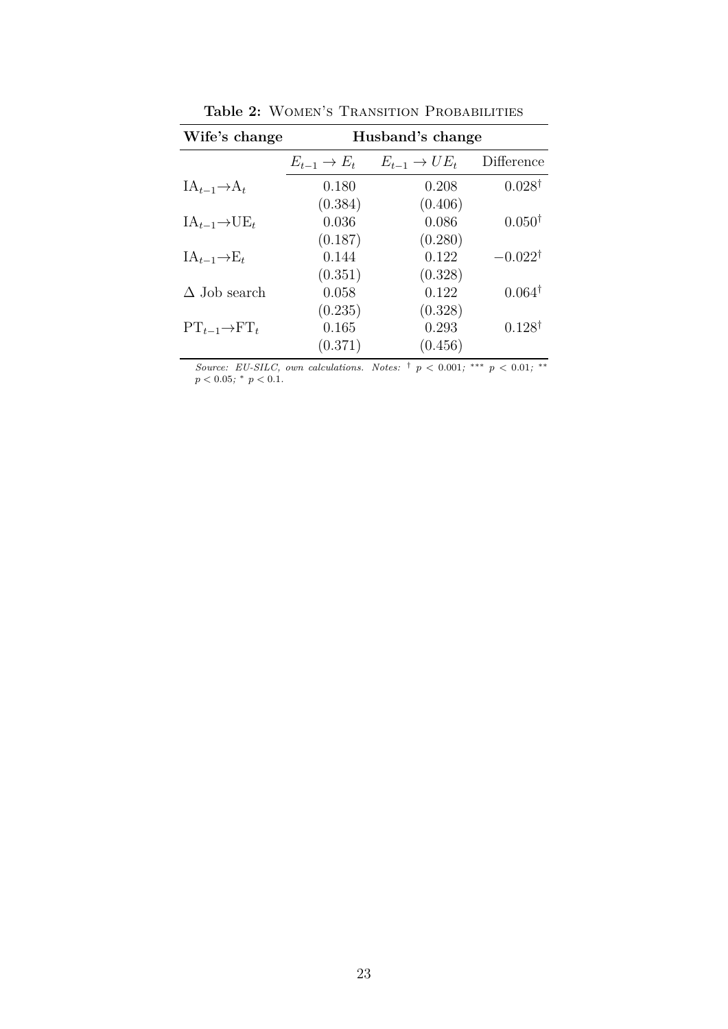**Table 2:** Women's Transition Probabilities

| Wife's change | Husband's change | | |
|---|---|---|---|
| | $E_{t-1} \rightarrow E_t$ | $E_{t-1} \rightarrow UE_t$ | Difference |
| $\text{IA}_{t-1}\rightarrow\text{A}_t$ | 0.180 | 0.208 | $0.028^{\dagger}$ |
| | (0.384) | (0.406) | |
| $\text{IA}_{t-1}\rightarrow\text{UE}_t$ | 0.036 | 0.086 | $0.050^{\dagger}$ |
| | (0.187) | (0.280) | |
| $\text{IA}_{t-1}\rightarrow\text{E}_t$ | 0.144 | 0.122 | $-0.022^{\dagger}$ |
| | (0.351) | (0.328) | |
| $\Delta$ Job search | 0.058 | 0.122 | $0.064^{\dagger}$ |
| | (0.235) | (0.328) | |
| $\text{PT}_{t-1}\rightarrow\text{FT}_t$ | 0.165 | 0.293 | $0.128^{\dagger}$ |
| | (0.371) | (0.456) | |

*Source: EU-SILC, own calculations. Notes:* $^{\dagger}$ $p < 0.001$; $^{***}$ $p < 0.01$; $^{**}$ $p < 0.05$; $^{*}$ $p < 0.1$.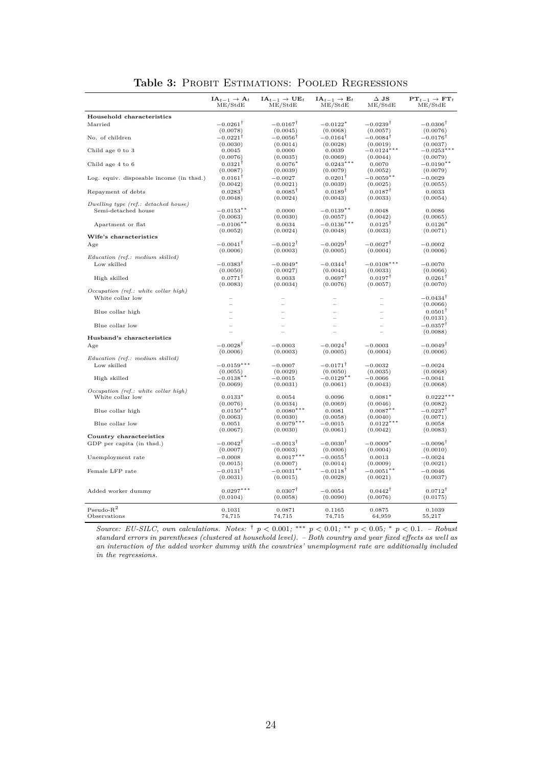**Table 3:** Probit Estimations: Pooled Regressions

| | $\mathbf{IA}_{t-1} \rightarrow \mathbf{A}_t$ ME/StdE | $\mathbf{IA}_{t-1} \rightarrow \mathbf{UE}_t$ ME/StdE | $\mathbf{IA}_{t-1} \rightarrow \mathbf{E}_t$ ME/StdE | $\Delta$ **JS** ME/StdE | $\mathbf{PT}_{t-1} \rightarrow \mathbf{FT}_t$ ME/StdE |
|---|---|---|---|---|---|
| **Household characteristics** | | | | | |
| Married | $-0.0261^{\dagger}$ | $-0.0167^{\dagger}$ | $-0.0122^{*}$ | $-0.0239^{\dagger}$ | $-0.0306^{\dagger}$ |
| | (0.0078) | (0.0045) | (0.0068) | (0.0057) | (0.0076) |
| No. of children | $-0.0221^{\dagger}$ | $-0.0056^{\dagger}$ | $-0.0164^{\dagger}$ | $-0.0084^{\dagger}$ | $-0.0176^{\dagger}$ |
| | (0.0030) | (0.0014) | (0.0028) | (0.0019) | (0.0037) |
| Child age 0 to 3 | 0.0045 | 0.0000 | 0.0039 | $-0.0124^{***}$ | $-0.0253^{***}$ |
| | (0.0076) | (0.0035) | (0.0069) | (0.0044) | (0.0079) |
| Child age 4 to 6 | $0.0321^{\dagger}$ | $0.0076^{*}$ | $0.0243^{***}$ | 0.0070 | $-0.0190^{**}$ |
| | (0.0087) | (0.0039) | (0.0079) | (0.0052) | (0.0079) |
| Log. equiv. disposable income (in thsd.) | $0.0161^{\dagger}$ | $-0.0027$ | $0.0201^{\dagger}$ | $-0.0059^{**}$ | $-0.0029$ |
| | (0.0042) | (0.0021) | (0.0039) | (0.0025) | (0.0055) |
| Repayment of debts | $0.0283^{\dagger}$ | $0.0085^{\dagger}$ | $0.0189^{\dagger}$ | $0.0187^{\dagger}$ | 0.0033 |
| | (0.0048) | (0.0024) | (0.0043) | (0.0033) | (0.0054) |
| *Dwelling type (ref.: detached house)* | | | | | |
| Semi-detached house | $-0.0153^{**}$ | 0.0000 | $-0.0139^{**}$ | 0.0048 | 0.0086 |
| | (0.0063) | (0.0030) | (0.0057) | (0.0042) | (0.0065) |
| Apartment or flat | $-0.0106^{**}$ | 0.0034 | $-0.0136^{***}$ | $0.0125^{\dagger}$ | $0.0126^{*}$ |
| | (0.0052) | (0.0024) | (0.0048) | (0.0033) | (0.0071) |
| **Wife's characteristics** | | | | | |
| Age | $-0.0041^{\dagger}$ | $-0.0012^{\dagger}$ | $-0.0029^{\dagger}$ | $-0.0027^{\dagger}$ | $-0.0002$ |
| | (0.0006) | (0.0003) | (0.0005) | (0.0004) | (0.0006) |
| *Education (ref.: medium skilled)* | | | | | |
| Low skilled | $-0.0383^{\dagger}$ | $-0.0049^{*}$ | $-0.0344^{\dagger}$ | $-0.0108^{***}$ | $-0.0070$ |
| | (0.0050) | (0.0027) | (0.0044) | (0.0033) | (0.0066) |
| High skilled | $0.0771^{\dagger}$ | 0.0033 | $0.0697^{\dagger}$ | $0.0197^{\dagger}$ | $0.0261^{\dagger}$ |
| | (0.0083) | (0.0034) | (0.0076) | (0.0057) | (0.0070) |
| *Occupation (ref.: white collar high)* | | | | | |
| White collar low | – | – | – | – | $-0.0434^{\dagger}$ |
| | – | – | – | – | (0.0066) |
| Blue collar high | – | – | – | – | $0.0501^{\dagger}$ |
| | – | – | – | – | (0.0131) |
| Blue collar low | – | – | – | – | $-0.0357^{\dagger}$ |
| | – | – | – | – | (0.0088) |
| **Husband's characteristics** | | | | | |
| Age | $-0.0028^{\dagger}$ | $-0.0003$ | $-0.0024^{\dagger}$ | $-0.0003$ | $-0.0049^{\dagger}$ |
| | (0.0006) | (0.0003) | (0.0005) | (0.0004) | (0.0006) |
| *Education (ref.: medium skilled)* | | | | | |
| Low skilled | $-0.0159^{***}$ | $-0.0007$ | $-0.0171^{\dagger}$ | $-0.0032$ | $-0.0024$ |
| | (0.0055) | (0.0029) | (0.0050) | (0.0035) | (0.0068) |
| High skilled | $-0.0138^{**}$ | $-0.0015$ | $-0.0129^{**}$ | $-0.0066$ | $-0.0041$ |
| | (0.0069) | (0.0031) | (0.0061) | (0.0043) | (0.0068) |
| *Occupation (ref.: white collar high)* | | | | | |
| White collar low | $0.0133^{*}$ | 0.0054 | 0.0096 | $0.0081^{*}$ | $0.0222^{***}$ |
| | (0.0076) | (0.0034) | (0.0069) | (0.0046) | (0.0082) |
| Blue collar high | $0.0150^{**}$ | $0.0080^{***}$ | 0.0081 | $0.0087^{**}$ | $-0.0237^{\dagger}$ |
| | (0.0063) | (0.0030) | (0.0058) | (0.0040) | (0.0071) |
| Blue collar low | 0.0051 | $0.0079^{***}$ | $-0.0015$ | $0.0122^{***}$ | 0.0058 |
| | (0.0067) | (0.0030) | (0.0061) | (0.0042) | (0.0083) |
| **Country characteristics** | | | | | |
| GDP per capita (in thsd.) | $-0.0042^{\dagger}$ | $-0.0013^{\dagger}$ | $-0.0030^{\dagger}$ | $-0.0009^{*}$ | $-0.0096^{\dagger}$ |
| | (0.0007) | (0.0003) | (0.0006) | (0.0004) | (0.0010) |
| Unemployment rate | $-0.0008$ | $0.0017^{***}$ | $-0.0055^{\dagger}$ | 0.0013 | $-0.0024$ |
| | (0.0015) | (0.0007) | (0.0014) | (0.0009) | (0.0021) |
| Female LFP rate | $-0.0131^{\dagger}$ | $-0.0031^{**}$ | $-0.0118^{\dagger}$ | $-0.0051^{**}$ | $-0.0046$ |
| | (0.0031) | (0.0015) | (0.0028) | (0.0021) | (0.0037) |
| Added worker dummy | $0.0297^{***}$ | $0.0307^{\dagger}$ | $-0.0054$ | $0.0442^{\dagger}$ | $0.0712^{\dagger}$ |
| | (0.0104) | (0.0058) | (0.0090) | (0.0076) | (0.0175) |
| Pseudo-$R^2$ | 0.1031 | 0.0871 | 0.1165 | 0.0875 | 0.1039 |
| Observations | 74,715 | 74,715 | 74,715 | 64,959 | 55,217 |

*Source: EU-SILC, own calculations. Notes:* $^{\dagger}$ $p < 0.001$; $^{***}$ $p < 0.01$; $^{**}$ $p < 0.05$; $^{*}$ $p < 0.1$. *– Robust standard errors in parentheses (clustered at household level). – Both country and year fixed effects as well as an interaction of the added worker dummy with the countries' unemployment rate are additionally included in the regressions.*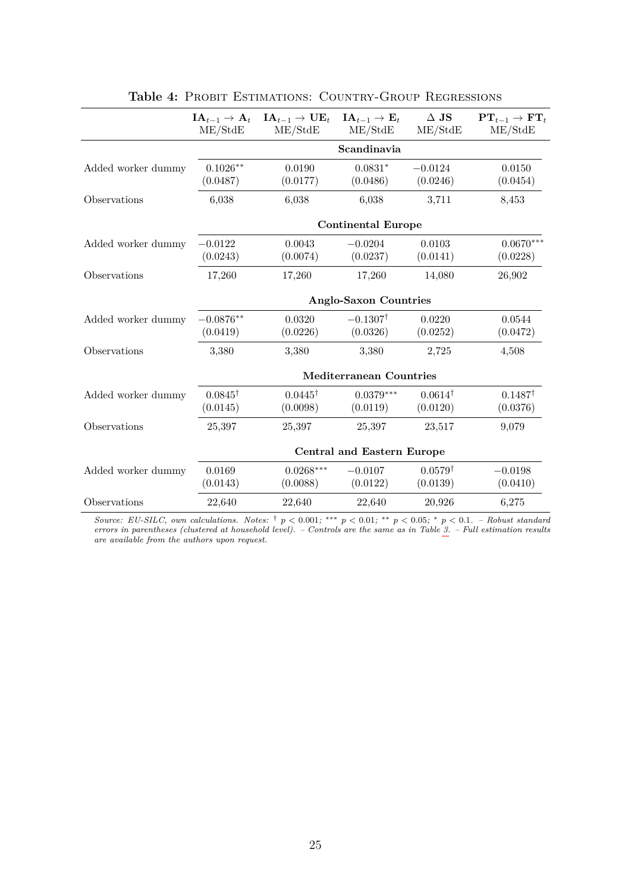**Table 4:** Probit Estimations: Country-Group Regressions

| | $\mathbf{IA}_{t-1} \rightarrow \mathbf{A}_t$ ME/StdE | $\mathbf{IA}_{t-1} \rightarrow \mathbf{UE}_t$ ME/StdE | $\mathbf{IA}_{t-1} \rightarrow \mathbf{E}_t$ ME/StdE | $\Delta$ **JS** ME/StdE | $\mathbf{PT}_{t-1} \rightarrow \mathbf{FT}_t$ ME/StdE |
|---|---|---|---|---|---|
| | | | **Scandinavia** | | |
| Added worker dummy | $0.1026^{**}$ | 0.0190 | $0.0831^{*}$ | $-0.0124$ | 0.0150 |
| | (0.0487) | (0.0177) | (0.0486) | (0.0246) | (0.0454) |
| Observations | 6,038 | 6,038 | 6,038 | 3,711 | 8,453 |
| | | | **Continental Europe** | | |
| Added worker dummy | $-0.0122$ | 0.0043 | $-0.0204$ | 0.0103 | $0.0670^{***}$ |
| | (0.0243) | (0.0074) | (0.0237) | (0.0141) | (0.0228) |
| Observations | 17,260 | 17,260 | 17,260 | 14,080 | 26,902 |
| | | | **Anglo-Saxon Countries** | | |
| Added worker dummy | $-0.0876^{**}$ | 0.0320 | $-0.1307^{\dagger}$ | 0.0220 | 0.0544 |
| | (0.0419) | (0.0226) | (0.0326) | (0.0252) | (0.0472) |
| Observations | 3,380 | 3,380 | 3,380 | 2,725 | 4,508 |
| | | | **Mediterranean Countries** | | |
| Added worker dummy | $0.0845^{\dagger}$ | $0.0445^{\dagger}$ | $0.0379^{***}$ | $0.0614^{\dagger}$ | $0.1487^{\dagger}$ |
| | (0.0145) | (0.0098) | (0.0119) | (0.0120) | (0.0376) |
| Observations | 25,397 | 25,397 | 25,397 | 23,517 | 9,079 |
| | | | **Central and Eastern Europe** | | |
| Added worker dummy | 0.0169 | $0.0268^{***}$ | $-0.0107$ | $0.0579^{\dagger}$ | $-0.0198$ |
| | (0.0143) | (0.0088) | (0.0122) | (0.0139) | (0.0410) |
| Observations | 22,640 | 22,640 | 22,640 | 20,926 | 6,275 |

*Source: EU-SILC, own calculations. Notes:* $^{\dagger}$ $p < 0.001$; $^{***}$ $p < 0.01$; $^{**}$ $p < 0.05$; $^{*}$ $p < 0.1$. *– Robust standard errors in parentheses (clustered at household level). – Controls are the same as in Table 3. – Full estimation results are available from the authors upon request.*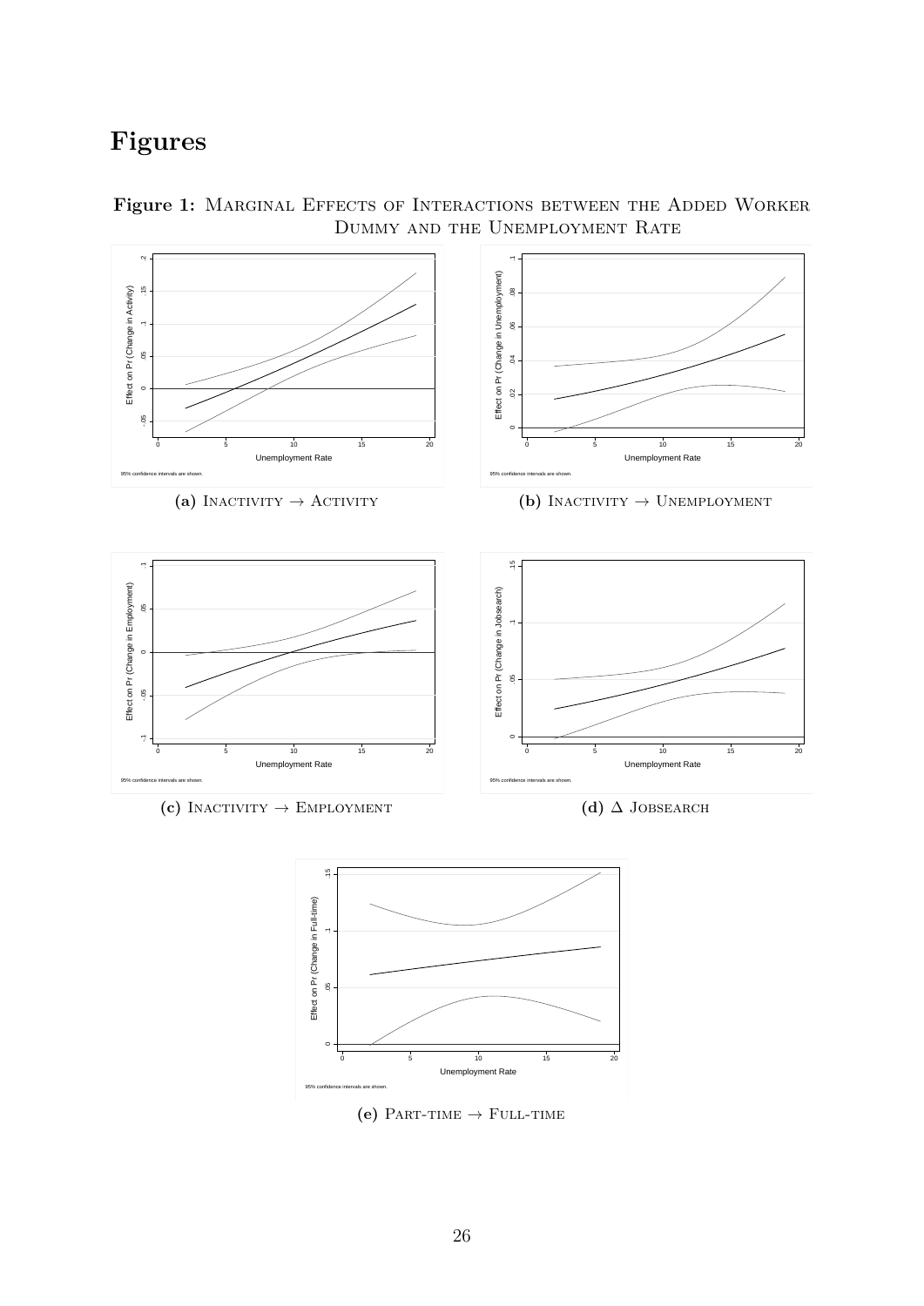# Figures

**Figure 1:** Marginal Effects of Interactions between the Added Worker Dummy and the Unemployment Rate

**(a)** Inactivity → Activity

**(b)** Inactivity → Unemployment

**(c)** Inactivity → Employment

**(d)** Δ Jobsearch

**(e)** Part-time → Full-time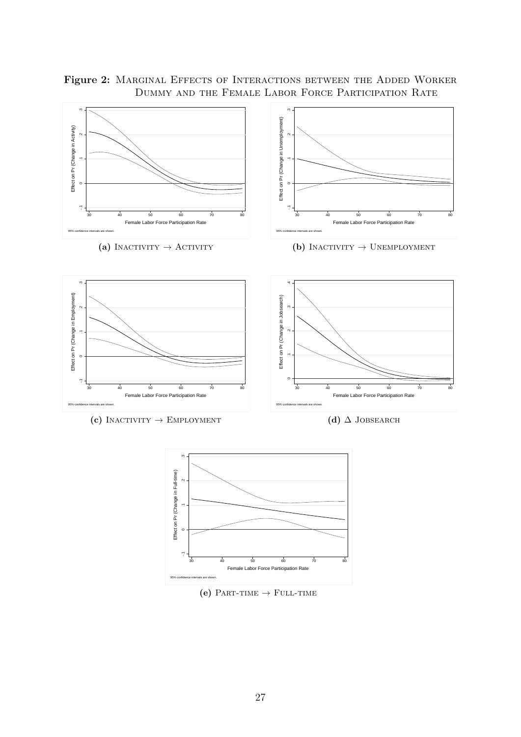**Figure 2:** Marginal Effects of Interactions between the Added Worker Dummy and the Female Labor Force Participation Rate

(a) Inactivity → Activity

(b) Inactivity → Unemployment

(c) Inactivity → Employment

(d) Δ Jobsearch

(e) Part-time → Full-time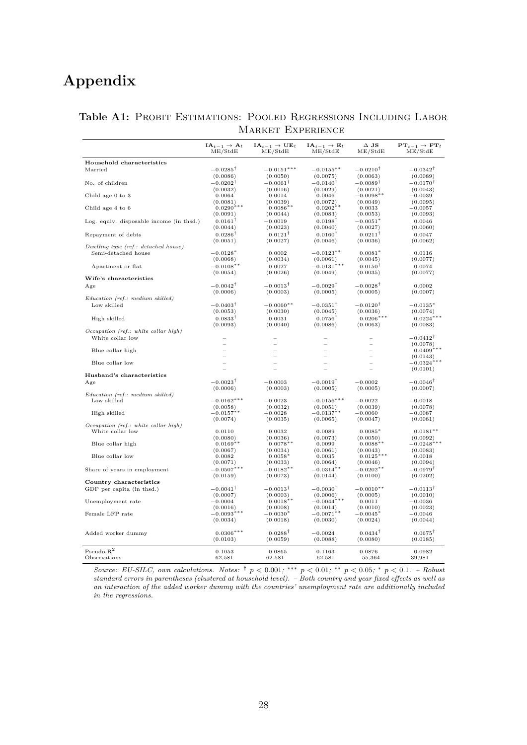# Appendix

**Table A1:** PROBIT ESTIMATIONS: POOLED REGRESSIONS INCLUDING LABOR MARKET EXPERIENCE

| | $\mathbf{IA}_{t-1} \rightarrow \mathbf{A}_t$ ME/StdE | $\mathbf{IA}_{t-1} \rightarrow \mathbf{UE}_t$ ME/StdE | $\mathbf{IA}_{t-1} \rightarrow \mathbf{E}_t$ ME/StdE | $\Delta$ **JS** ME/StdE | $\mathbf{PT}_{t-1} \rightarrow \mathbf{FT}_t$ ME/StdE |
|---|---|---|---|---|---|
| **Household characteristics** | | | | | |
| Married | $-0.0285^{\dagger}$ | $-0.0151^{***}$ | $-0.0155^{**}$ | $-0.0210^{\dagger}$ | $-0.0342^{\dagger}$ |
| | (0.0086) | (0.0050) | (0.0075) | (0.0063) | (0.0089) |
| No. of children | $-0.0202^{\dagger}$ | $-0.0061^{\dagger}$ | $-0.0140^{\dagger}$ | $-0.0089^{\dagger}$ | $-0.0170^{\dagger}$ |
| | (0.0032) | (0.0016) | (0.0029) | (0.0021) | (0.0043) |
| Child age 0 to 3 | 0.0064 | 0.0014 | 0.0046 | $-0.0098^{**}$ | $-0.0039$ |
| | (0.0081) | (0.0039) | (0.0072) | (0.0049) | (0.0095) |
| Child age 4 to 6 | $0.0290^{***}$ | $0.0086^{**}$ | $0.0202^{**}$ | 0.0033 | $-0.0057$ |
| | (0.0091) | (0.0044) | (0.0083) | (0.0053) | (0.0093) |
| Log. equiv. disposable income (in thsd.) | $0.0161^{\dagger}$ | $-0.0019$ | $0.0198^{\dagger}$ | $-0.0051^{*}$ | 0.0046 |
| | (0.0044) | (0.0023) | (0.0040) | (0.0027) | (0.0060) |
| Repayment of debts | $0.0286^{\dagger}$ | $0.0121^{\dagger}$ | $0.0160^{\dagger}$ | $0.0211^{\dagger}$ | 0.0047 |
| | (0.0051) | (0.0027) | (0.0046) | (0.0036) | (0.0062) |
| *Dwelling type (ref.: detached house)* | | | | | |
| Semi-detached house | $-0.0128^{*}$ | 0.0002 | $-0.0123^{**}$ | $0.0081^{*}$ | 0.0116 |
| | (0.0068) | (0.0034) | (0.0061) | (0.0045) | (0.0077) |
| Apartment or flat | $-0.0108^{**}$ | 0.0027 | $-0.0131^{***}$ | $0.0150^{\dagger}$ | 0.0074 |
| | (0.0054) | (0.0026) | (0.0049) | (0.0035) | (0.0077) |
| **Wife's characteristics** | | | | | |
| Age | $-0.0042^{\dagger}$ | $-0.0013^{\dagger}$ | $-0.0029^{\dagger}$ | $-0.0028^{\dagger}$ | 0.0002 |
| | (0.0006) | (0.0003) | (0.0005) | (0.0005) | (0.0007) |
| *Education (ref.: medium skilled)* | | | | | |
| Low skilled | $-0.0403^{\dagger}$ | $-0.0060^{**}$ | $-0.0351^{\dagger}$ | $-0.0120^{\dagger}$ | $-0.0135^{*}$ |
| | (0.0053) | (0.0030) | (0.0045) | (0.0036) | (0.0074) |
| High skilled | $0.0833^{\dagger}$ | 0.0031 | $0.0756^{\dagger}$ | $0.0206^{***}$ | $0.0224^{***}$ |
| | (0.0093) | (0.0040) | (0.0086) | (0.0063) | (0.0083) |
| *Occupation (ref.: white collar high)* | | | | | |
| White collar low | – | – | – | – | $-0.0412^{\dagger}$ |
| | – | – | – | – | (0.0078) |
| Blue collar high | – | – | – | – | $0.0409^{***}$ |
| | – | – | – | – | (0.0143) |
| Blue collar low | – | – | – | – | $-0.0324^{***}$ |
| | – | – | – | – | (0.0101) |
| **Husband's characteristics** | | | | | |
| Age | $-0.0023^{\dagger}$ | $-0.0003$ | $-0.0019^{\dagger}$ | $-0.0002$ | $-0.0046^{\dagger}$ |
| | (0.0006) | (0.0003) | (0.0005) | (0.0005) | (0.0007) |
| *Education (ref.: medium skilled)* | | | | | |
| Low skilled | $-0.0162^{***}$ | $-0.0023$ | $-0.0156^{***}$ | $-0.0022$ | $-0.0018$ |
| | (0.0058) | (0.0032) | (0.0051) | (0.0039) | (0.0078) |
| High skilled | $-0.0157^{**}$ | $-0.0028$ | $-0.0137^{**}$ | $-0.0060$ | $-0.0087$ |
| | (0.0074) | (0.0035) | (0.0065) | (0.0047) | (0.0081) |
| *Occupation (ref.: white collar high)* | | | | | |
| White collar low | 0.0110 | 0.0032 | 0.0089 | $0.0085^{*}$ | $0.0181^{**}$ |
| | (0.0080) | (0.0036) | (0.0073) | (0.0050) | (0.0092) |
| Blue collar high | $0.0169^{**}$ | $0.0078^{**}$ | 0.0099 | $0.0088^{**}$ | $-0.0248^{***}$ |
| | (0.0067) | (0.0034) | (0.0061) | (0.0043) | (0.0083) |
| Blue collar low | 0.0082 | $0.0058^{*}$ | 0.0035 | $0.0125^{***}$ | 0.0018 |
| | (0.0071) | (0.0033) | (0.0064) | (0.0046) | (0.0094) |
| Share of years in employment | $-0.0507^{***}$ | $-0.0182^{**}$ | $-0.0314^{**}$ | $-0.0202^{**}$ | $-0.0979^{\dagger}$ |
| | (0.0159) | (0.0073) | (0.0144) | (0.0100) | (0.0202) |
| **Country characteristics** | | | | | |
| GDP per capita (in thsd.) | $-0.0041^{\dagger}$ | $-0.0013^{\dagger}$ | $-0.0030^{\dagger}$ | $-0.0010^{**}$ | $-0.0113^{\dagger}$ |
| | (0.0007) | (0.0003) | (0.0006) | (0.0005) | (0.0010) |
| Unemployment rate | $-0.0004$ | $0.0018^{**}$ | $-0.0044^{***}$ | 0.0011 | $-0.0036$ |
| | (0.0016) | (0.0008) | (0.0014) | (0.0010) | (0.0023) |
| Female LFP rate | $-0.0093^{***}$ | $-0.0030^{*}$ | $-0.0071^{**}$ | $-0.0045^{*}$ | $-0.0046$ |
| | (0.0034) | (0.0018) | (0.0030) | (0.0024) | (0.0044) |
| Added worker dummy | $0.0306^{***}$ | $0.0288^{\dagger}$ | $-0.0024$ | $0.0434^{\dagger}$ | $0.0675^{\dagger}$ |
| | (0.0103) | (0.0059) | (0.0088) | (0.0080) | (0.0185) |
| Pseudo-$R^2$ | 0.1053 | 0.0865 | 0.1163 | 0.0876 | 0.0982 |
| Observations | 62,581 | 62,581 | 62,581 | 55,364 | 39,981 |

*Source: EU-SILC, own calculations. Notes:* $^{\dagger}$ $p < 0.001$; $^{***}$ $p < 0.01$; $^{**}$ $p < 0.05$; $^{*}$ $p < 0.1$. *– Robust standard errors in parentheses (clustered at household level). – Both country and year fixed effects as well as an interaction of the added worker dummy with the countries' unemployment rate are additionally included in the regressions.*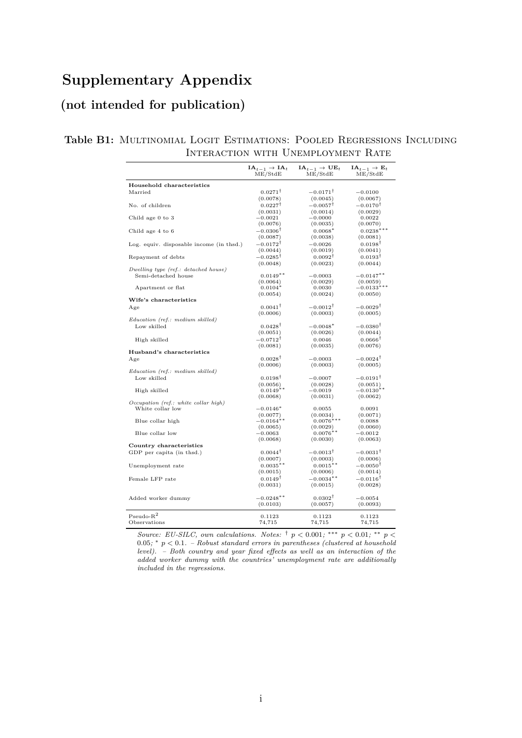# Supplementary Appendix

## (not intended for publication)

**Table B1:** Multinomial Logit Estimations: Pooled Regressions Including Interaction with Unemployment Rate

| | $\mathbf{IA}_{t-1} \rightarrow \mathbf{IA}_t$ ME/StdE | $\mathbf{IA}_{t-1} \rightarrow \mathbf{UE}_t$ ME/StdE | $\mathbf{IA}_{t-1} \rightarrow \mathbf{E}_t$ ME/StdE |
|---|---|---|---|
| **Household characteristics** | | | |
| Married | $0.0271^{\dagger}$ | $-0.0171^{\dagger}$ | $-0.0100$ |
| | (0.0078) | (0.0045) | (0.0067) |
| No. of children | $0.0227^{\dagger}$ | $-0.0057^{\dagger}$ | $-0.0170^{\dagger}$ |
| | (0.0031) | (0.0014) | (0.0029) |
| Child age 0 to 3 | $-0.0021$ | $-0.0000$ | $0.0022$ |
| | (0.0076) | (0.0035) | (0.0070) |
| Child age 4 to 6 | $-0.0306^{\dagger}$ | $0.0068^{*}$ | $0.0238^{***}$ |
| | (0.0087) | (0.0038) | (0.0081) |
| Log. equiv. disposable income (in thsd.) | $-0.0172^{\dagger}$ | $-0.0026$ | $0.0198^{\dagger}$ |
| | (0.0044) | (0.0019) | (0.0041) |
| Repayment of debts | $-0.0285^{\dagger}$ | $0.0092^{\dagger}$ | $0.0193^{\dagger}$ |
| | (0.0048) | (0.0023) | (0.0044) |
| *Dwelling type (ref.: detached house)* | | | |
| Semi-detached house | $0.0149^{**}$ | $-0.0003$ | $-0.0147^{**}$ |
| | (0.0064) | (0.0029) | (0.0059) |
| Apartment or flat | $0.0104^{*}$ | $0.0030$ | $-0.0133^{***}$ |
| | (0.0054) | (0.0024) | (0.0050) |
| **Wife's characteristics** | | | |
| Age | $0.0041^{\dagger}$ | $-0.0012^{\dagger}$ | $-0.0029^{\dagger}$ |
| | (0.0006) | (0.0003) | (0.0005) |
| *Education (ref.: medium skilled)* | | | |
| Low skilled | $0.0428^{\dagger}$ | $-0.0048^{*}$ | $-0.0380^{\dagger}$ |
| | (0.0051) | (0.0026) | (0.0044) |
| High skilled | $-0.0712^{\dagger}$ | $0.0046$ | $0.0666^{\dagger}$ |
| | (0.0081) | (0.0035) | (0.0076) |
| **Husband's characteristics** | | | |
| Age | $0.0028^{\dagger}$ | $-0.0003$ | $-0.0024^{\dagger}$ |
| | (0.0006) | (0.0003) | (0.0005) |
| *Education (ref.: medium skilled)* | | | |
| Low skilled | $0.0198^{\dagger}$ | $-0.0007$ | $-0.0191^{\dagger}$ |
| | (0.0056) | (0.0028) | (0.0051) |
| High skilled | $0.0149^{**}$ | $-0.0019$ | $-0.0130^{**}$ |
| | (0.0068) | (0.0031) | (0.0062) |
| *Occupation (ref.: white collar high)* | | | |
| White collar low | $-0.0146^{*}$ | $0.0055$ | $0.0091$ |
| | (0.0077) | (0.0034) | (0.0071) |
| Blue collar high | $-0.0164^{**}$ | $0.0076^{***}$ | $0.0088$ |
| | (0.0065) | (0.0029) | (0.0060) |
| Blue collar low | $-0.0063$ | $0.0076^{**}$ | $-0.0012$ |
| | (0.0068) | (0.0030) | (0.0063) |
| **Country characteristics** | | | |
| GDP per capita (in thsd.) | $0.0044^{\dagger}$ | $-0.0013^{\dagger}$ | $-0.0031^{\dagger}$ |
| | (0.0007) | (0.0003) | (0.0006) |
| Unemployment rate | $0.0035^{**}$ | $0.0015^{**}$ | $-0.0050^{\dagger}$ |
| | (0.0015) | (0.0006) | (0.0014) |
| Female LFP rate | $0.0149^{\dagger}$ | $-0.0034^{**}$ | $-0.0116^{\dagger}$ |
| | (0.0031) | (0.0015) | (0.0028) |
| Added worker dummy | $-0.0248^{**}$ | $0.0302^{\dagger}$ | $-0.0054$ |
| | (0.0103) | (0.0057) | (0.0093) |
| Pseudo-$R^2$ | 0.1123 | 0.1123 | 0.1123 |
| Observations | 74,715 | 74,715 | 74,715 |

*Source: EU-SILC, own calculations. Notes:* $^{\dagger}$ $p < 0.001$; $^{***}$ $p < 0.01$; $^{**}$ $p < 0.05$; $^{*}$ $p < 0.1$. *– Robust standard errors in parentheses (clustered at household level). – Both country and year fixed effects as well as an interaction of the added worker dummy with the countries' unemployment rate are additionally included in the regressions.*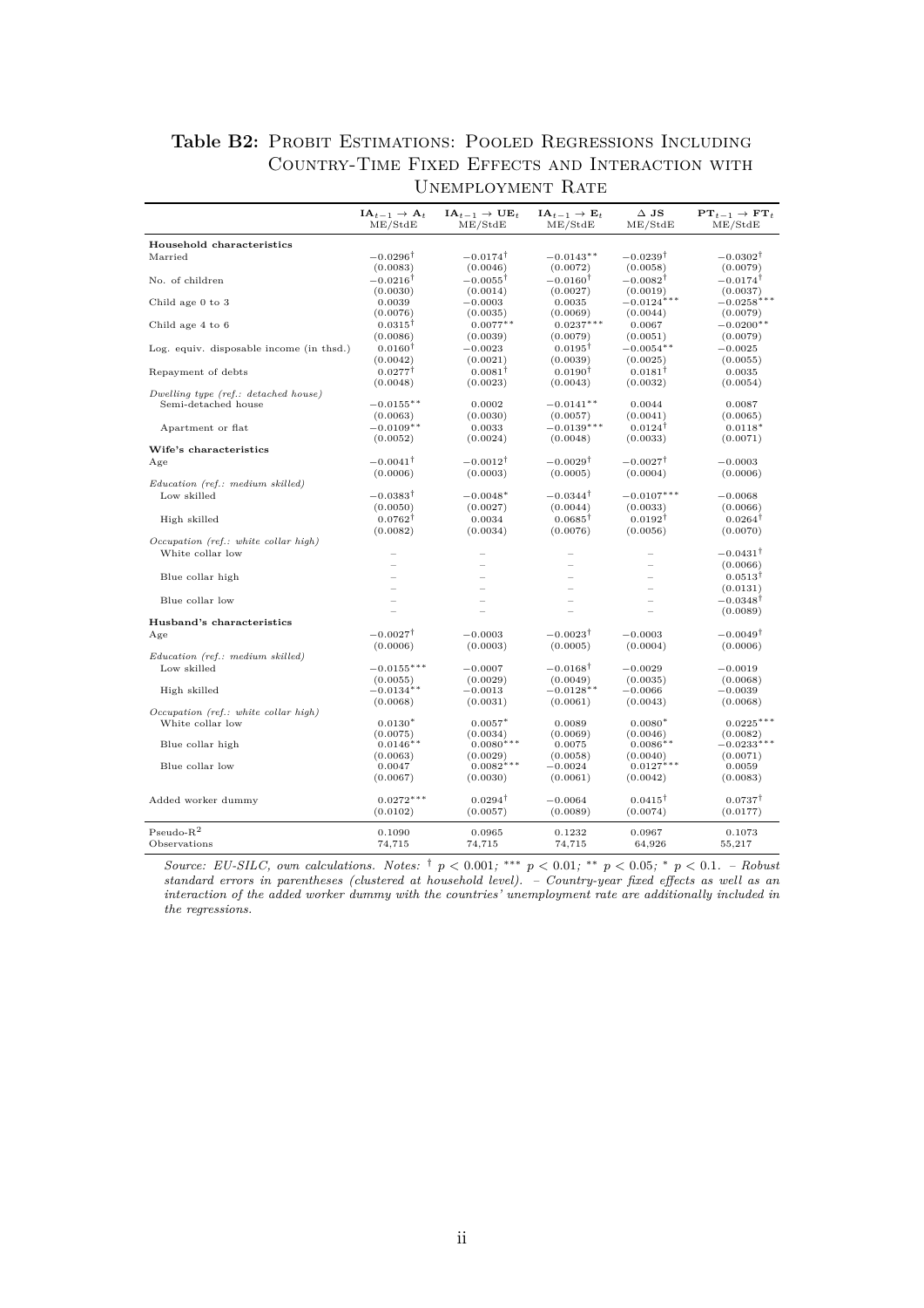**Table B2:** Probit Estimations: Pooled Regressions Including Country-Time Fixed Effects and Interaction with Unemployment Rate

| | $\mathbf{IA}_{t-1} \rightarrow \mathbf{A}_t$ ME/StdE | $\mathbf{IA}_{t-1} \rightarrow \mathbf{UE}_t$ ME/StdE | $\mathbf{IA}_{t-1} \rightarrow \mathbf{E}_t$ ME/StdE | $\Delta$ **JS** ME/StdE | $\mathbf{PT}_{t-1} \rightarrow \mathbf{FT}_t$ ME/StdE |
|---|---|---|---|---|---|
| **Household characteristics** | | | | | |
| Married | $-0.0296^{\dagger}$ | $-0.0174^{\dagger}$ | $-0.0143^{**}$ | $-0.0239^{\dagger}$ | $-0.0302^{\dagger}$ |
| | (0.0083) | (0.0046) | (0.0072) | (0.0058) | (0.0079) |
| No. of children | $-0.0216^{\dagger}$ | $-0.0055^{\dagger}$ | $-0.0160^{\dagger}$ | $-0.0082^{\dagger}$ | $-0.0174^{\dagger}$ |
| | (0.0030) | (0.0014) | (0.0027) | (0.0019) | (0.0037) |
| Child age 0 to 3 | 0.0039 | $-0.0003$ | 0.0035 | $-0.0124^{***}$ | $-0.0258^{***}$ |
| | (0.0076) | (0.0035) | (0.0069) | (0.0044) | (0.0079) |
| Child age 4 to 6 | $0.0315^{\dagger}$ | $0.0077^{**}$ | $0.0237^{***}$ | 0.0067 | $-0.0200^{**}$ |
| | (0.0086) | (0.0039) | (0.0079) | (0.0051) | (0.0079) |
| Log. equiv. disposable income (in thsd.) | $0.0160^{\dagger}$ | $-0.0023$ | $0.0195^{\dagger}$ | $-0.0054^{**}$ | $-0.0025$ |
| | (0.0042) | (0.0021) | (0.0039) | (0.0025) | (0.0055) |
| Repayment of debts | $0.0277^{\dagger}$ | $0.0081^{\dagger}$ | $0.0190^{\dagger}$ | $0.0181^{\dagger}$ | 0.0035 |
| | (0.0048) | (0.0023) | (0.0043) | (0.0032) | (0.0054) |
| *Dwelling type (ref.: detached house)* | | | | | |
| Semi-detached house | $-0.0155^{**}$ | 0.0002 | $-0.0141^{**}$ | 0.0044 | 0.0087 |
| | (0.0063) | (0.0030) | (0.0057) | (0.0041) | (0.0065) |
| Apartment or flat | $-0.0109^{**}$ | 0.0033 | $-0.0139^{***}$ | $0.0124^{\dagger}$ | $0.0118^{*}$ |
| | (0.0052) | (0.0024) | (0.0048) | (0.0033) | (0.0071) |
| **Wife's characteristics** | | | | | |
| Age | $-0.0041^{\dagger}$ | $-0.0012^{\dagger}$ | $-0.0029^{\dagger}$ | $-0.0027^{\dagger}$ | $-0.0003$ |
| | (0.0006) | (0.0003) | (0.0005) | (0.0004) | (0.0006) |
| *Education (ref.: medium skilled)* | | | | | |
| Low skilled | $-0.0383^{\dagger}$ | $-0.0048^{*}$ | $-0.0344^{\dagger}$ | $-0.0107^{***}$ | $-0.0068$ |
| | (0.0050) | (0.0027) | (0.0044) | (0.0033) | (0.0066) |
| High skilled | $0.0762^{\dagger}$ | 0.0034 | $0.0685^{\dagger}$ | $0.0192^{\dagger}$ | $0.0264^{\dagger}$ |
| | (0.0082) | (0.0034) | (0.0076) | (0.0056) | (0.0070) |
| *Occupation (ref.: white collar high)* | | | | | |
| White collar low | – | – | – | – | $-0.0431^{\dagger}$ |
| | – | – | – | – | (0.0066) |
| Blue collar high | – | – | – | – | $0.0513^{\dagger}$ |
| | – | – | – | – | (0.0131) |
| Blue collar low | – | – | – | – | $-0.0348^{\dagger}$ |
| | – | – | – | – | (0.0089) |
| **Husband's characteristics** | | | | | |
| Age | $-0.0027^{\dagger}$ | $-0.0003$ | $-0.0023^{\dagger}$ | $-0.0003$ | $-0.0049^{\dagger}$ |
| | (0.0006) | (0.0003) | (0.0005) | (0.0004) | (0.0006) |
| *Education (ref.: medium skilled)* | | | | | |
| Low skilled | $-0.0155^{***}$ | $-0.0007$ | $-0.0168^{\dagger}$ | $-0.0029$ | $-0.0019$ |
| | (0.0055) | (0.0029) | (0.0049) | (0.0035) | (0.0068) |
| High skilled | $-0.0134^{**}$ | $-0.0013$ | $-0.0128^{**}$ | $-0.0066$ | $-0.0039$ |
| | (0.0068) | (0.0031) | (0.0061) | (0.0043) | (0.0068) |
| *Occupation (ref.: white collar high)* | | | | | |
| White collar low | $0.0130^{*}$ | $0.0057^{*}$ | 0.0089 | $0.0080^{*}$ | $0.0225^{***}$ |
| | (0.0075) | (0.0034) | (0.0069) | (0.0046) | (0.0082) |
| Blue collar high | $0.0146^{**}$ | $0.0080^{***}$ | 0.0075 | $0.0086^{**}$ | $-0.0233^{***}$ |
| | (0.0063) | (0.0029) | (0.0058) | (0.0040) | (0.0071) |
| Blue collar low | 0.0047 | $0.0082^{***}$ | $-0.0024$ | $0.0127^{***}$ | 0.0059 |
| | (0.0067) | (0.0030) | (0.0061) | (0.0042) | (0.0083) |
| Added worker dummy | $0.0272^{***}$ | $0.0294^{\dagger}$ | $-0.0064$ | $0.0415^{\dagger}$ | $0.0737^{\dagger}$ |
| | (0.0102) | (0.0057) | (0.0089) | (0.0074) | (0.0177) |
| Pseudo-$R^2$ | 0.1090 | 0.0965 | 0.1232 | 0.0967 | 0.1073 |
| Observations | 74,715 | 74,715 | 74,715 | 64,926 | 55,217 |

*Source: EU-SILC, own calculations. Notes:* $^{\dagger}$ $p < 0.001$; $^{***}$ $p < 0.01$; $^{**}$ $p < 0.05$; $^{*}$ $p < 0.1$. *– Robust standard errors in parentheses (clustered at household level). – Country-year fixed effects as well as an interaction of the added worker dummy with the countries' unemployment rate are additionally included in the regressions.*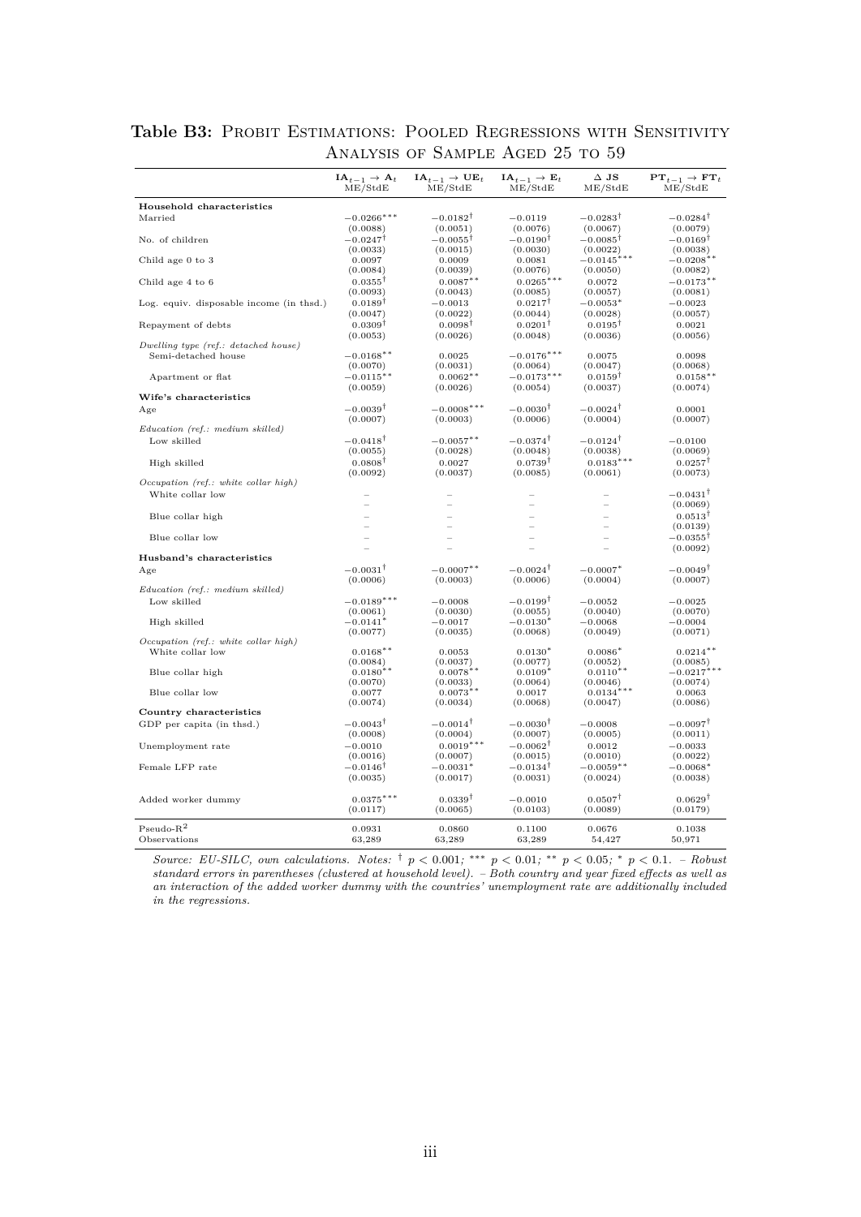**Table B3:** Probit Estimations: Pooled Regressions with Sensitivity Analysis of Sample Aged 25 to 59

| | $\mathbf{IA}_{t-1} \rightarrow \mathbf{A}_t$ ME/StdE | $\mathbf{IA}_{t-1} \rightarrow \mathbf{UE}_t$ ME/StdE | $\mathbf{IA}_{t-1} \rightarrow \mathbf{E}_t$ ME/StdE | $\Delta$ **JS** ME/StdE | $\mathbf{PT}_{t-1} \rightarrow \mathbf{FT}_t$ ME/StdE |
|---|---|---|---|---|---|
| **Household characteristics** | | | | | |
| Married | $-0.0266^{***}$ | $-0.0182^{\dagger}$ | $-0.0119$ | $-0.0283^{\dagger}$ | $-0.0284^{\dagger}$ |
| | (0.0088) | (0.0051) | (0.0076) | (0.0067) | (0.0079) |
| No. of children | $-0.0247^{\dagger}$ | $-0.0055^{\dagger}$ | $-0.0190^{\dagger}$ | $-0.0085^{\dagger}$ | $-0.0169^{\dagger}$ |
| | (0.0033) | (0.0015) | (0.0030) | (0.0022) | (0.0038) |
| Child age 0 to 3 | 0.0097 | 0.0009 | 0.0081 | $-0.0145^{***}$ | $-0.0208^{**}$ |
| | (0.0084) | (0.0039) | (0.0076) | (0.0050) | (0.0082) |
| Child age 4 to 6 | $0.0355^{\dagger}$ | $0.0087^{**}$ | $0.0265^{***}$ | 0.0072 | $-0.0173^{**}$ |
| | (0.0093) | (0.0043) | (0.0085) | (0.0057) | (0.0081) |
| Log. equiv. disposable income (in thsd.) | $0.0189^{\dagger}$ | $-0.0013$ | $0.0217^{\dagger}$ | $-0.0053^{*}$ | $-0.0023$ |
| | (0.0047) | (0.0022) | (0.0044) | (0.0028) | (0.0057) |
| Repayment of debts | $0.0309^{\dagger}$ | $0.0098^{\dagger}$ | $0.0201^{\dagger}$ | $0.0195^{\dagger}$ | 0.0021 |
| | (0.0053) | (0.0026) | (0.0048) | (0.0036) | (0.0056) |
| *Dwelling type (ref.: detached house)* | | | | | |
| Semi-detached house | $-0.0168^{**}$ | 0.0025 | $-0.0176^{***}$ | 0.0075 | 0.0098 |
| | (0.0070) | (0.0031) | (0.0064) | (0.0047) | (0.0068) |
| Apartment or flat | $-0.0115^{**}$ | $0.0062^{**}$ | $-0.0173^{***}$ | $0.0159^{\dagger}$ | $0.0158^{**}$ |
| | (0.0059) | (0.0026) | (0.0054) | (0.0037) | (0.0074) |
| **Wife's characteristics** | | | | | |
| Age | $-0.0039^{\dagger}$ | $-0.0008^{***}$ | $-0.0030^{\dagger}$ | $-0.0024^{\dagger}$ | 0.0001 |
| | (0.0007) | (0.0003) | (0.0006) | (0.0004) | (0.0007) |
| *Education (ref.: medium skilled)* | | | | | |
| Low skilled | $-0.0418^{\dagger}$ | $-0.0057^{**}$ | $-0.0374^{\dagger}$ | $-0.0124^{\dagger}$ | $-0.0100$ |
| | (0.0055) | (0.0028) | (0.0048) | (0.0038) | (0.0069) |
| High skilled | $0.0808^{\dagger}$ | 0.0027 | $0.0739^{\dagger}$ | $0.0183^{***}$ | $0.0257^{\dagger}$ |
| | (0.0092) | (0.0037) | (0.0085) | (0.0061) | (0.0073) |
| *Occupation (ref.: white collar high)* | | | | | |
| White collar low | – | – | – | – | $-0.0431^{\dagger}$ |
| | – | – | – | – | (0.0069) |
| Blue collar high | – | – | – | – | $0.0513^{\dagger}$ |
| | – | – | – | – | (0.0139) |
| Blue collar low | – | – | – | – | $-0.0355^{\dagger}$ |
| | – | – | – | – | (0.0092) |
| **Husband's characteristics** | | | | | |
| Age | $-0.0031^{\dagger}$ | $-0.0007^{**}$ | $-0.0024^{\dagger}$ | $-0.0007^{*}$ | $-0.0049^{\dagger}$ |
| | (0.0006) | (0.0003) | (0.0006) | (0.0004) | (0.0007) |
| *Education (ref.: medium skilled)* | | | | | |
| Low skilled | $-0.0189^{***}$ | $-0.0008$ | $-0.0199^{\dagger}$ | $-0.0052$ | $-0.0025$ |
| | (0.0061) | (0.0030) | (0.0055) | (0.0040) | (0.0070) |
| High skilled | $-0.0141^{*}$ | $-0.0017$ | $-0.0130^{*}$ | $-0.0068$ | $-0.0004$ |
| | (0.0077) | (0.0035) | (0.0068) | (0.0049) | (0.0071) |
| *Occupation (ref.: white collar high)* | | | | | |
| White collar low | $0.0168^{**}$ | 0.0053 | $0.0130^{*}$ | $0.0086^{*}$ | $0.0214^{**}$ |
| | (0.0084) | (0.0037) | (0.0077) | (0.0052) | (0.0085) |
| Blue collar high | $0.0180^{**}$ | $0.0078^{**}$ | $0.0109^{*}$ | $0.0110^{**}$ | $-0.0217^{***}$ |
| | (0.0070) | (0.0033) | (0.0064) | (0.0046) | (0.0074) |
| Blue collar low | 0.0077 | $0.0073^{**}$ | 0.0017 | $0.0134^{***}$ | 0.0063 |
| | (0.0074) | (0.0034) | (0.0068) | (0.0047) | (0.0086) |
| **Country characteristics** | | | | | |
| GDP per capita (in thsd.) | $-0.0043^{\dagger}$ | $-0.0014^{\dagger}$ | $-0.0030^{\dagger}$ | $-0.0008$ | $-0.0097^{\dagger}$ |
| | (0.0008) | (0.0004) | (0.0007) | (0.0005) | (0.0011) |
| Unemployment rate | $-0.0010$ | $0.0019^{***}$ | $-0.0062^{\dagger}$ | 0.0012 | $-0.0033$ |
| | (0.0016) | (0.0007) | (0.0015) | (0.0010) | (0.0022) |
| Female LFP rate | $-0.0146^{\dagger}$ | $-0.0031^{*}$ | $-0.0134^{\dagger}$ | $-0.0059^{**}$ | $-0.0068^{*}$ |
| | (0.0035) | (0.0017) | (0.0031) | (0.0024) | (0.0038) |
| Added worker dummy | $0.0375^{***}$ | $0.0339^{\dagger}$ | $-0.0010$ | $0.0507^{\dagger}$ | $0.0629^{\dagger}$ |
| | (0.0117) | (0.0065) | (0.0103) | (0.0089) | (0.0179) |
| Pseudo-$R^2$ | 0.0931 | 0.0860 | 0.1100 | 0.0676 | 0.1038 |
| Observations | 63,289 | 63,289 | 63,289 | 54,427 | 50,971 |

*Source: EU-SILC, own calculations. Notes:* $^{\dagger}$ $p < 0.001$; $^{***}$ $p < 0.01$; $^{**}$ $p < 0.05$; $^{*}$ $p < 0.1$. *– Robust standard errors in parentheses (clustered at household level). – Both country and year fixed effects as well as an interaction of the added worker dummy with the countries' unemployment rate are additionally included in the regressions.*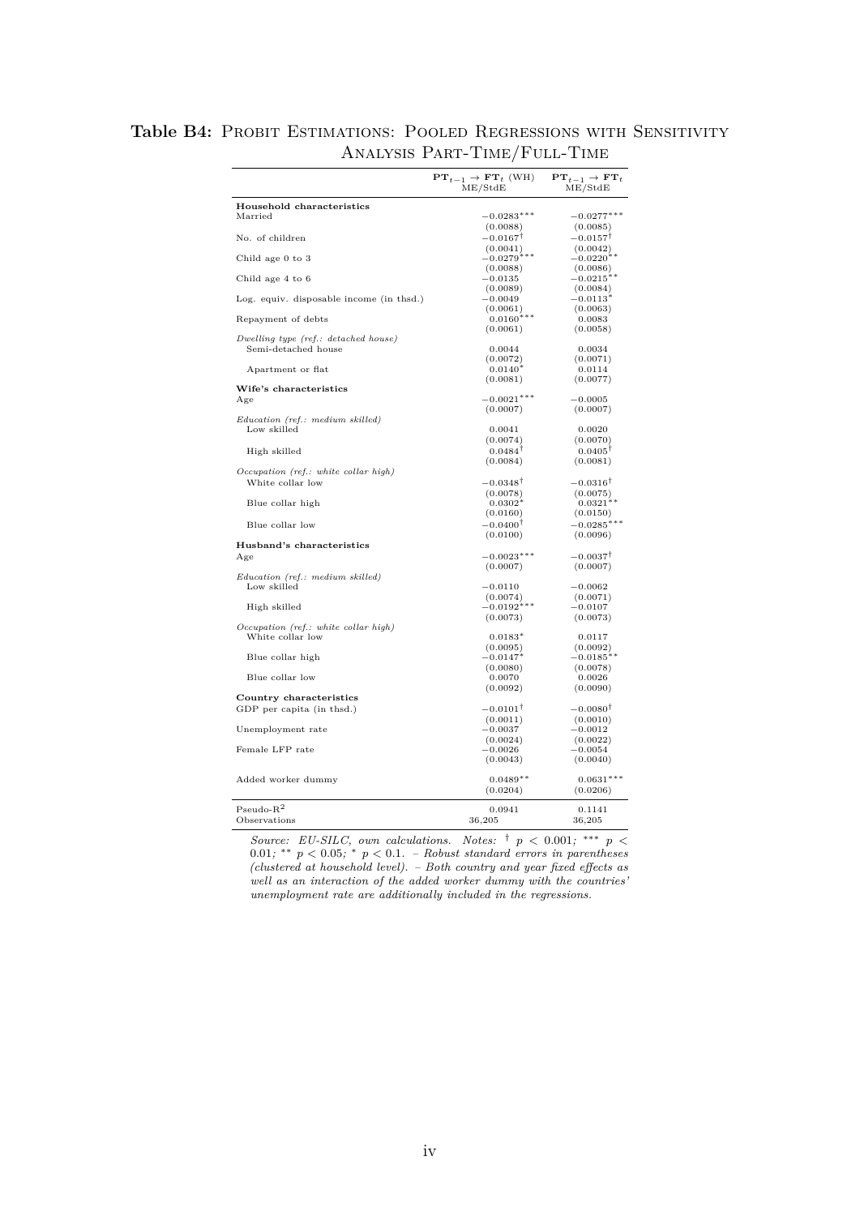**Table B4:** Probit Estimations: Pooled Regressions with Sensitivity Analysis Part-Time/Full-Time

| | $\mathbf{PT}_{t-1} \rightarrow \mathbf{FT}_t$ (WH) ME/StdE | $\mathbf{PT}_{t-1} \rightarrow \mathbf{FT}_t$ ME/StdE |
|---|---|---|
| **Household characteristics** | | |
| Married | $-0.0283^{***}$ | $-0.0277^{***}$ |
| | (0.0088) | (0.0085) |
| No. of children | $-0.0167^{\dagger}$ | $-0.0157^{\dagger}$ |
| | (0.0041) | (0.0042) |
| Child age 0 to 3 | $-0.0279^{***}$ | $-0.0220^{**}$ |
| | (0.0088) | (0.0086) |
| Child age 4 to 6 | $-0.0135$ | $-0.0215^{**}$ |
| | (0.0089) | (0.0084) |
| Log. equiv. disposable income (in thsd.) | $-0.0049$ | $-0.0113^{*}$ |
| | (0.0061) | (0.0063) |
| Repayment of debts | $0.0160^{***}$ | 0.0083 |
| | (0.0061) | (0.0058) |
| *Dwelling type (ref.: detached house)* | | |
| Semi-detached house | 0.0044 | 0.0034 |
| | (0.0072) | (0.0071) |
| Apartment or flat | $0.0140^{*}$ | 0.0114 |
| | (0.0081) | (0.0077) |
| **Wife's characteristics** | | |
| Age | $-0.0021^{***}$ | $-0.0005$ |
| | (0.0007) | (0.0007) |
| *Education (ref.: medium skilled)* | | |
| Low skilled | 0.0041 | 0.0020 |
| | (0.0074) | (0.0070) |
| High skilled | $0.0484^{\dagger}$ | $0.0405^{\dagger}$ |
| | (0.0084) | (0.0081) |
| *Occupation (ref.: white collar high)* | | |
| White collar low | $-0.0348^{\dagger}$ | $-0.0316^{\dagger}$ |
| | (0.0078) | (0.0075) |
| Blue collar high | $0.0302^{*}$ | $0.0321^{**}$ |
| | (0.0160) | (0.0150) |
| Blue collar low | $-0.0400^{\dagger}$ | $-0.0285^{***}$ |
| | (0.0100) | (0.0096) |
| **Husband's characteristics** | | |
| Age | $-0.0023^{***}$ | $-0.0037^{\dagger}$ |
| | (0.0007) | (0.0007) |
| *Education (ref.: medium skilled)* | | |
| Low skilled | $-0.0110$ | $-0.0062$ |
| | (0.0074) | (0.0071) |
| High skilled | $-0.0192^{***}$ | $-0.0107$ |
| | (0.0073) | (0.0073) |
| *Occupation (ref.: white collar high)* | | |
| White collar low | $0.0183^{*}$ | 0.0117 |
| | (0.0095) | (0.0092) |
| Blue collar high | $-0.0147^{*}$ | $-0.0185^{**}$ |
| | (0.0080) | (0.0078) |
| Blue collar low | 0.0070 | 0.0026 |
| | (0.0092) | (0.0090) |
| **Country characteristics** | | |
| GDP per capita (in thsd.) | $-0.0101^{\dagger}$ | $-0.0080^{\dagger}$ |
| | (0.0011) | (0.0010) |
| Unemployment rate | $-0.0037$ | $-0.0012$ |
| | (0.0024) | (0.0022) |
| Female LFP rate | $-0.0026$ | $-0.0054$ |
| | (0.0043) | (0.0040) |
| Added worker dummy | $0.0489^{**}$ | $0.0631^{***}$ |
| | (0.0204) | (0.0206) |
| Pseudo-$R^2$ | 0.0941 | 0.1141 |
| Observations | 36,205 | 36,205 |

*Source: EU-SILC, own calculations. Notes:* $^{\dagger}$ $p < 0.001$; $^{***}$ $p < 0.01$; $^{**}$ $p < 0.05$; $^{*}$ $p < 0.1$. *– Robust standard errors in parentheses (clustered at household level). – Both country and year fixed effects as well as an interaction of the added worker dummy with the countries' unemployment rate are additionally included in the regressions.*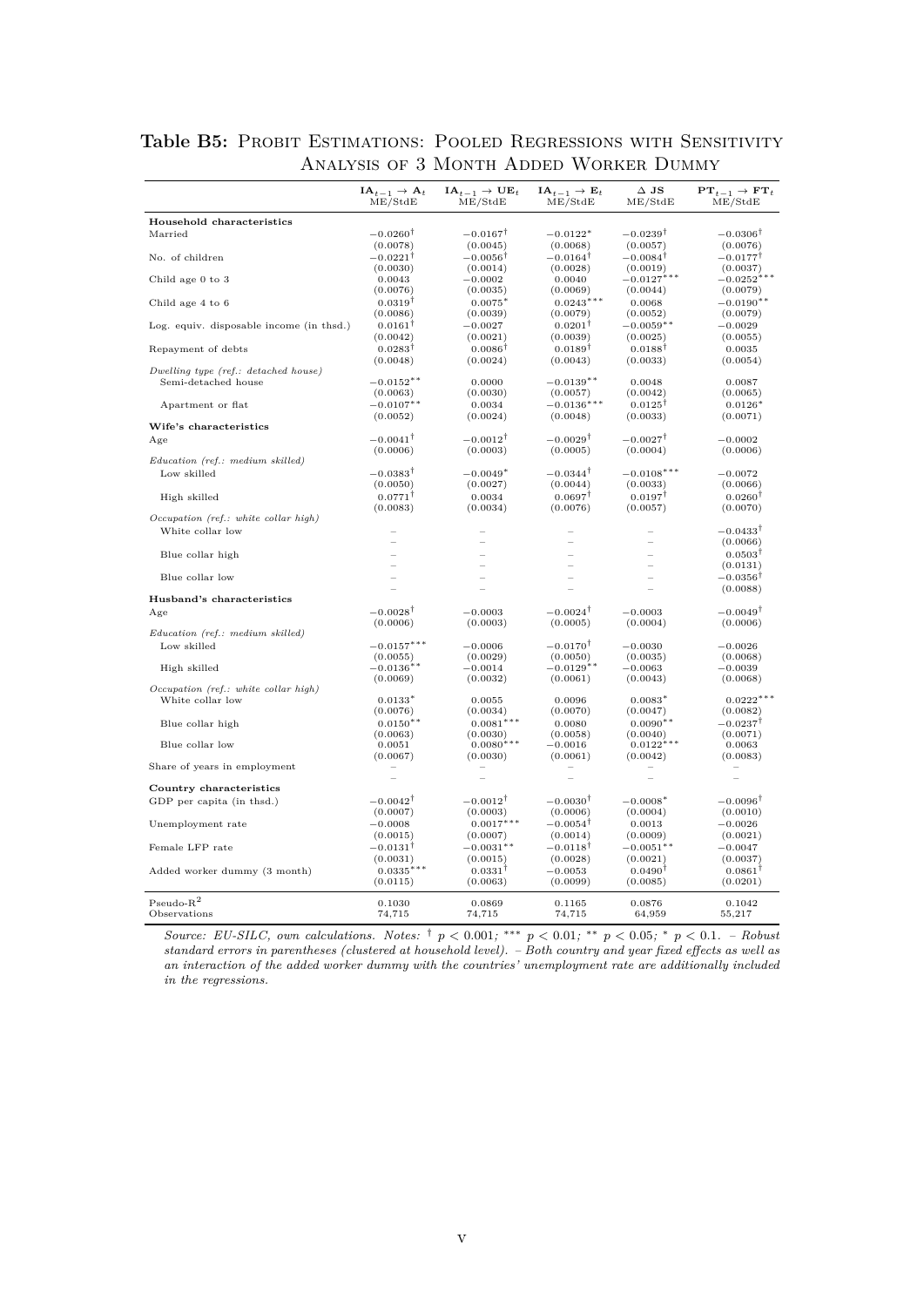**Table B5:** Probit Estimations: Pooled Regressions with Sensitivity Analysis of 3 Month Added Worker Dummy

| | $\mathbf{IA}_{t-1} \rightarrow \mathbf{A}_t$ ME/StdE | $\mathbf{IA}_{t-1} \rightarrow \mathbf{UE}_t$ ME/StdE | $\mathbf{IA}_{t-1} \rightarrow \mathbf{E}_t$ ME/StdE | $\Delta$ **JS** ME/StdE | $\mathbf{PT}_{t-1} \rightarrow \mathbf{FT}_t$ ME/StdE |
|---|---|---|---|---|---|
| **Household characteristics** | | | | | |
| Married | $-0.0260^{\dagger}$ | $-0.0167^{\dagger}$ | $-0.0122^{*}$ | $-0.0239^{\dagger}$ | $-0.0306^{\dagger}$ |
| | (0.0078) | (0.0045) | (0.0068) | (0.0057) | (0.0076) |
| No. of children | $-0.0221^{\dagger}$ | $-0.0056^{\dagger}$ | $-0.0164^{\dagger}$ | $-0.0084^{\dagger}$ | $-0.0177^{\dagger}$ |
| | (0.0030) | (0.0014) | (0.0028) | (0.0019) | (0.0037) |
| Child age 0 to 3 | 0.0043 | $-0.0002$ | 0.0040 | $-0.0127^{***}$ | $-0.0252^{***}$ |
| | (0.0076) | (0.0035) | (0.0069) | (0.0044) | (0.0079) |
| Child age 4 to 6 | $0.0319^{\dagger}$ | $0.0075^{*}$ | $0.0243^{***}$ | 0.0068 | $-0.0190^{**}$ |
| | (0.0086) | (0.0039) | (0.0079) | (0.0052) | (0.0079) |
| Log. equiv. disposable income (in thsd.) | $0.0161^{\dagger}$ | $-0.0027$ | $0.0201^{\dagger}$ | $-0.0059^{**}$ | $-0.0029$ |
| | (0.0042) | (0.0021) | (0.0039) | (0.0025) | (0.0055) |
| Repayment of debts | $0.0283^{\dagger}$ | $0.0086^{\dagger}$ | $0.0189^{\dagger}$ | $0.0188^{\dagger}$ | 0.0035 |
| | (0.0048) | (0.0024) | (0.0043) | (0.0033) | (0.0054) |
| *Dwelling type (ref.: detached house)* | | | | | |
| Semi-detached house | $-0.0152^{**}$ | 0.0000 | $-0.0139^{**}$ | 0.0048 | 0.0087 |
| | (0.0063) | (0.0030) | (0.0057) | (0.0042) | (0.0065) |
| Apartment or flat | $-0.0107^{**}$ | 0.0034 | $-0.0136^{***}$ | $0.0125^{\dagger}$ | $0.0126^{*}$ |
| | (0.0052) | (0.0024) | (0.0048) | (0.0033) | (0.0071) |
| **Wife's characteristics** | | | | | |
| Age | $-0.0041^{\dagger}$ | $-0.0012^{\dagger}$ | $-0.0029^{\dagger}$ | $-0.0027^{\dagger}$ | $-0.0002$ |
| | (0.0006) | (0.0003) | (0.0005) | (0.0004) | (0.0006) |
| *Education (ref.: medium skilled)* | | | | | |
| Low skilled | $-0.0383^{\dagger}$ | $-0.0049^{*}$ | $-0.0344^{\dagger}$ | $-0.0108^{***}$ | $-0.0072$ |
| | (0.0050) | (0.0027) | (0.0044) | (0.0033) | (0.0066) |
| High skilled | $0.0771^{\dagger}$ | 0.0034 | $0.0697^{\dagger}$ | $0.0197^{\dagger}$ | $0.0260^{\dagger}$ |
| | (0.0083) | (0.0034) | (0.0076) | (0.0057) | (0.0070) |
| *Occupation (ref.: white collar high)* | | | | | |
| White collar low | – | – | – | – | $-0.0433^{\dagger}$ |
| | – | – | – | – | (0.0066) |
| Blue collar high | – | – | – | – | $0.0503^{\dagger}$ |
| | – | – | – | – | (0.0131) |
| Blue collar low | – | – | – | – | $-0.0356^{\dagger}$ |
| | – | – | – | – | (0.0088) |
| **Husband's characteristics** | | | | | |
| Age | $-0.0028^{\dagger}$ | $-0.0003$ | $-0.0024^{\dagger}$ | $-0.0003$ | $-0.0049^{\dagger}$ |
| | (0.0006) | (0.0003) | (0.0005) | (0.0004) | (0.0006) |
| *Education (ref.: medium skilled)* | | | | | |
| Low skilled | $-0.0157^{***}$ | $-0.0006$ | $-0.0170^{\dagger}$ | $-0.0030$ | $-0.0026$ |
| | (0.0055) | (0.0029) | (0.0050) | (0.0035) | (0.0068) |
| High skilled | $-0.0136^{**}$ | $-0.0014$ | $-0.0129^{**}$ | $-0.0063$ | $-0.0039$ |
| | (0.0069) | (0.0032) | (0.0061) | (0.0043) | (0.0068) |
| *Occupation (ref.: white collar high)* | | | | | |
| White collar low | $0.0133^{*}$ | 0.0055 | 0.0096 | $0.0083^{*}$ | $0.0222^{***}$ |
| | (0.0076) | (0.0034) | (0.0070) | (0.0047) | (0.0082) |
| Blue collar high | $0.0150^{**}$ | $0.0081^{***}$ | 0.0080 | $0.0090^{**}$ | $-0.0237^{\dagger}$ |
| | (0.0063) | (0.0030) | (0.0058) | (0.0040) | (0.0071) |
| Blue collar low | 0.0051 | $0.0080^{***}$ | $-0.0016$ | $0.0122^{***}$ | 0.0063 |
| | (0.0067) | (0.0030) | (0.0061) | (0.0042) | (0.0083) |
| Share of years in employment | – | – | – | – | – |
| | – | – | – | – | – |
| **Country characteristics** | | | | | |
| GDP per capita (in thsd.) | $-0.0042^{\dagger}$ | $-0.0012^{\dagger}$ | $-0.0030^{\dagger}$ | $-0.0008^{*}$ | $-0.0096^{\dagger}$ |
| | (0.0007) | (0.0003) | (0.0006) | (0.0004) | (0.0010) |
| Unemployment rate | $-0.0008$ | $0.0017^{***}$ | $-0.0054^{\dagger}$ | 0.0013 | $-0.0026$ |
| | (0.0015) | (0.0007) | (0.0014) | (0.0009) | (0.0021) |
| Female LFP rate | $-0.0131^{\dagger}$ | $-0.0031^{**}$ | $-0.0118^{\dagger}$ | $-0.0051^{**}$ | $-0.0047$ |
| | (0.0031) | (0.0015) | (0.0028) | (0.0021) | (0.0037) |
| Added worker dummy (3 month) | $0.0335^{***}$ | $0.0331^{\dagger}$ | $-0.0053$ | $0.0490^{\dagger}$ | $0.0861^{\dagger}$ |
| | (0.0115) | (0.0063) | (0.0099) | (0.0085) | (0.0201) |
| Pseudo-$R^2$ | 0.1030 | 0.0869 | 0.1165 | 0.0876 | 0.1042 |
| Observations | 74,715 | 74,715 | 74,715 | 64,959 | 55,217 |

*Source: EU-SILC, own calculations. Notes:* $^{\dagger}$ $p < 0.001$; $^{***}$ $p < 0.01$; $^{**}$ $p < 0.05$; $^{*}$ $p < 0.1$. *– Robust standard errors in parentheses (clustered at household level). – Both country and year fixed effects as well as an interaction of the added worker dummy with the countries' unemployment rate are additionally included in the regressions.*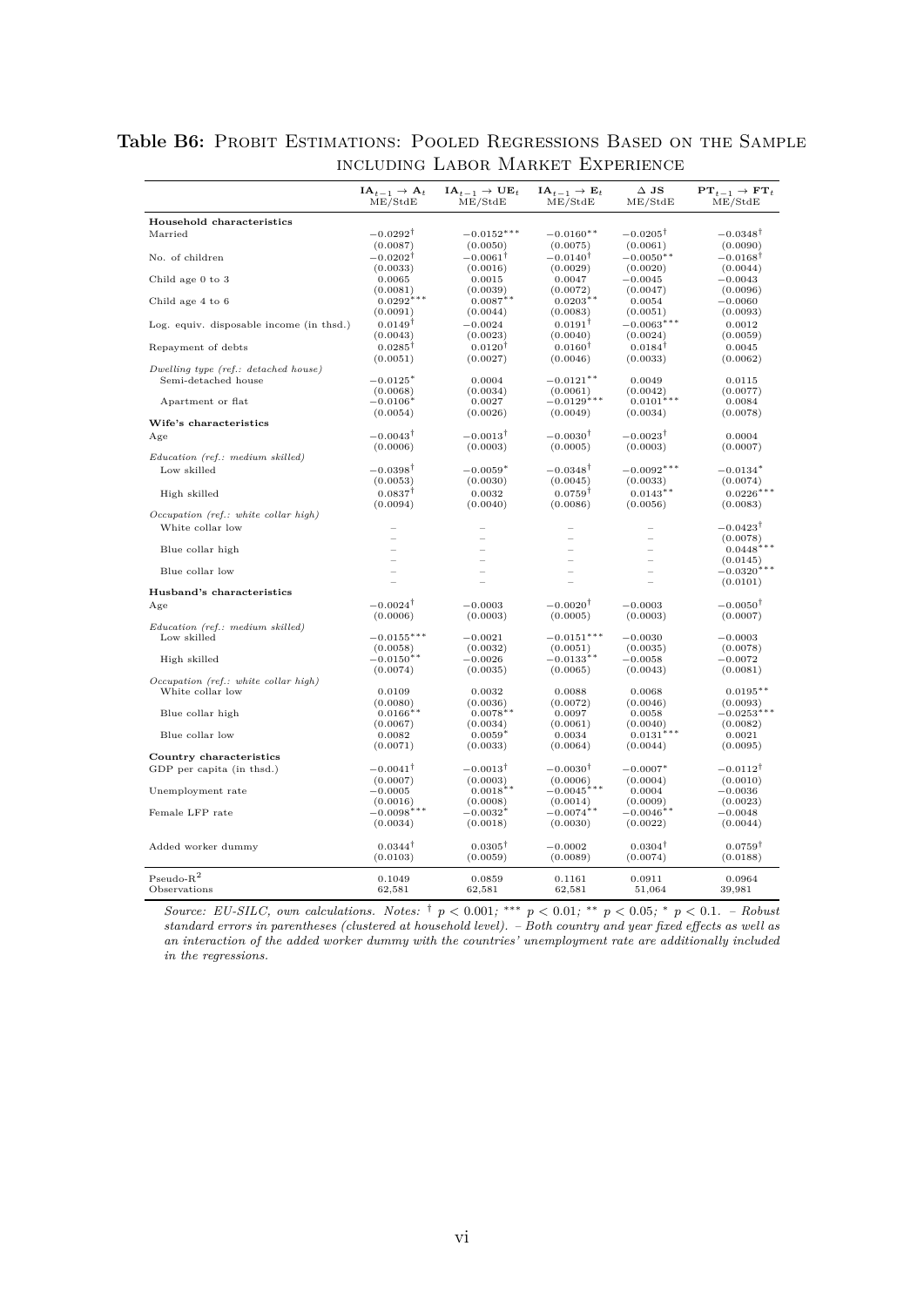**Table B6:** Probit Estimations: Pooled Regressions Based on the Sample including Labor Market Experience

| | $\mathbf{IA}_{t-1} \rightarrow \mathbf{A}_t$ ME/StdE | $\mathbf{IA}_{t-1} \rightarrow \mathbf{UE}_t$ ME/StdE | $\mathbf{IA}_{t-1} \rightarrow \mathbf{E}_t$ ME/StdE | $\Delta$ **JS** ME/StdE | $\mathbf{PT}_{t-1} \rightarrow \mathbf{FT}_t$ ME/StdE |
|---|---|---|---|---|---|
| **Household characteristics** | | | | | |
| Married | $-0.0292^{\dagger}$ | $-0.0152^{***}$ | $-0.0160^{**}$ | $-0.0205^{\dagger}$ | $-0.0348^{\dagger}$ |
| | (0.0087) | (0.0050) | (0.0075) | (0.0061) | (0.0090) |
| No. of children | $-0.0202^{\dagger}$ | $-0.0061^{\dagger}$ | $-0.0140^{\dagger}$ | $-0.0050^{**}$ | $-0.0168^{\dagger}$ |
| | (0.0033) | (0.0016) | (0.0029) | (0.0020) | (0.0044) |
| Child age 0 to 3 | 0.0065 | 0.0015 | 0.0047 | $-0.0045$ | $-0.0043$ |
| | (0.0081) | (0.0039) | (0.0072) | (0.0047) | (0.0096) |
| Child age 4 to 6 | $0.0292^{***}$ | $0.0087^{**}$ | $0.0203^{**}$ | 0.0054 | $-0.0060$ |
| | (0.0091) | (0.0044) | (0.0083) | (0.0051) | (0.0093) |
| Log. equiv. disposable income (in thsd.) | $0.0149^{\dagger}$ | $-0.0024$ | $0.0191^{\dagger}$ | $-0.0063^{***}$ | 0.0012 |
| | (0.0043) | (0.0023) | (0.0040) | (0.0024) | (0.0059) |
| Repayment of debts | $0.0285^{\dagger}$ | $0.0120^{\dagger}$ | $0.0160^{\dagger}$ | $0.0184^{\dagger}$ | 0.0045 |
| | (0.0051) | (0.0027) | (0.0046) | (0.0033) | (0.0062) |
| *Dwelling type (ref.: detached house)* | | | | | |
| Semi-detached house | $-0.0125^{*}$ | 0.0004 | $-0.0121^{**}$ | 0.0049 | 0.0115 |
| | (0.0068) | (0.0034) | (0.0061) | (0.0042) | (0.0077) |
| Apartment or flat | $-0.0106^{*}$ | 0.0027 | $-0.0129^{***}$ | $0.0101^{***}$ | 0.0084 |
| | (0.0054) | (0.0026) | (0.0049) | (0.0034) | (0.0078) |
| **Wife's characteristics** | | | | | |
| Age | $-0.0043^{\dagger}$ | $-0.0013^{\dagger}$ | $-0.0030^{\dagger}$ | $-0.0023^{\dagger}$ | 0.0004 |
| | (0.0006) | (0.0003) | (0.0005) | (0.0003) | (0.0007) |
| *Education (ref.: medium skilled)* | | | | | |
| Low skilled | $-0.0398^{\dagger}$ | $-0.0059^{*}$ | $-0.0348^{\dagger}$ | $-0.0092^{***}$ | $-0.0134^{*}$ |
| | (0.0053) | (0.0030) | (0.0045) | (0.0033) | (0.0074) |
| High skilled | $0.0837^{\dagger}$ | 0.0032 | $0.0759^{\dagger}$ | $0.0143^{**}$ | $0.0226^{***}$ |
| | (0.0094) | (0.0040) | (0.0086) | (0.0056) | (0.0083) |
| *Occupation (ref.: white collar high)* | | | | | |
| White collar low | – | – | – | – | $-0.0423^{\dagger}$ |
| | – | – | – | – | (0.0078) |
| Blue collar high | – | – | – | – | $0.0448^{***}$ |
| | – | – | – | – | (0.0145) |
| Blue collar low | – | – | – | – | $-0.0320^{***}$ |
| | – | – | – | – | (0.0101) |
| **Husband's characteristics** | | | | | |
| Age | $-0.0024^{\dagger}$ | $-0.0003$ | $-0.0020^{\dagger}$ | $-0.0003$ | $-0.0050^{\dagger}$ |
| | (0.0006) | (0.0003) | (0.0005) | (0.0003) | (0.0007) |
| *Education (ref.: medium skilled)* | | | | | |
| Low skilled | $-0.0155^{***}$ | $-0.0021$ | $-0.0151^{***}$ | $-0.0030$ | $-0.0003$ |
| | (0.0058) | (0.0032) | (0.0051) | (0.0035) | (0.0078) |
| High skilled | $-0.0150^{**}$ | $-0.0026$ | $-0.0133^{**}$ | $-0.0058$ | $-0.0072$ |
| | (0.0074) | (0.0035) | (0.0065) | (0.0043) | (0.0081) |
| *Occupation (ref.: white collar high)* | | | | | |
| White collar low | 0.0109 | 0.0032 | 0.0088 | 0.0068 | $0.0195^{**}$ |
| | (0.0080) | (0.0036) | (0.0072) | (0.0046) | (0.0093) |
| Blue collar high | $0.0166^{**}$ | $0.0078^{**}$ | 0.0097 | 0.0058 | $-0.0253^{***}$ |
| | (0.0067) | (0.0034) | (0.0061) | (0.0040) | (0.0082) |
| Blue collar low | 0.0082 | $0.0059^{*}$ | 0.0034 | $0.0131^{***}$ | 0.0021 |
| | (0.0071) | (0.0033) | (0.0064) | (0.0044) | (0.0095) |
| **Country characteristics** | | | | | |
| GDP per capita (in thsd.) | $-0.0041^{\dagger}$ | $-0.0013^{\dagger}$ | $-0.0030^{\dagger}$ | $-0.0007^{*}$ | $-0.0112^{\dagger}$ |
| | (0.0007) | (0.0003) | (0.0006) | (0.0004) | (0.0010) |
| Unemployment rate | $-0.0005$ | $0.0018^{**}$ | $-0.0045^{***}$ | 0.0004 | $-0.0036$ |
| | (0.0016) | (0.0008) | (0.0014) | (0.0009) | (0.0023) |
| Female LFP rate | $-0.0098^{***}$ | $-0.0032^{*}$ | $-0.0074^{**}$ | $-0.0046^{**}$ | $-0.0048$ |
| | (0.0034) | (0.0018) | (0.0030) | (0.0022) | (0.0044) |
| Added worker dummy | $0.0344^{\dagger}$ | $0.0305^{\dagger}$ | $-0.0002$ | $0.0304^{\dagger}$ | $0.0759^{\dagger}$ |
| | (0.0103) | (0.0059) | (0.0089) | (0.0074) | (0.0188) |
| Pseudo-$R^2$ | 0.1049 | 0.0859 | 0.1161 | 0.0911 | 0.0964 |
| Observations | 62,581 | 62,581 | 62,581 | 51,064 | 39,981 |

*Source: EU-SILC, own calculations. Notes:* $^{\dagger}$ $p < 0.001$; $^{***}$ $p < 0.01$; $^{**}$ $p < 0.05$; $^{*}$ $p < 0.1$. *– Robust standard errors in parentheses (clustered at household level). – Both country and year fixed effects as well as an interaction of the added worker dummy with the countries' unemployment rate are additionally included in the regressions.*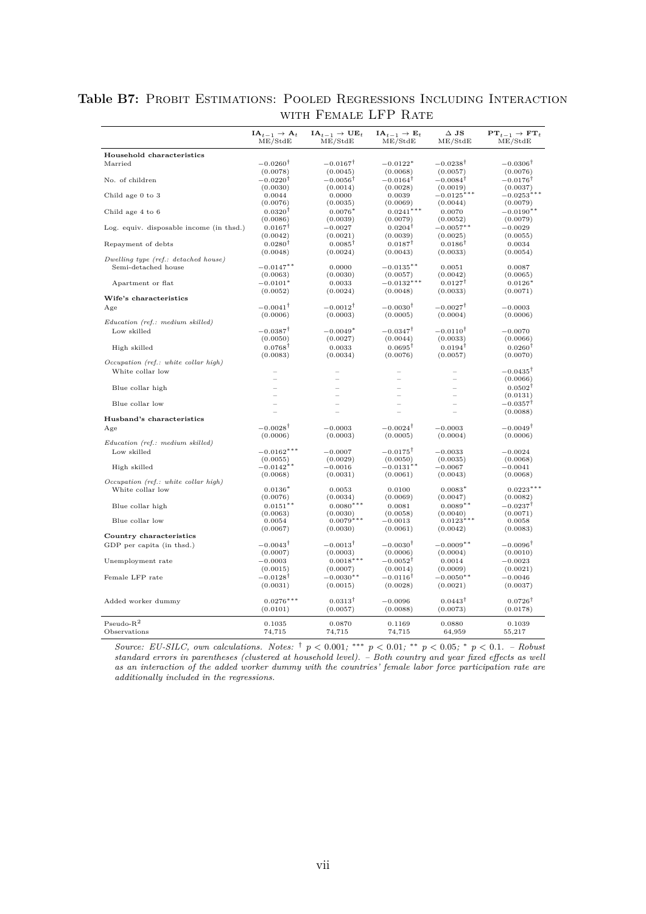**Table B7:** Probit Estimations: Pooled Regressions Including Interaction with Female LFP Rate

| | $IA_{t-1} \rightarrow A_t$ ME/StdE | $IA_{t-1} \rightarrow UE_t$ ME/StdE | $IA_{t-1} \rightarrow E_t$ ME/StdE | $\Delta$ JS ME/StdE | $PT_{t-1} \rightarrow FT_t$ ME/StdE |
|---|---|---|---|---|---|
| **Household characteristics** | | | | | |
| Married | $-0.0260^{\dagger}$ | $-0.0167^{\dagger}$ | $-0.0122^{*}$ | $-0.0238^{\dagger}$ | $-0.0306^{\dagger}$ |
| | (0.0078) | (0.0045) | (0.0068) | (0.0057) | (0.0076) |
| No. of children | $-0.0220^{\dagger}$ | $-0.0056^{\dagger}$ | $-0.0164^{\dagger}$ | $-0.0084^{\dagger}$ | $-0.0176^{\dagger}$ |
| | (0.0030) | (0.0014) | (0.0028) | (0.0019) | (0.0037) |
| Child age 0 to 3 | 0.0044 | 0.0000 | 0.0039 | $-0.0125^{***}$ | $-0.0253^{***}$ |
| | (0.0076) | (0.0035) | (0.0069) | (0.0044) | (0.0079) |
| Child age 4 to 6 | $0.0320^{\dagger}$ | $0.0076^{*}$ | $0.0241^{***}$ | 0.0070 | $-0.0190^{**}$ |
| | (0.0086) | (0.0039) | (0.0079) | (0.0052) | (0.0079) |
| Log. equiv. disposable income (in thsd.) | $0.0167^{\dagger}$ | $-0.0027$ | $0.0204^{\dagger}$ | $-0.0057^{**}$ | $-0.0029$ |
| | (0.0042) | (0.0021) | (0.0039) | (0.0025) | (0.0055) |
| Repayment of debts | $0.0280^{\dagger}$ | $0.0085^{\dagger}$ | $0.0187^{\dagger}$ | $0.0186^{\dagger}$ | 0.0034 |
| | (0.0048) | (0.0024) | (0.0043) | (0.0033) | (0.0054) |
| *Dwelling type (ref.: detached house)* | | | | | |
| Semi-detached house | $-0.0147^{**}$ | 0.0000 | $-0.0135^{**}$ | 0.0051 | 0.0087 |
| | (0.0063) | (0.0030) | (0.0057) | (0.0042) | (0.0065) |
| Apartment or flat | $-0.0101^{*}$ | 0.0033 | $-0.0132^{***}$ | $0.0127^{\dagger}$ | $0.0126^{*}$ |
| | (0.0052) | (0.0024) | (0.0048) | (0.0033) | (0.0071) |
| **Wife's characteristics** | | | | | |
| Age | $-0.0041^{\dagger}$ | $-0.0012^{\dagger}$ | $-0.0030^{\dagger}$ | $-0.0027^{\dagger}$ | $-0.0003$ |
| | (0.0006) | (0.0003) | (0.0005) | (0.0004) | (0.0006) |
| *Education (ref.: medium skilled)* | | | | | |
| Low skilled | $-0.0387^{\dagger}$ | $-0.0049^{*}$ | $-0.0347^{\dagger}$ | $-0.0110^{\dagger}$ | $-0.0070$ |
| | (0.0050) | (0.0027) | (0.0044) | (0.0033) | (0.0066) |
| High skilled | $0.0768^{\dagger}$ | 0.0033 | $0.0695^{\dagger}$ | $0.0194^{\dagger}$ | $0.0260^{\dagger}$ |
| | (0.0083) | (0.0034) | (0.0076) | (0.0057) | (0.0070) |
| *Occupation (ref.: white collar high)* | | | | | |
| White collar low | – | – | – | – | $-0.0435^{\dagger}$ |
| | – | – | – | – | (0.0066) |
| Blue collar high | – | – | – | – | $0.0502^{\dagger}$ |
| | – | – | – | – | (0.0131) |
| Blue collar low | – | – | – | – | $-0.0357^{\dagger}$ |
| | – | – | – | – | (0.0088) |
| **Husband's characteristics** | | | | | |
| Age | $-0.0028^{\dagger}$ | $-0.0003$ | $-0.0024^{\dagger}$ | $-0.0003$ | $-0.0049^{\dagger}$ |
| | (0.0006) | (0.0003) | (0.0005) | (0.0004) | (0.0006) |
| *Education (ref.: medium skilled)* | | | | | |
| Low skilled | $-0.0162^{***}$ | $-0.0007$ | $-0.0175^{\dagger}$ | $-0.0033$ | $-0.0024$ |
| | (0.0055) | (0.0029) | (0.0050) | (0.0035) | (0.0068) |
| High skilled | $-0.0142^{**}$ | $-0.0016$ | $-0.0131^{**}$ | $-0.0067$ | $-0.0041$ |
| | (0.0068) | (0.0031) | (0.0061) | (0.0043) | (0.0068) |
| *Occupation (ref.: white collar high)* | | | | | |
| White collar low | $0.0136^{*}$ | 0.0053 | 0.0100 | $0.0083^{*}$ | $0.0223^{***}$ |
| | (0.0076) | (0.0034) | (0.0069) | (0.0047) | (0.0082) |
| Blue collar high | $0.0151^{**}$ | $0.0080^{***}$ | 0.0081 | $0.0089^{**}$ | $-0.0237^{\dagger}$ |
| | (0.0063) | (0.0030) | (0.0058) | (0.0040) | (0.0071) |
| Blue collar low | 0.0054 | $0.0079^{***}$ | $-0.0013$ | $0.0123^{***}$ | 0.0058 |
| | (0.0067) | (0.0030) | (0.0061) | (0.0042) | (0.0083) |
| **Country characteristics** | | | | | |
| GDP per capita (in thsd.) | $-0.0043^{\dagger}$ | $-0.0013^{\dagger}$ | $-0.0030^{\dagger}$ | $-0.0009^{**}$ | $-0.0096^{\dagger}$ |
| | (0.0007) | (0.0003) | (0.0006) | (0.0004) | (0.0010) |
| Unemployment rate | $-0.0003$ | $0.0018^{***}$ | $-0.0052^{\dagger}$ | 0.0014 | $-0.0023$ |
| | (0.0015) | (0.0007) | (0.0014) | (0.0009) | (0.0021) |
| Female LFP rate | $-0.0128^{\dagger}$ | $-0.0030^{**}$ | $-0.0116^{\dagger}$ | $-0.0050^{**}$ | $-0.0046$ |
| | (0.0031) | (0.0015) | (0.0028) | (0.0021) | (0.0037) |
| Added worker dummy | $0.0276^{***}$ | $0.0313^{\dagger}$ | $-0.0096$ | $0.0443^{\dagger}$ | $0.0726^{\dagger}$ |
| | (0.0101) | (0.0057) | (0.0088) | (0.0073) | (0.0178) |
| Pseudo-$R^2$ | 0.1035 | 0.0870 | 0.1169 | 0.0880 | 0.1039 |
| Observations | 74,715 | 74,715 | 74,715 | 64,959 | 55,217 |

*Source: EU-SILC, own calculations. Notes:* $^{\dagger}$ $p < 0.001$; $^{***}$ $p < 0.01$; $^{**}$ $p < 0.05$; $^{*}$ $p < 0.1$. *– Robust standard errors in parentheses (clustered at household level). – Both country and year fixed effects as well as an interaction of the added worker dummy with the countries' female labor force participation rate are additionally included in the regressions.*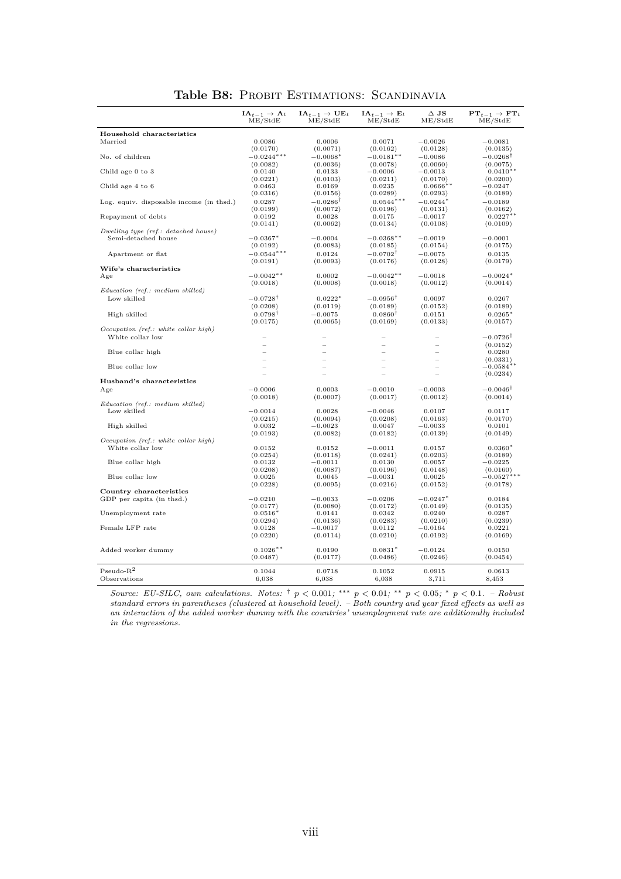## Table B8: Probit Estimations: Scandinavia

| | $\mathbf{IA}_{t-1} \rightarrow \mathbf{A}_t$ ME/StdE | $\mathbf{IA}_{t-1} \rightarrow \mathbf{UE}_t$ ME/StdE | $\mathbf{IA}_{t-1} \rightarrow \mathbf{E}_t$ ME/StdE | $\Delta$ **JS** ME/StdE | $\mathbf{PT}_{t-1} \rightarrow \mathbf{FT}_t$ ME/StdE |
|---|---|---|---|---|---|
| **Household characteristics** | | | | | |
| Married | 0.0086 | 0.0006 | 0.0071 | −0.0026 | −0.0081 |
| | (0.0170) | (0.0071) | (0.0162) | (0.0128) | (0.0135) |
| No. of children | −0.0244*** | −0.0068* | −0.0181** | −0.0086 | −0.0268† |
| | (0.0082) | (0.0036) | (0.0078) | (0.0060) | (0.0075) |
| Child age 0 to 3 | 0.0140 | 0.0133 | −0.0006 | −0.0013 | 0.0410** |
| | (0.0221) | (0.0103) | (0.0211) | (0.0170) | (0.0200) |
| Child age 4 to 6 | 0.0463 | 0.0169 | 0.0235 | 0.0666** | −0.0247 |
| | (0.0316) | (0.0156) | (0.0289) | (0.0293) | (0.0189) |
| Log. equiv. disposable income (in thsd.) | 0.0287 | −0.0286† | 0.0544*** | −0.0244* | −0.0189 |
| | (0.0199) | (0.0072) | (0.0196) | (0.0131) | (0.0162) |
| Repayment of debts | 0.0192 | 0.0028 | 0.0175 | −0.0017 | 0.0227** |
| | (0.0141) | (0.0062) | (0.0134) | (0.0108) | (0.0109) |
| *Dwelling type (ref.: detached house)* | | | | | |
| Semi-detached house | −0.0367* | −0.0004 | −0.0368** | −0.0019 | −0.0001 |
| | (0.0192) | (0.0083) | (0.0185) | (0.0154) | (0.0175) |
| Apartment or flat | −0.0544*** | 0.0124 | −0.0702† | −0.0075 | 0.0135 |
| | (0.0191) | (0.0093) | (0.0176) | (0.0128) | (0.0179) |
| **Wife's characteristics** | | | | | |
| Age | −0.0042** | 0.0002 | −0.0042** | −0.0018 | −0.0024* |
| | (0.0018) | (0.0008) | (0.0018) | (0.0012) | (0.0014) |
| *Education (ref.: medium skilled)* | | | | | |
| Low skilled | −0.0728† | 0.0222* | −0.0956† | 0.0097 | 0.0267 |
| | (0.0208) | (0.0119) | (0.0189) | (0.0152) | (0.0189) |
| High skilled | 0.0798† | −0.0075 | 0.0860† | 0.0151 | 0.0265* |
| | (0.0175) | (0.0065) | (0.0169) | (0.0133) | (0.0157) |
| *Occupation (ref.: white collar high)* | | | | | |
| White collar low | – | – | – | – | −0.0726† |
| | – | – | – | – | (0.0152) |
| Blue collar high | – | – | – | – | 0.0280 |
| | – | – | – | – | (0.0331) |
| Blue collar low | – | – | – | – | −0.0584** |
| | – | – | – | – | (0.0234) |
| **Husband's characteristics** | | | | | |
| Age | −0.0006 | 0.0003 | −0.0010 | −0.0003 | −0.0046† |
| | (0.0018) | (0.0007) | (0.0017) | (0.0012) | (0.0014) |
| *Education (ref.: medium skilled)* | | | | | |
| Low skilled | −0.0014 | 0.0028 | −0.0046 | 0.0107 | 0.0117 |
| | (0.0215) | (0.0094) | (0.0208) | (0.0163) | (0.0170) |
| High skilled | 0.0032 | −0.0023 | 0.0047 | −0.0033 | 0.0101 |
| | (0.0193) | (0.0082) | (0.0182) | (0.0139) | (0.0149) |
| *Occupation (ref.: white collar high)* | | | | | |
| White collar low | 0.0152 | 0.0152 | −0.0011 | 0.0157 | 0.0360* |
| | (0.0254) | (0.0118) | (0.0241) | (0.0203) | (0.0189) |
| Blue collar high | 0.0132 | −0.0011 | 0.0130 | 0.0057 | −0.0225 |
| | (0.0208) | (0.0087) | (0.0196) | (0.0148) | (0.0160) |
| Blue collar low | 0.0025 | 0.0045 | −0.0031 | 0.0025 | −0.0527*** |
| | (0.0228) | (0.0095) | (0.0216) | (0.0152) | (0.0178) |
| **Country characteristics** | | | | | |
| GDP per capita (in thsd.) | −0.0210 | −0.0033 | −0.0206 | −0.0247* | 0.0184 |
| | (0.0177) | (0.0080) | (0.0172) | (0.0149) | (0.0135) |
| Unemployment rate | 0.0516* | 0.0141 | 0.0342 | 0.0240 | 0.0287 |
| | (0.0294) | (0.0136) | (0.0283) | (0.0210) | (0.0239) |
| Female LFP rate | 0.0128 | −0.0017 | 0.0112 | −0.0164 | 0.0221 |
| | (0.0220) | (0.0114) | (0.0210) | (0.0192) | (0.0169) |
| Added worker dummy | 0.1026** | 0.0190 | 0.0831* | −0.0124 | 0.0150 |
| | (0.0487) | (0.0177) | (0.0486) | (0.0246) | (0.0454) |
| Pseudo-$R^2$ | 0.1044 | 0.0718 | 0.1052 | 0.0915 | 0.0613 |
| Observations | 6,038 | 6,038 | 6,038 | 3,711 | 8,453 |

*Source: EU-SILC, own calculations. Notes:* † $p < 0.001$; *** $p < 0.01$; ** $p < 0.05$; * $p < 0.1$. *– Robust standard errors in parentheses (clustered at household level). – Both country and year fixed effects as well as an interaction of the added worker dummy with the countries' unemployment rate are additionally included in the regressions.*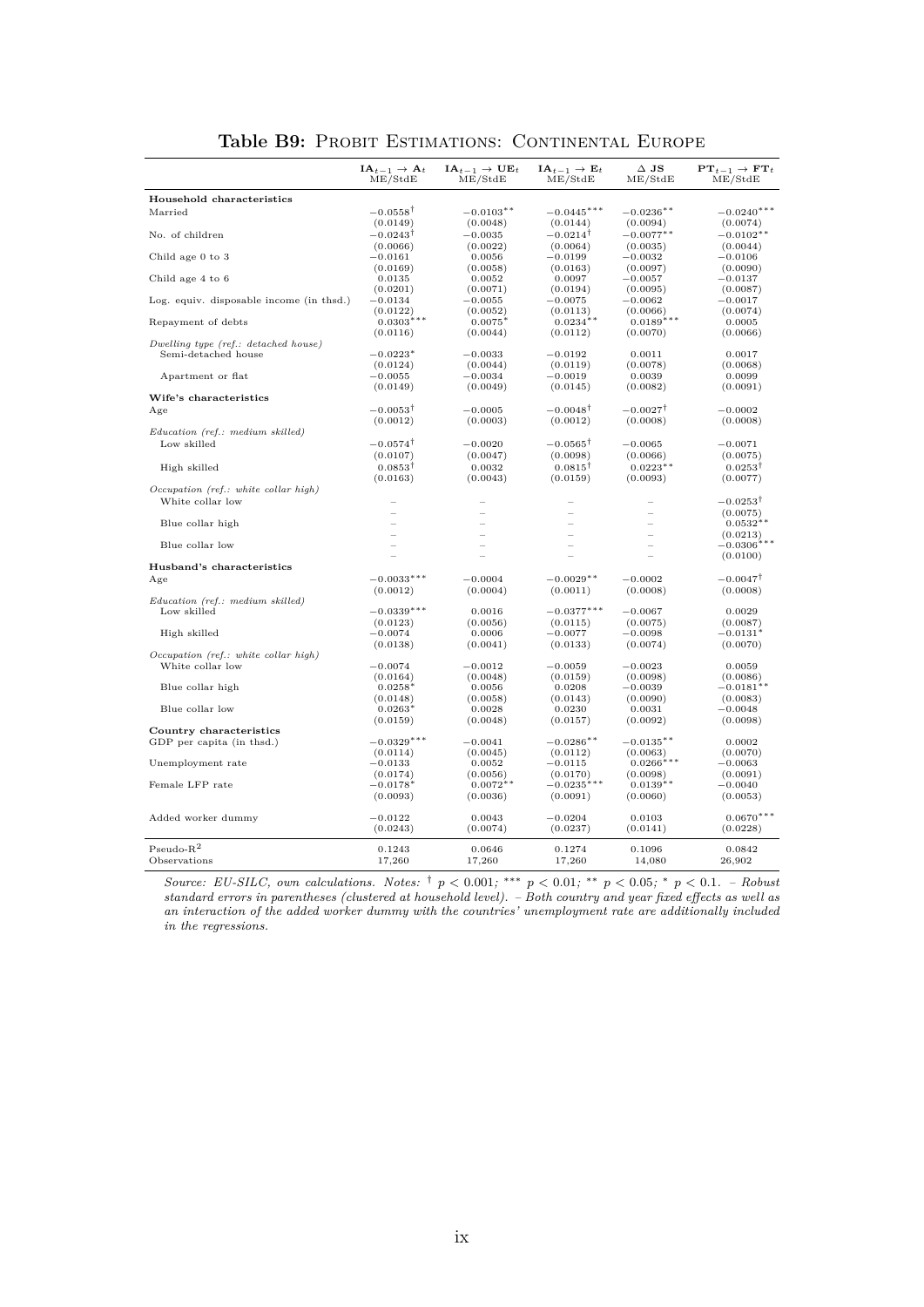**Table B9:** Probit Estimations: Continental Europe

| | $\mathbf{IA}_{t-1} \rightarrow \mathbf{A}_t$ ME/StdE | $\mathbf{IA}_{t-1} \rightarrow \mathbf{UE}_t$ ME/StdE | $\mathbf{IA}_{t-1} \rightarrow \mathbf{E}_t$ ME/StdE | $\Delta$ **JS** ME/StdE | $\mathbf{PT}_{t-1} \rightarrow \mathbf{FT}_t$ ME/StdE |
|---|---|---|---|---|---|
| **Household characteristics** | | | | | |
| Married | $-0.0558^{\dagger}$ | $-0.0103^{**}$ | $-0.0445^{***}$ | $-0.0236^{**}$ | $-0.0240^{***}$ |
| | (0.0149) | (0.0048) | (0.0144) | (0.0094) | (0.0074) |
| No. of children | $-0.0243^{\dagger}$ | $-0.0035$ | $-0.0214^{\dagger}$ | $-0.0077^{**}$ | $-0.0102^{**}$ |
| | (0.0066) | (0.0022) | (0.0064) | (0.0035) | (0.0044) |
| Child age 0 to 3 | $-0.0161$ | 0.0056 | $-0.0199$ | $-0.0032$ | $-0.0106$ |
| | (0.0169) | (0.0058) | (0.0163) | (0.0097) | (0.0090) |
| Child age 4 to 6 | 0.0135 | 0.0052 | 0.0097 | $-0.0057$ | $-0.0137$ |
| | (0.0201) | (0.0071) | (0.0194) | (0.0095) | (0.0087) |
| Log. equiv. disposable income (in thsd.) | $-0.0134$ | $-0.0055$ | $-0.0075$ | $-0.0062$ | $-0.0017$ |
| | (0.0122) | (0.0052) | (0.0113) | (0.0066) | (0.0074) |
| Repayment of debts | $0.0303^{***}$ | $0.0075^{*}$ | $0.0234^{**}$ | $0.0189^{***}$ | 0.0005 |
| | (0.0116) | (0.0044) | (0.0112) | (0.0070) | (0.0066) |
| *Dwelling type (ref.: detached house)* | | | | | |
| Semi-detached house | $-0.0223^{*}$ | $-0.0033$ | $-0.0192$ | 0.0011 | 0.0017 |
| | (0.0124) | (0.0044) | (0.0119) | (0.0078) | (0.0068) |
| Apartment or flat | $-0.0055$ | $-0.0034$ | $-0.0019$ | 0.0039 | 0.0099 |
| | (0.0149) | (0.0049) | (0.0145) | (0.0082) | (0.0091) |
| **Wife's characteristics** | | | | | |
| Age | $-0.0053^{\dagger}$ | $-0.0005$ | $-0.0048^{\dagger}$ | $-0.0027^{\dagger}$ | $-0.0002$ |
| | (0.0012) | (0.0003) | (0.0012) | (0.0008) | (0.0008) |
| *Education (ref.: medium skilled)* | | | | | |
| Low skilled | $-0.0574^{\dagger}$ | $-0.0020$ | $-0.0565^{\dagger}$ | $-0.0065$ | $-0.0071$ |
| | (0.0107) | (0.0047) | (0.0098) | (0.0066) | (0.0075) |
| High skilled | $0.0853^{\dagger}$ | 0.0032 | $0.0815^{\dagger}$ | $0.0223^{**}$ | $0.0253^{\dagger}$ |
| | (0.0163) | (0.0043) | (0.0159) | (0.0093) | (0.0077) |
| *Occupation (ref.: white collar high)* | | | | | |
| White collar low | – | – | – | – | $-0.0253^{\dagger}$ |
| | – | – | – | – | (0.0075) |
| Blue collar high | – | – | – | – | $0.0532^{**}$ |
| | – | – | – | – | (0.0213) |
| Blue collar low | – | – | – | – | $-0.0306^{***}$ |
| | – | – | – | – | (0.0100) |
| **Husband's characteristics** | | | | | |
| Age | $-0.0033^{***}$ | $-0.0004$ | $-0.0029^{**}$ | $-0.0002$ | $-0.0047^{\dagger}$ |
| | (0.0012) | (0.0004) | (0.0011) | (0.0008) | (0.0008) |
| *Education (ref.: medium skilled)* | | | | | |
| Low skilled | $-0.0339^{***}$ | 0.0016 | $-0.0377^{***}$ | $-0.0067$ | 0.0029 |
| | (0.0123) | (0.0056) | (0.0115) | (0.0075) | (0.0087) |
| High skilled | $-0.0074$ | 0.0006 | $-0.0077$ | $-0.0098$ | $-0.0131^{*}$ |
| | (0.0138) | (0.0041) | (0.0133) | (0.0074) | (0.0070) |
| *Occupation (ref.: white collar high)* | | | | | |
| White collar low | $-0.0074$ | $-0.0012$ | $-0.0059$ | $-0.0023$ | 0.0059 |
| | (0.0164) | (0.0048) | (0.0159) | (0.0098) | (0.0086) |
| Blue collar high | $0.0258^{*}$ | 0.0056 | 0.0208 | $-0.0039$ | $-0.0181^{**}$ |
| | (0.0148) | (0.0058) | (0.0143) | (0.0090) | (0.0083) |
| Blue collar low | $0.0263^{*}$ | 0.0028 | 0.0230 | 0.0031 | $-0.0048$ |
| | (0.0159) | (0.0048) | (0.0157) | (0.0092) | (0.0098) |
| **Country characteristics** | | | | | |
| GDP per capita (in thsd.) | $-0.0329^{***}$ | $-0.0041$ | $-0.0286^{**}$ | $-0.0135^{**}$ | 0.0002 |
| | (0.0114) | (0.0045) | (0.0112) | (0.0063) | (0.0070) |
| Unemployment rate | $-0.0133$ | 0.0052 | $-0.0115$ | $0.0266^{***}$ | $-0.0063$ |
| | (0.0174) | (0.0056) | (0.0170) | (0.0098) | (0.0091) |
| Female LFP rate | $-0.0178^{*}$ | $0.0072^{**}$ | $-0.0235^{***}$ | $0.0139^{**}$ | $-0.0040$ |
| | (0.0093) | (0.0036) | (0.0091) | (0.0060) | (0.0053) |
| Added worker dummy | $-0.0122$ | 0.0043 | $-0.0204$ | 0.0103 | $0.0670^{***}$ |
| | (0.0243) | (0.0074) | (0.0237) | (0.0141) | (0.0228) |
| Pseudo-$R^2$ | 0.1243 | 0.0646 | 0.1274 | 0.1096 | 0.0842 |
| Observations | 17,260 | 17,260 | 17,260 | 14,080 | 26,902 |

*Source: EU-SILC, own calculations. Notes:* $^{\dagger}$ $p < 0.001$; $^{***}$ $p < 0.01$; $^{**}$ $p < 0.05$; $^{*}$ $p < 0.1$. *– Robust standard errors in parentheses (clustered at household level). – Both country and year fixed effects as well as an interaction of the added worker dummy with the countries' unemployment rate are additionally included in the regressions.*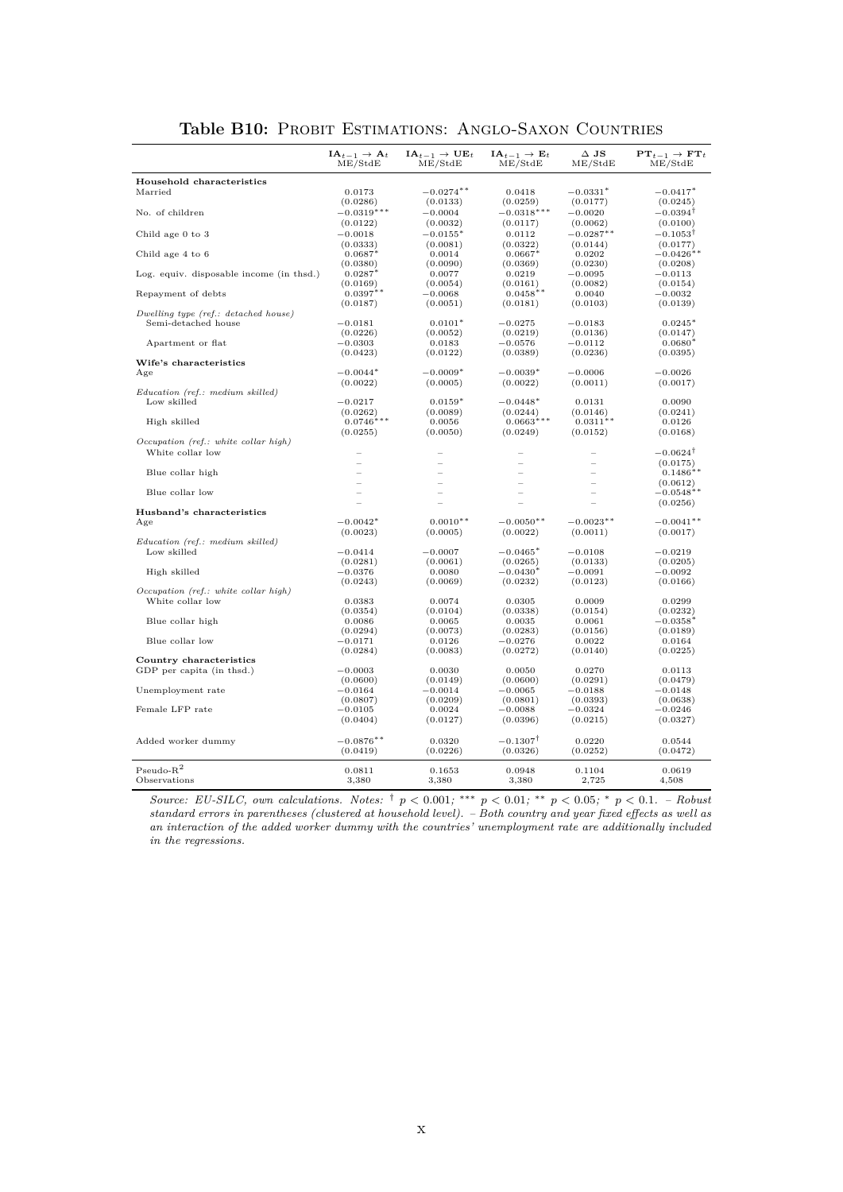## Table B10: Probit Estimations: Anglo-Saxon Countries

| | $\mathbf{IA}_{t-1} \rightarrow \mathbf{A}_t$ ME/StdE | $\mathbf{IA}_{t-1} \rightarrow \mathbf{UE}_t$ ME/StdE | $\mathbf{IA}_{t-1} \rightarrow \mathbf{E}_t$ ME/StdE | $\Delta$ **JS** ME/StdE | $\mathbf{PT}_{t-1} \rightarrow \mathbf{FT}_t$ ME/StdE |
|---|---|---|---|---|---|
| **Household characteristics** | | | | | |
| Married | 0.0173 | $-0.0274^{**}$ | 0.0418 | $-0.0331^{*}$ | $-0.0417^{*}$ |
| | (0.0286) | (0.0133) | (0.0259) | (0.0177) | (0.0245) |
| No. of children | $-0.0319^{***}$ | $-0.0004$ | $-0.0318^{***}$ | $-0.0020$ | $-0.0394^{\dagger}$ |
| | (0.0122) | (0.0032) | (0.0117) | (0.0062) | (0.0100) |
| Child age 0 to 3 | $-0.0018$ | $-0.0155^{*}$ | 0.0112 | $-0.0287^{**}$ | $-0.1053^{\dagger}$ |
| | (0.0333) | (0.0081) | (0.0322) | (0.0144) | (0.0177) |
| Child age 4 to 6 | $0.0687^{*}$ | 0.0014 | $0.0667^{*}$ | 0.0202 | $-0.0426^{**}$ |
| | (0.0380) | (0.0090) | (0.0369) | (0.0230) | (0.0208) |
| Log. equiv. disposable income (in thsd.) | $0.0287^{*}$ | 0.0077 | 0.0219 | $-0.0095$ | $-0.0113$ |
| | (0.0169) | (0.0054) | (0.0161) | (0.0082) | (0.0154) |
| Repayment of debts | $0.0397^{**}$ | $-0.0068$ | $0.0458^{**}$ | 0.0040 | $-0.0032$ |
| | (0.0187) | (0.0051) | (0.0181) | (0.0103) | (0.0139) |
| *Dwelling type (ref.: detached house)* | | | | | |
| Semi-detached house | $-0.0181$ | $0.0101^{*}$ | $-0.0275$ | $-0.0183$ | $0.0245^{*}$ |
| | (0.0226) | (0.0052) | (0.0219) | (0.0136) | (0.0147) |
| Apartment or flat | $-0.0303$ | 0.0183 | $-0.0576$ | $-0.0112$ | $0.0680^{*}$ |
| | (0.0423) | (0.0122) | (0.0389) | (0.0236) | (0.0395) |
| **Wife's characteristics** | | | | | |
| Age | $-0.0044^{*}$ | $-0.0009^{*}$ | $-0.0039^{*}$ | $-0.0006$ | $-0.0026$ |
| | (0.0022) | (0.0005) | (0.0022) | (0.0011) | (0.0017) |
| *Education (ref.: medium skilled)* | | | | | |
| Low skilled | $-0.0217$ | $0.0159^{*}$ | $-0.0448^{*}$ | 0.0131 | 0.0090 |
| | (0.0262) | (0.0089) | (0.0244) | (0.0146) | (0.0241) |
| High skilled | $0.0746^{***}$ | 0.0056 | $0.0663^{***}$ | $0.0311^{**}$ | 0.0126 |
| | (0.0255) | (0.0050) | (0.0249) | (0.0152) | (0.0168) |
| *Occupation (ref.: white collar high)* | | | | | |
| White collar low | – | – | – | – | $-0.0624^{\dagger}$ |
| | – | – | – | – | (0.0175) |
| Blue collar high | – | – | – | – | $0.1486^{**}$ |
| | – | – | – | – | (0.0612) |
| Blue collar low | – | – | – | – | $-0.0548^{**}$ |
| | – | – | – | – | (0.0256) |
| **Husband's characteristics** | | | | | |
| Age | $-0.0042^{*}$ | $0.0010^{**}$ | $-0.0050^{**}$ | $-0.0023^{**}$ | $-0.0041^{**}$ |
| | (0.0023) | (0.0005) | (0.0022) | (0.0011) | (0.0017) |
| *Education (ref.: medium skilled)* | | | | | |
| Low skilled | $-0.0414$ | $-0.0007$ | $-0.0465^{*}$ | $-0.0108$ | $-0.0219$ |
| | (0.0281) | (0.0061) | (0.0265) | (0.0133) | (0.0205) |
| High skilled | $-0.0376$ | 0.0080 | $-0.0430^{*}$ | $-0.0091$ | $-0.0092$ |
| | (0.0243) | (0.0069) | (0.0232) | (0.0123) | (0.0166) |
| *Occupation (ref.: white collar high)* | | | | | |
| White collar low | 0.0383 | 0.0074 | 0.0305 | 0.0009 | 0.0299 |
| | (0.0354) | (0.0104) | (0.0338) | (0.0154) | (0.0232) |
| Blue collar high | 0.0086 | 0.0065 | 0.0035 | 0.0061 | $-0.0358^{*}$ |
| | (0.0294) | (0.0073) | (0.0283) | (0.0156) | (0.0189) |
| Blue collar low | $-0.0171$ | 0.0126 | $-0.0276$ | 0.0022 | 0.0164 |
| | (0.0284) | (0.0083) | (0.0272) | (0.0140) | (0.0225) |
| **Country characteristics** | | | | | |
| GDP per capita (in thsd.) | $-0.0003$ | 0.0030 | 0.0050 | 0.0270 | 0.0113 |
| | (0.0600) | (0.0149) | (0.0600) | (0.0291) | (0.0479) |
| Unemployment rate | $-0.0164$ | $-0.0014$ | $-0.0065$ | $-0.0188$ | $-0.0148$ |
| | (0.0807) | (0.0209) | (0.0801) | (0.0393) | (0.0638) |
| Female LFP rate | $-0.0105$ | 0.0024 | $-0.0088$ | $-0.0324$ | $-0.0246$ |
| | (0.0404) | (0.0127) | (0.0396) | (0.0215) | (0.0327) |
| Added worker dummy | $-0.0876^{**}$ | 0.0320 | $-0.1307^{\dagger}$ | 0.0220 | 0.0544 |
| | (0.0419) | (0.0226) | (0.0326) | (0.0252) | (0.0472) |
| Pseudo-$R^2$ | 0.0811 | 0.1653 | 0.0948 | 0.1104 | 0.0619 |
| Observations | 3,380 | 3,380 | 3,380 | 2,725 | 4,508 |

*Source: EU-SILC, own calculations. Notes:* $^{\dagger}$ $p < 0.001$; $^{***}$ $p < 0.01$; $^{**}$ $p < 0.05$; $^{*}$ $p < 0.1$. *– Robust standard errors in parentheses (clustered at household level). – Both country and year fixed effects as well as an interaction of the added worker dummy with the countries' unemployment rate are additionally included in the regressions.*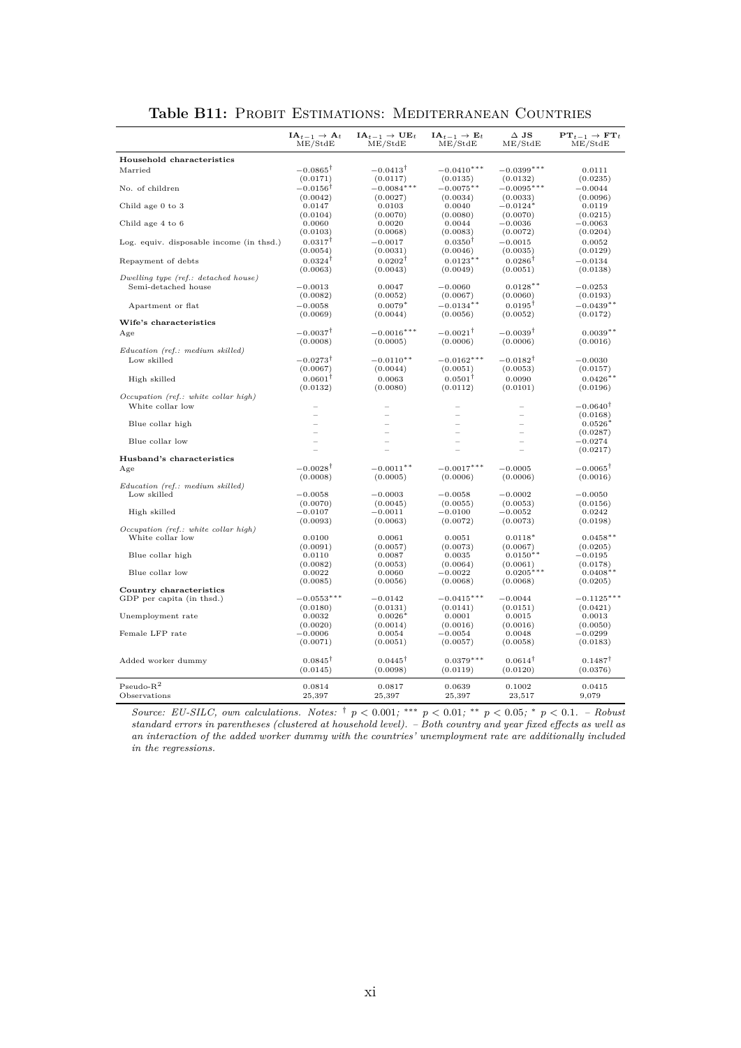**Table B11:** Probit Estimations: Mediterranean Countries

| | $\mathbf{IA}_{t-1} \rightarrow \mathbf{A}_t$ ME/StdE | $\mathbf{IA}_{t-1} \rightarrow \mathbf{UE}_t$ ME/StdE | $\mathbf{IA}_{t-1} \rightarrow \mathbf{E}_t$ ME/StdE | $\Delta$ **JS** ME/StdE | $\mathbf{PT}_{t-1} \rightarrow \mathbf{FT}_t$ ME/StdE |
|---|---|---|---|---|---|
| **Household characteristics** | | | | | |
| Married | $-0.0865^{\dagger}$ | $-0.0413^{\dagger}$ | $-0.0410^{***}$ | $-0.0399^{***}$ | 0.0111 |
| | (0.0171) | (0.0117) | (0.0135) | (0.0132) | (0.0235) |
| No. of children | $-0.0156^{\dagger}$ | $-0.0084^{***}$ | $-0.0075^{**}$ | $-0.0095^{***}$ | $-0.0044$ |
| | (0.0042) | (0.0027) | (0.0034) | (0.0033) | (0.0096) |
| Child age 0 to 3 | 0.0147 | 0.0103 | 0.0040 | $-0.0124^{*}$ | 0.0119 |
| | (0.0104) | (0.0070) | (0.0080) | (0.0070) | (0.0215) |
| Child age 4 to 6 | 0.0060 | 0.0020 | 0.0044 | $-0.0036$ | $-0.0063$ |
| | (0.0103) | (0.0068) | (0.0083) | (0.0072) | (0.0204) |
| Log. equiv. disposable income (in thsd.) | $0.0317^{\dagger}$ | $-0.0017$ | $0.0350^{\dagger}$ | $-0.0015$ | 0.0052 |
| | (0.0054) | (0.0031) | (0.0046) | (0.0035) | (0.0129) |
| Repayment of debts | $0.0324^{\dagger}$ | $0.0202^{\dagger}$ | $0.0123^{**}$ | $0.0286^{\dagger}$ | $-0.0134$ |
| | (0.0063) | (0.0043) | (0.0049) | (0.0051) | (0.0138) |
| *Dwelling type (ref.: detached house)* | | | | | |
| Semi-detached house | $-0.0013$ | 0.0047 | $-0.0060$ | $0.0128^{**}$ | $-0.0253$ |
| | (0.0082) | (0.0052) | (0.0067) | (0.0060) | (0.0193) |
| Apartment or flat | $-0.0058$ | $0.0079^{*}$ | $-0.0134^{**}$ | $0.0195^{\dagger}$ | $-0.0439^{**}$ |
| | (0.0069) | (0.0044) | (0.0056) | (0.0052) | (0.0172) |
| **Wife's characteristics** | | | | | |
| Age | $-0.0037^{\dagger}$ | $-0.0016^{***}$ | $-0.0021^{\dagger}$ | $-0.0039^{\dagger}$ | $0.0039^{**}$ |
| | (0.0008) | (0.0005) | (0.0006) | (0.0006) | (0.0016) |
| *Education (ref.: medium skilled)* | | | | | |
| Low skilled | $-0.0273^{\dagger}$ | $-0.0110^{**}$ | $-0.0162^{***}$ | $-0.0182^{\dagger}$ | $-0.0030$ |
| | (0.0067) | (0.0044) | (0.0051) | (0.0053) | (0.0157) |
| High skilled | $0.0601^{\dagger}$ | 0.0063 | $0.0501^{\dagger}$ | 0.0090 | $0.0426^{**}$ |
| | (0.0132) | (0.0080) | (0.0112) | (0.0101) | (0.0196) |
| *Occupation (ref.: white collar high)* | | | | | |
| White collar low | – | – | – | – | $-0.0640^{\dagger}$ |
| | – | – | – | – | (0.0168) |
| Blue collar high | – | – | – | – | $0.0526^{*}$ |
| | – | – | – | – | (0.0287) |
| Blue collar low | – | – | – | – | $-0.0274$ |
| | – | – | – | – | (0.0217) |
| **Husband's characteristics** | | | | | |
| Age | $-0.0028^{\dagger}$ | $-0.0011^{**}$ | $-0.0017^{***}$ | $-0.0005$ | $-0.0065^{\dagger}$ |
| | (0.0008) | (0.0005) | (0.0006) | (0.0006) | (0.0016) |
| *Education (ref.: medium skilled)* | | | | | |
| Low skilled | $-0.0058$ | $-0.0003$ | $-0.0058$ | $-0.0002$ | $-0.0050$ |
| | (0.0070) | (0.0045) | (0.0055) | (0.0053) | (0.0156) |
| High skilled | $-0.0107$ | $-0.0011$ | $-0.0100$ | $-0.0052$ | 0.0242 |
| | (0.0093) | (0.0063) | (0.0072) | (0.0073) | (0.0198) |
| *Occupation (ref.: white collar high)* | | | | | |
| White collar low | 0.0100 | 0.0061 | 0.0051 | $0.0118^{*}$ | $0.0458^{**}$ |
| | (0.0091) | (0.0057) | (0.0073) | (0.0067) | (0.0205) |
| Blue collar high | 0.0110 | 0.0087 | 0.0035 | $0.0150^{**}$ | $-0.0195$ |
| | (0.0082) | (0.0053) | (0.0064) | (0.0061) | (0.0178) |
| Blue collar low | 0.0022 | 0.0060 | $-0.0022$ | $0.0205^{***}$ | $0.0408^{**}$ |
| | (0.0085) | (0.0056) | (0.0068) | (0.0068) | (0.0205) |
| **Country characteristics** | | | | | |
| GDP per capita (in thsd.) | $-0.0553^{***}$ | $-0.0142$ | $-0.0415^{***}$ | $-0.0044$ | $-0.1125^{***}$ |
| | (0.0180) | (0.0131) | (0.0141) | (0.0151) | (0.0421) |
| Unemployment rate | 0.0032 | $0.0026^{*}$ | 0.0001 | 0.0015 | 0.0013 |
| | (0.0020) | (0.0014) | (0.0016) | (0.0016) | (0.0050) |
| Female LFP rate | $-0.0006$ | 0.0054 | $-0.0054$ | 0.0048 | $-0.0299$ |
| | (0.0071) | (0.0051) | (0.0057) | (0.0058) | (0.0183) |
| Added worker dummy | $0.0845^{\dagger}$ | $0.0445^{\dagger}$ | $0.0379^{***}$ | $0.0614^{\dagger}$ | $0.1487^{\dagger}$ |
| | (0.0145) | (0.0098) | (0.0119) | (0.0120) | (0.0376) |
| Pseudo-$R^2$ | 0.0814 | 0.0817 | 0.0639 | 0.1002 | 0.0415 |
| Observations | 25,397 | 25,397 | 25,397 | 23,517 | 9,079 |

*Source: EU-SILC, own calculations. Notes:* $^{\dagger}$ $p < 0.001$; $^{***}$ $p < 0.01$; $^{**}$ $p < 0.05$; $^{*}$ $p < 0.1$. *– Robust standard errors in parentheses (clustered at household level). – Both country and year fixed effects as well as an interaction of the added worker dummy with the countries' unemployment rate are additionally included in the regressions.*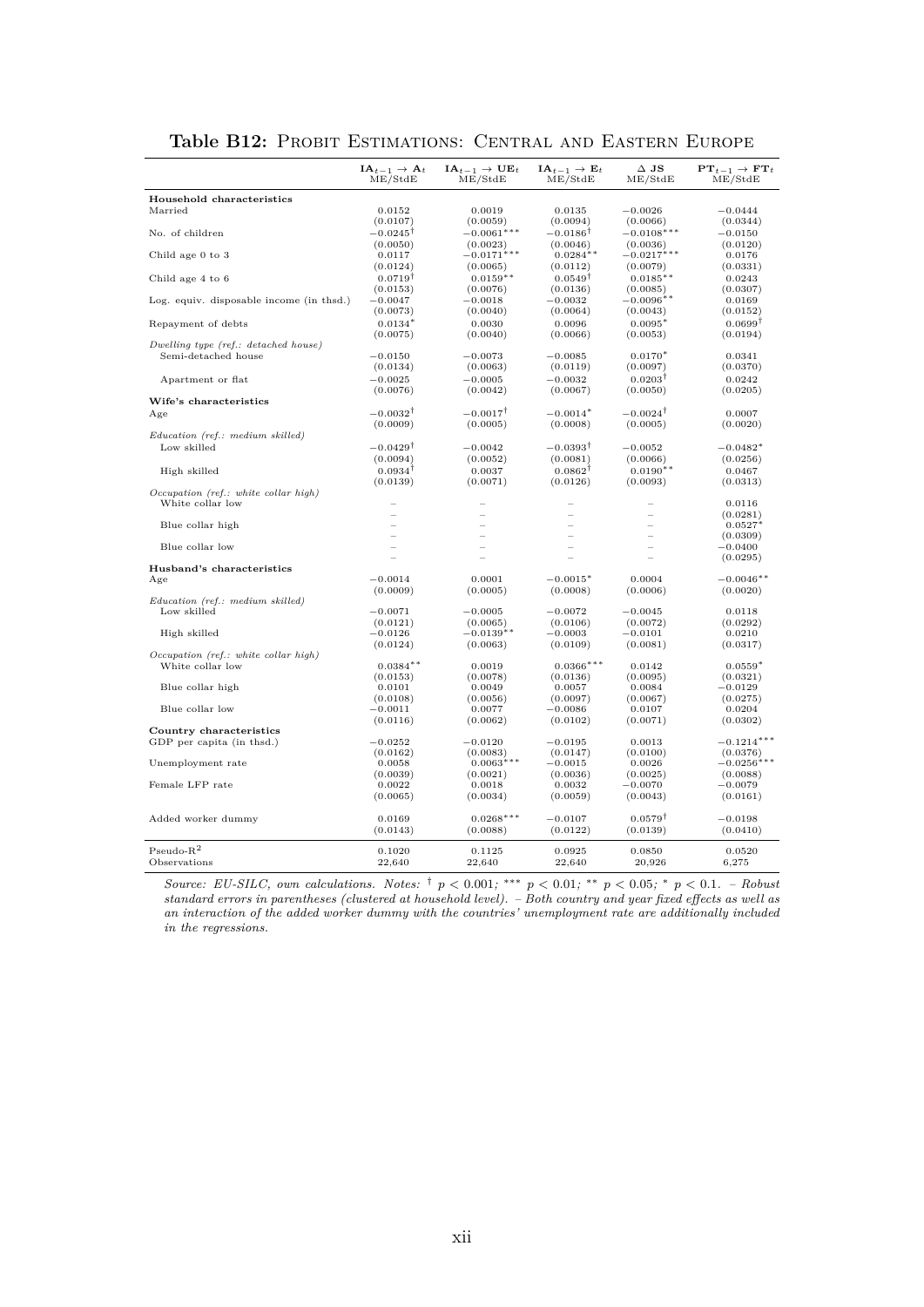**Table B12:** Probit Estimations: Central and Eastern Europe

| | $\mathbf{IA}_{t-1} \rightarrow \mathbf{A}_t$ ME/StdE | $\mathbf{IA}_{t-1} \rightarrow \mathbf{UE}_t$ ME/StdE | $\mathbf{IA}_{t-1} \rightarrow \mathbf{E}_t$ ME/StdE | $\Delta$ **JS** ME/StdE | $\mathbf{PT}_{t-1} \rightarrow \mathbf{FT}_t$ ME/StdE |
|---|---|---|---|---|---|
| **Household characteristics** | | | | | |
| Married | 0.0152 | 0.0019 | 0.0135 | −0.0026 | −0.0444 |
| | (0.0107) | (0.0059) | (0.0094) | (0.0066) | (0.0344) |
| No. of children | $-0.0245^{\dagger}$ | $-0.0061^{***}$ | $-0.0186^{\dagger}$ | $-0.0108^{***}$ | −0.0150 |
| | (0.0050) | (0.0023) | (0.0046) | (0.0036) | (0.0120) |
| Child age 0 to 3 | 0.0117 | $-0.0171^{***}$ | $0.0284^{**}$ | $-0.0217^{***}$ | 0.0176 |
| | (0.0124) | (0.0065) | (0.0112) | (0.0079) | (0.0331) |
| Child age 4 to 6 | $0.0719^{\dagger}$ | $0.0159^{**}$ | $0.0549^{\dagger}$ | $0.0185^{**}$ | 0.0243 |
| | (0.0153) | (0.0076) | (0.0136) | (0.0085) | (0.0307) |
| Log. equiv. disposable income (in thsd.) | −0.0047 | −0.0018 | −0.0032 | $-0.0096^{**}$ | 0.0169 |
| | (0.0073) | (0.0040) | (0.0064) | (0.0043) | (0.0152) |
| Repayment of debts | $0.0134^{*}$ | 0.0030 | 0.0096 | $0.0095^{*}$ | $0.0699^{\dagger}$ |
| | (0.0075) | (0.0040) | (0.0066) | (0.0053) | (0.0194) |
| *Dwelling type (ref.: detached house)* | | | | | |
| Semi-detached house | −0.0150 | −0.0073 | −0.0085 | $0.0170^{*}$ | 0.0341 |
| | (0.0134) | (0.0063) | (0.0119) | (0.0097) | (0.0370) |
| Apartment or flat | −0.0025 | −0.0005 | −0.0032 | $0.0203^{\dagger}$ | 0.0242 |
| | (0.0076) | (0.0042) | (0.0067) | (0.0050) | (0.0205) |
| **Wife's characteristics** | | | | | |
| Age | $-0.0032^{\dagger}$ | $-0.0017^{\dagger}$ | $-0.0014^{*}$ | $-0.0024^{\dagger}$ | 0.0007 |
| | (0.0009) | (0.0005) | (0.0008) | (0.0005) | (0.0020) |
| *Education (ref.: medium skilled)* | | | | | |
| Low skilled | $-0.0429^{\dagger}$ | −0.0042 | $-0.0393^{\dagger}$ | −0.0052 | $-0.0482^{*}$ |
| | (0.0094) | (0.0052) | (0.0081) | (0.0066) | (0.0256) |
| High skilled | $0.0934^{\dagger}$ | 0.0037 | $0.0862^{\dagger}$ | $0.0190^{**}$ | 0.0467 |
| | (0.0139) | (0.0071) | (0.0126) | (0.0093) | (0.0313) |
| *Occupation (ref.: white collar high)* | | | | | |
| White collar low | – | – | – | – | 0.0116 |
| | – | – | – | – | (0.0281) |
| Blue collar high | – | – | – | – | $0.0527^{*}$ |
| | – | – | – | – | (0.0309) |
| Blue collar low | – | – | – | – | −0.0400 |
| | – | – | – | – | (0.0295) |
| **Husband's characteristics** | | | | | |
| Age | −0.0014 | 0.0001 | $-0.0015^{*}$ | 0.0004 | $-0.0046^{**}$ |
| | (0.0009) | (0.0005) | (0.0008) | (0.0006) | (0.0020) |
| *Education (ref.: medium skilled)* | | | | | |
| Low skilled | −0.0071 | −0.0005 | −0.0072 | −0.0045 | 0.0118 |
| | (0.0121) | (0.0065) | (0.0106) | (0.0072) | (0.0292) |
| High skilled | −0.0126 | $-0.0139^{**}$ | −0.0003 | −0.0101 | 0.0210 |
| | (0.0124) | (0.0063) | (0.0109) | (0.0081) | (0.0317) |
| *Occupation (ref.: white collar high)* | | | | | |
| White collar low | $0.0384^{**}$ | 0.0019 | $0.0366^{***}$ | 0.0142 | $0.0559^{*}$ |
| | (0.0153) | (0.0078) | (0.0136) | (0.0095) | (0.0321) |
| Blue collar high | 0.0101 | 0.0049 | 0.0057 | 0.0084 | −0.0129 |
| | (0.0108) | (0.0056) | (0.0097) | (0.0067) | (0.0275) |
| Blue collar low | −0.0011 | 0.0077 | −0.0086 | 0.0107 | 0.0204 |
| | (0.0116) | (0.0062) | (0.0102) | (0.0071) | (0.0302) |
| **Country characteristics** | | | | | |
| GDP per capita (in thsd.) | −0.0252 | −0.0120 | −0.0195 | 0.0013 | $-0.1214^{***}$ |
| | (0.0162) | (0.0083) | (0.0147) | (0.0100) | (0.0376) |
| Unemployment rate | 0.0058 | $0.0063^{***}$ | −0.0015 | 0.0026 | $-0.0256^{***}$ |
| | (0.0039) | (0.0021) | (0.0036) | (0.0025) | (0.0088) |
| Female LFP rate | 0.0022 | 0.0018 | 0.0032 | −0.0070 | −0.0079 |
| | (0.0065) | (0.0034) | (0.0059) | (0.0043) | (0.0161) |
| Added worker dummy | 0.0169 | $0.0268^{***}$ | −0.0107 | $0.0579^{\dagger}$ | −0.0198 |
| | (0.0143) | (0.0088) | (0.0122) | (0.0139) | (0.0410) |
| Pseudo-$R^2$ | 0.1020 | 0.1125 | 0.0925 | 0.0850 | 0.0520 |
| Observations | 22,640 | 22,640 | 22,640 | 20,926 | 6,275 |

*Source: EU-SILC, own calculations. Notes:* $^{\dagger}$ $p < 0.001$; $^{***}$ $p < 0.01$; $^{**}$ $p < 0.05$; $^{*}$ $p < 0.1$. *– Robust standard errors in parentheses (clustered at household level). – Both country and year fixed effects as well as an interaction of the added worker dummy with the countries' unemployment rate are additionally included in the regressions.*